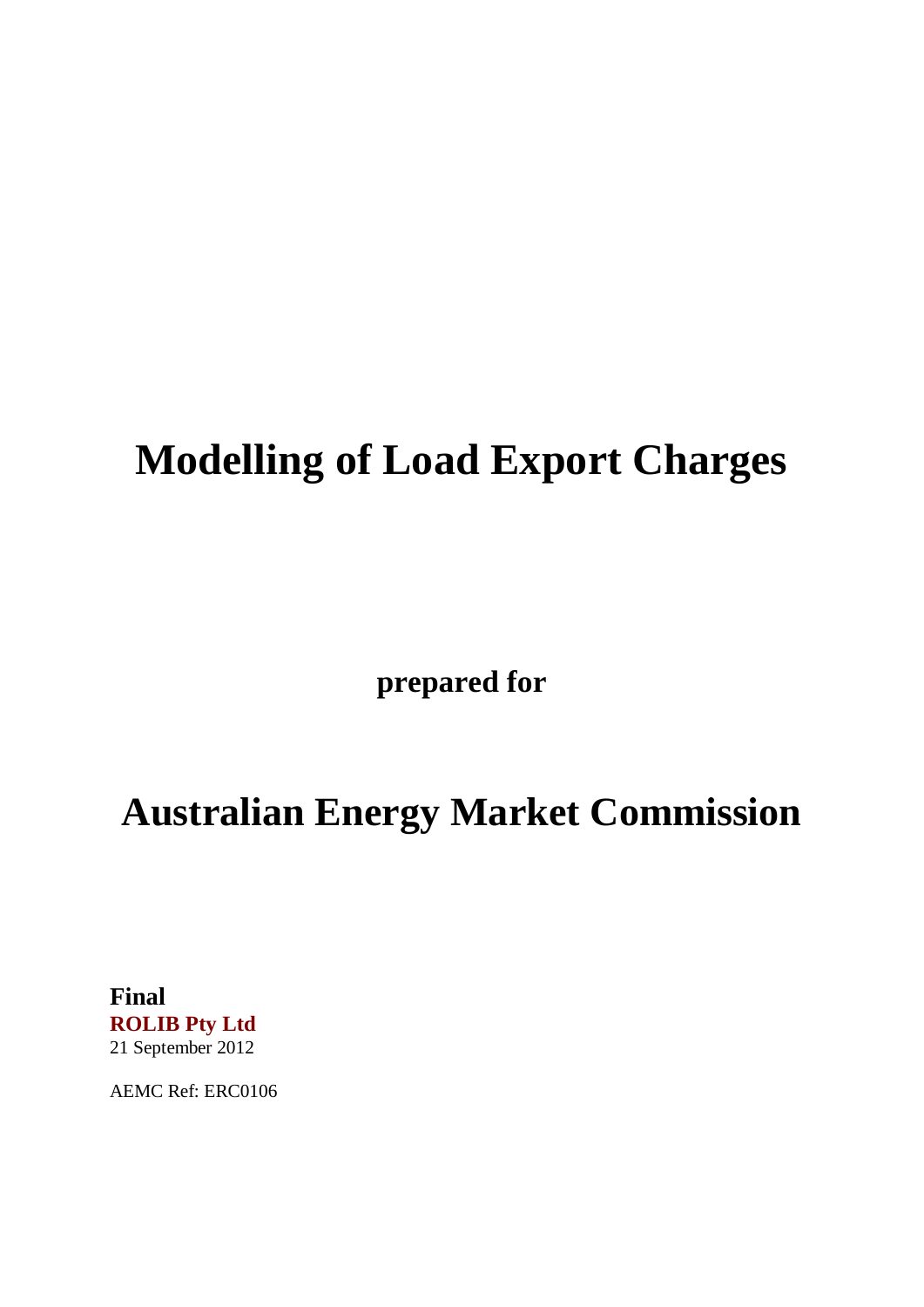# Modelling of Load Export Charges

**prepared for**

# Australian Energy Market Commission

**Final**
**ROLIB Pty Ltd**
21 September 2012

AEMC Ref: ERC0106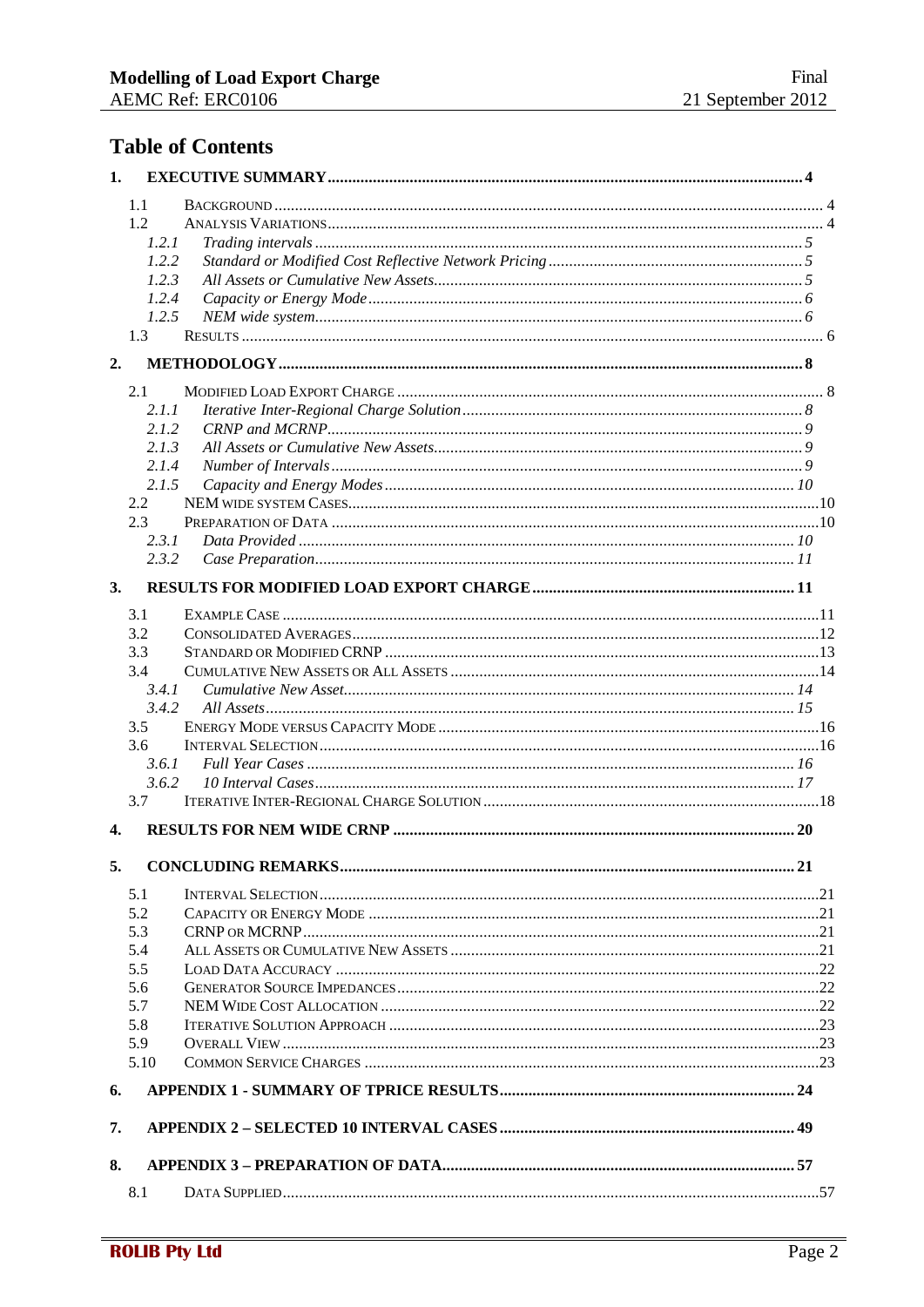# Table of Contents

**1. EXECUTIVE SUMMARY** .......... 4

- 1.1 BACKGROUND .......... 4
- 1.2 ANALYSIS VARIATIONS .......... 4
  - *1.2.1 Trading intervals* .......... 5
  - *1.2.2 Standard or Modified Cost Reflective Network Pricing* .......... 5
  - *1.2.3 All Assets or Cumulative New Assets* .......... 5
  - *1.2.4 Capacity or Energy Mode* .......... 6
  - *1.2.5 NEM wide system* .......... 6
- 1.3 RESULTS .......... 6

**2. METHODOLOGY** .......... 8

- 2.1 MODIFIED LOAD EXPORT CHARGE .......... 8
  - *2.1.1 Iterative Inter-Regional Charge Solution* .......... 8
  - *2.1.2 CRNP and MCRNP* .......... 9
  - *2.1.3 All Assets or Cumulative New Assets* .......... 9
  - *2.1.4 Number of Intervals* .......... 9
  - *2.1.5 Capacity and Energy Modes* .......... 10
- 2.2 NEM WIDE SYSTEM CASES .......... 10
- 2.3 PREPARATION OF DATA .......... 10
  - *2.3.1 Data Provided* .......... 10
  - *2.3.2 Case Preparation* .......... 11

**3. RESULTS FOR MODIFIED LOAD EXPORT CHARGE** .......... 11

- 3.1 EXAMPLE CASE .......... 11
- 3.2 CONSOLIDATED AVERAGES .......... 12
- 3.3 STANDARD OR MODIFIED CRNP .......... 13
- 3.4 CUMULATIVE NEW ASSETS OR ALL ASSETS .......... 14
  - *3.4.1 Cumulative New Asset* .......... 14
  - *3.4.2 All Assets* .......... 15
- 3.5 ENERGY MODE VERSUS CAPACITY MODE .......... 16
- 3.6 INTERVAL SELECTION .......... 16
  - *3.6.1 Full Year Cases* .......... 16
  - *3.6.2 10 Interval Cases* .......... 17
- 3.7 ITERATIVE INTER-REGIONAL CHARGE SOLUTION .......... 18

**4. RESULTS FOR NEM WIDE CRNP** .......... 20

**5. CONCLUDING REMARKS** .......... 21

- 5.1 INTERVAL SELECTION .......... 21
- 5.2 CAPACITY OR ENERGY MODE .......... 21
- 5.3 CRNP OR MCRNP .......... 21
- 5.4 ALL ASSETS OR CUMULATIVE NEW ASSETS .......... 21
- 5.5 LOAD DATA ACCURACY .......... 22
- 5.6 GENERATOR SOURCE IMPEDANCES .......... 22
- 5.7 NEM WIDE COST ALLOCATION .......... 22
- 5.8 ITERATIVE SOLUTION APPROACH .......... 23
- 5.9 OVERALL VIEW .......... 23
- 5.10 COMMON SERVICE CHARGES .......... 23

**6. APPENDIX 1 - SUMMARY OF TPRICE RESULTS** .......... 24

**7. APPENDIX 2 – SELECTED 10 INTERVAL CASES** .......... 49

**8. APPENDIX 3 – PREPARATION OF DATA** .......... 57

- 8.1 DATA SUPPLIED .......... 57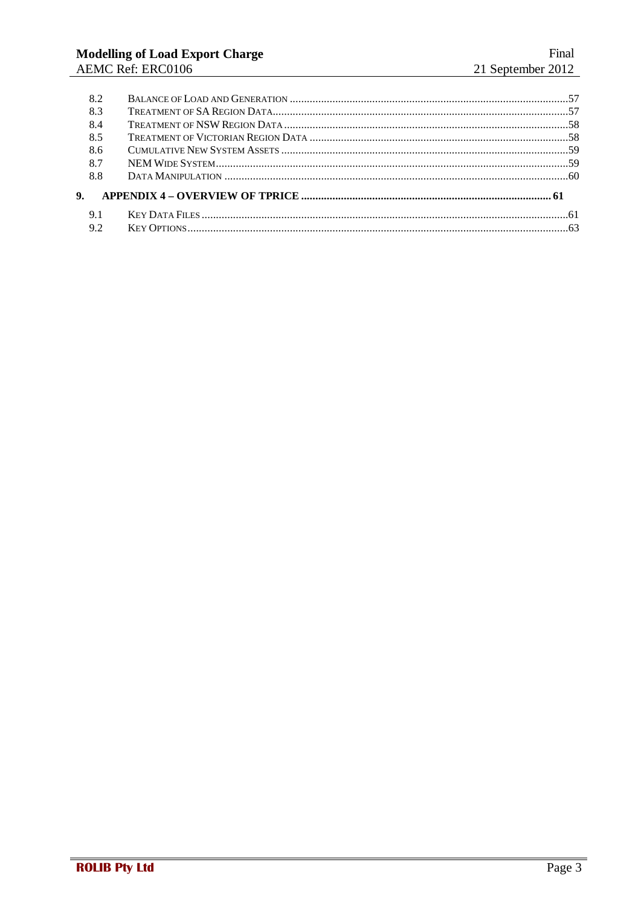| | | |
|---|---|---|
| 8.2 | BALANCE OF LOAD AND GENERATION | 57 |
| 8.3 | TREATMENT OF SA REGION DATA | 57 |
| 8.4 | TREATMENT OF NSW REGION DATA | 58 |
| 8.5 | TREATMENT OF VICTORIAN REGION DATA | 58 |
| 8.6 | CUMULATIVE NEW SYSTEM ASSETS | 59 |
| 8.7 | NEM WIDE SYSTEM | 59 |
| 8.8 | DATA MANIPULATION | 60 |
| **9.** | **APPENDIX 4 – OVERVIEW OF TPRICE** | **61** |
| 9.1 | KEY DATA FILES | 61 |
| 9.2 | KEY OPTIONS | 63 |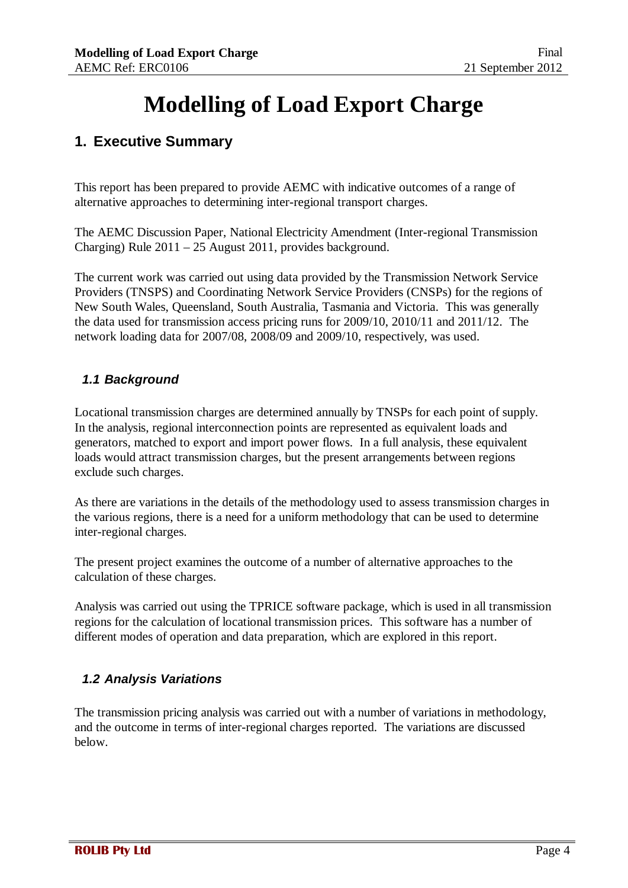# Modelling of Load Export Charge

## 1. Executive Summary

This report has been prepared to provide AEMC with indicative outcomes of a range of alternative approaches to determining inter-regional transport charges.

The AEMC Discussion Paper, National Electricity Amendment (Inter-regional Transmission Charging) Rule 2011 – 25 August 2011, provides background.

The current work was carried out using data provided by the Transmission Network Service Providers (TNSPS) and Coordinating Network Service Providers (CNSPs) for the regions of New South Wales, Queensland, South Australia, Tasmania and Victoria. This was generally the data used for transmission access pricing runs for 2009/10, 2010/11 and 2011/12. The network loading data for 2007/08, 2008/09 and 2009/10, respectively, was used.

### *1.1 Background*

Locational transmission charges are determined annually by TNSPs for each point of supply. In the analysis, regional interconnection points are represented as equivalent loads and generators, matched to export and import power flows. In a full analysis, these equivalent loads would attract transmission charges, but the present arrangements between regions exclude such charges.

As there are variations in the details of the methodology used to assess transmission charges in the various regions, there is a need for a uniform methodology that can be used to determine inter-regional charges.

The present project examines the outcome of a number of alternative approaches to the calculation of these charges.

Analysis was carried out using the TPRICE software package, which is used in all transmission regions for the calculation of locational transmission prices. This software has a number of different modes of operation and data preparation, which are explored in this report.

### *1.2 Analysis Variations*

The transmission pricing analysis was carried out with a number of variations in methodology, and the outcome in terms of inter-regional charges reported. The variations are discussed below.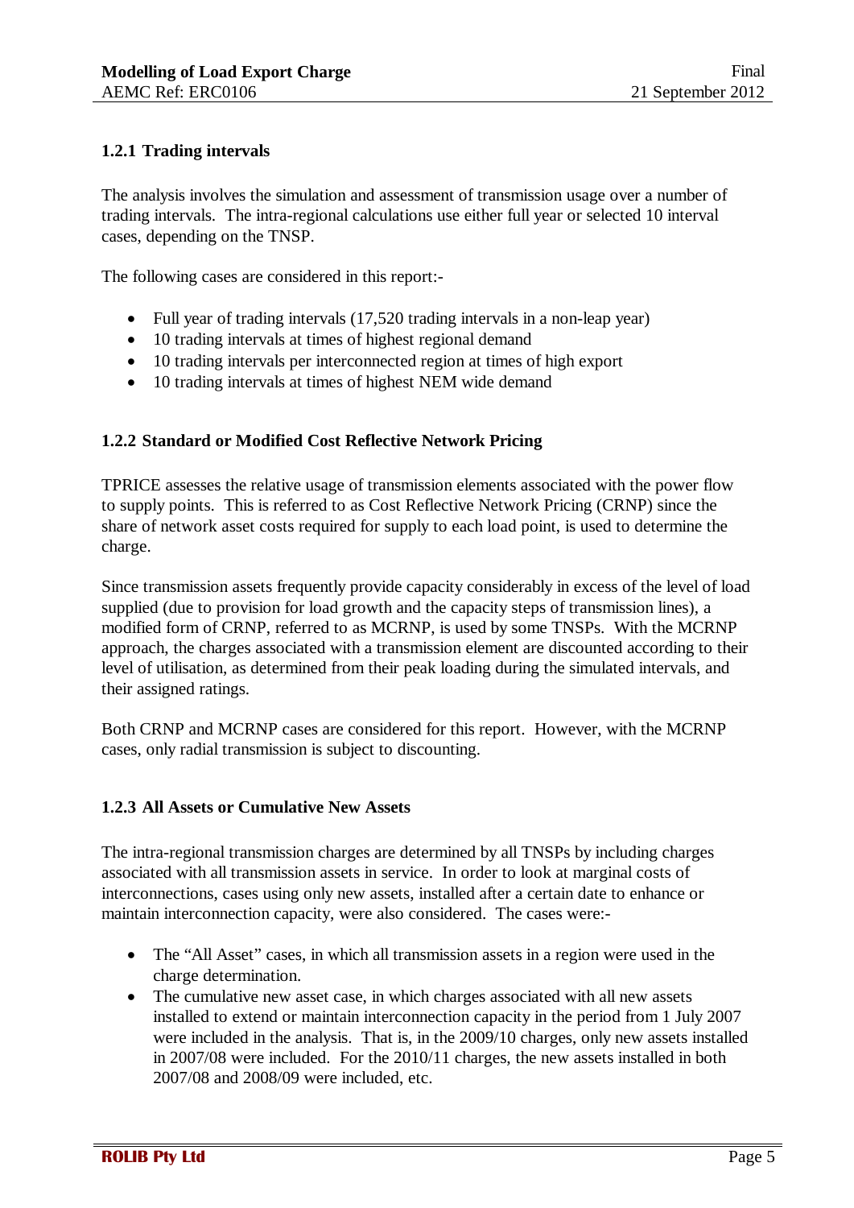### 1.2.1 Trading intervals

The analysis involves the simulation and assessment of transmission usage over a number of trading intervals. The intra-regional calculations use either full year or selected 10 interval cases, depending on the TNSP.

The following cases are considered in this report:-

- Full year of trading intervals (17,520 trading intervals in a non-leap year)
- 10 trading intervals at times of highest regional demand
- 10 trading intervals per interconnected region at times of high export
- 10 trading intervals at times of highest NEM wide demand

### 1.2.2 Standard or Modified Cost Reflective Network Pricing

TPRICE assesses the relative usage of transmission elements associated with the power flow to supply points. This is referred to as Cost Reflective Network Pricing (CRNP) since the share of network asset costs required for supply to each load point, is used to determine the charge.

Since transmission assets frequently provide capacity considerably in excess of the level of load supplied (due to provision for load growth and the capacity steps of transmission lines), a modified form of CRNP, referred to as MCRNP, is used by some TNSPs. With the MCRNP approach, the charges associated with a transmission element are discounted according to their level of utilisation, as determined from their peak loading during the simulated intervals, and their assigned ratings.

Both CRNP and MCRNP cases are considered for this report. However, with the MCRNP cases, only radial transmission is subject to discounting.

### 1.2.3 All Assets or Cumulative New Assets

The intra-regional transmission charges are determined by all TNSPs by including charges associated with all transmission assets in service. In order to look at marginal costs of interconnections, cases using only new assets, installed after a certain date to enhance or maintain interconnection capacity, were also considered. The cases were:-

- The "All Asset" cases, in which all transmission assets in a region were used in the charge determination.
- The cumulative new asset case, in which charges associated with all new assets installed to extend or maintain interconnection capacity in the period from 1 July 2007 were included in the analysis. That is, in the 2009/10 charges, only new assets installed in 2007/08 were included. For the 2010/11 charges, the new assets installed in both 2007/08 and 2008/09 were included, etc.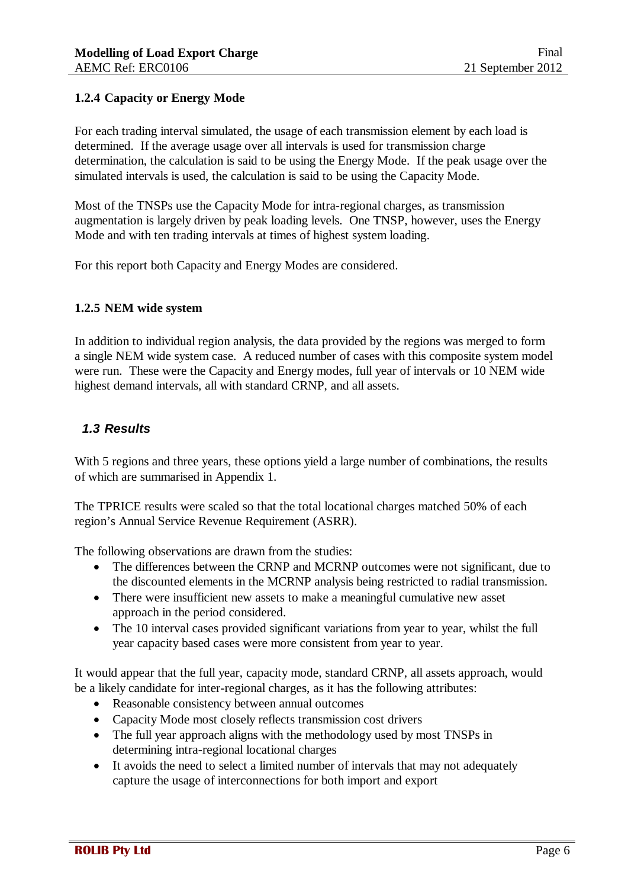### 1.2.4 Capacity or Energy Mode

For each trading interval simulated, the usage of each transmission element by each load is determined. If the average usage over all intervals is used for transmission charge determination, the calculation is said to be using the Energy Mode. If the peak usage over the simulated intervals is used, the calculation is said to be using the Capacity Mode.

Most of the TNSPs use the Capacity Mode for intra-regional charges, as transmission augmentation is largely driven by peak loading levels. One TNSP, however, uses the Energy Mode and with ten trading intervals at times of highest system loading.

For this report both Capacity and Energy Modes are considered.

### 1.2.5 NEM wide system

In addition to individual region analysis, the data provided by the regions was merged to form a single NEM wide system case. A reduced number of cases with this composite system model were run. These were the Capacity and Energy modes, full year of intervals or 10 NEM wide highest demand intervals, all with standard CRNP, and all assets.

## *1.3 Results*

With 5 regions and three years, these options yield a large number of combinations, the results of which are summarised in Appendix 1.

The TPRICE results were scaled so that the total locational charges matched 50% of each region's Annual Service Revenue Requirement (ASRR).

The following observations are drawn from the studies:

- The differences between the CRNP and MCRNP outcomes were not significant, due to the discounted elements in the MCRNP analysis being restricted to radial transmission.
- There were insufficient new assets to make a meaningful cumulative new asset approach in the period considered.
- The 10 interval cases provided significant variations from year to year, whilst the full year capacity based cases were more consistent from year to year.

It would appear that the full year, capacity mode, standard CRNP, all assets approach, would be a likely candidate for inter-regional charges, as it has the following attributes:

- Reasonable consistency between annual outcomes
- Capacity Mode most closely reflects transmission cost drivers
- The full year approach aligns with the methodology used by most TNSPs in determining intra-regional locational charges
- It avoids the need to select a limited number of intervals that may not adequately capture the usage of interconnections for both import and export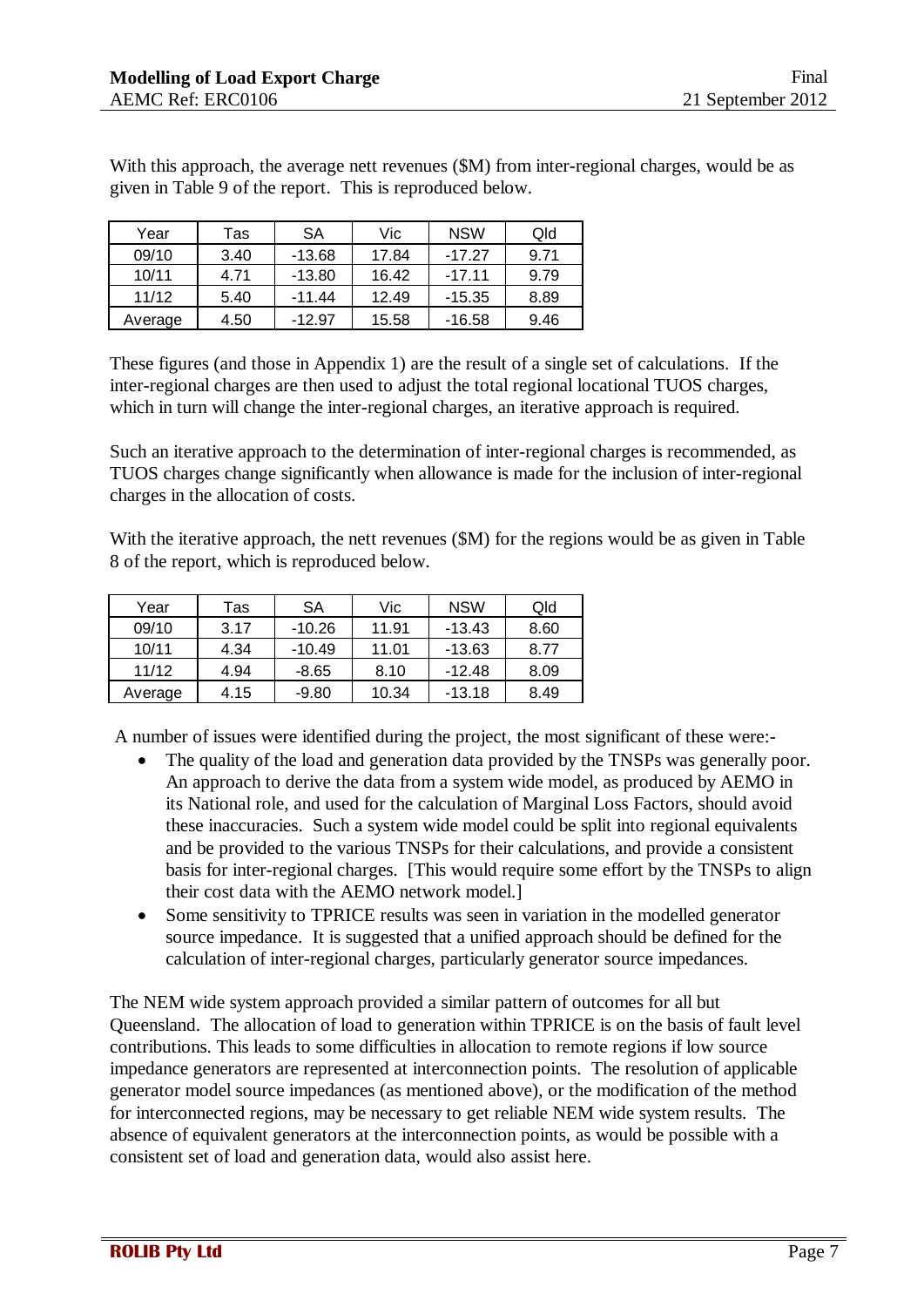With this approach, the average nett revenues ($M) from inter-regional charges, would be as given in Table 9 of the report. This is reproduced below.

| Year | Tas | SA | Vic | NSW | Qld |
|---|---|---|---|---|---|
| 09/10 | 3.40 | -13.68 | 17.84 | -17.27 | 9.71 |
| 10/11 | 4.71 | -13.80 | 16.42 | -17.11 | 9.79 |
| 11/12 | 5.40 | -11.44 | 12.49 | -15.35 | 8.89 |
| Average | 4.50 | -12.97 | 15.58 | -16.58 | 9.46 |

These figures (and those in Appendix 1) are the result of a single set of calculations. If the inter-regional charges are then used to adjust the total regional locational TUOS charges, which in turn will change the inter-regional charges, an iterative approach is required.

Such an iterative approach to the determination of inter-regional charges is recommended, as TUOS charges change significantly when allowance is made for the inclusion of inter-regional charges in the allocation of costs.

With the iterative approach, the nett revenues ($M) for the regions would be as given in Table 8 of the report, which is reproduced below.

| Year | Tas | SA | Vic | NSW | Qld |
|---|---|---|---|---|---|
| 09/10 | 3.17 | -10.26 | 11.91 | -13.43 | 8.60 |
| 10/11 | 4.34 | -10.49 | 11.01 | -13.63 | 8.77 |
| 11/12 | 4.94 | -8.65 | 8.10 | -12.48 | 8.09 |
| Average | 4.15 | -9.80 | 10.34 | -13.18 | 8.49 |

A number of issues were identified during the project, the most significant of these were:-

- The quality of the load and generation data provided by the TNSPs was generally poor. An approach to derive the data from a system wide model, as produced by AEMO in its National role, and used for the calculation of Marginal Loss Factors, should avoid these inaccuracies. Such a system wide model could be split into regional equivalents and be provided to the various TNSPs for their calculations, and provide a consistent basis for inter-regional charges. [This would require some effort by the TNSPs to align their cost data with the AEMO network model.]
- Some sensitivity to TPRICE results was seen in variation in the modelled generator source impedance. It is suggested that a unified approach should be defined for the calculation of inter-regional charges, particularly generator source impedances.

The NEM wide system approach provided a similar pattern of outcomes for all but Queensland. The allocation of load to generation within TPRICE is on the basis of fault level contributions. This leads to some difficulties in allocation to remote regions if low source impedance generators are represented at interconnection points. The resolution of applicable generator model source impedances (as mentioned above), or the modification of the method for interconnected regions, may be necessary to get reliable NEM wide system results. The absence of equivalent generators at the interconnection points, as would be possible with a consistent set of load and generation data, would also assist here.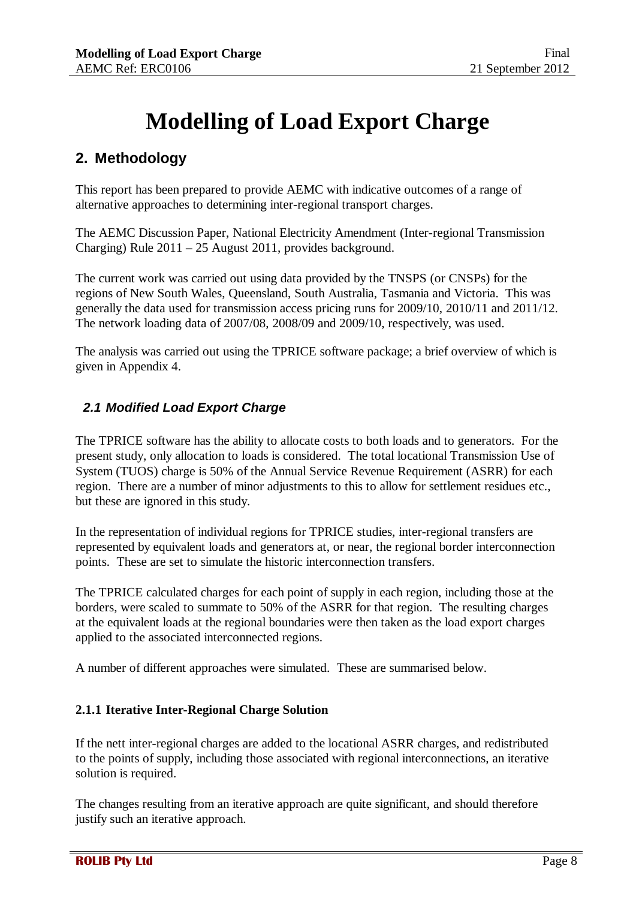# Modelling of Load Export Charge

## 2. Methodology

This report has been prepared to provide AEMC with indicative outcomes of a range of alternative approaches to determining inter-regional transport charges.

The AEMC Discussion Paper, National Electricity Amendment (Inter-regional Transmission Charging) Rule 2011 – 25 August 2011, provides background.

The current work was carried out using data provided by the TNSPS (or CNSPs) for the regions of New South Wales, Queensland, South Australia, Tasmania and Victoria. This was generally the data used for transmission access pricing runs for 2009/10, 2010/11 and 2011/12. The network loading data of 2007/08, 2008/09 and 2009/10, respectively, was used.

The analysis was carried out using the TPRICE software package; a brief overview of which is given in Appendix 4.

### *2.1 Modified Load Export Charge*

The TPRICE software has the ability to allocate costs to both loads and to generators. For the present study, only allocation to loads is considered. The total locational Transmission Use of System (TUOS) charge is 50% of the Annual Service Revenue Requirement (ASRR) for each region. There are a number of minor adjustments to this to allow for settlement residues etc., but these are ignored in this study.

In the representation of individual regions for TPRICE studies, inter-regional transfers are represented by equivalent loads and generators at, or near, the regional border interconnection points. These are set to simulate the historic interconnection transfers.

The TPRICE calculated charges for each point of supply in each region, including those at the borders, were scaled to summate to 50% of the ASRR for that region. The resulting charges at the equivalent loads at the regional boundaries were then taken as the load export charges applied to the associated interconnected regions.

A number of different approaches were simulated. These are summarised below.

#### 2.1.1 Iterative Inter-Regional Charge Solution

If the nett inter-regional charges are added to the locational ASRR charges, and redistributed to the points of supply, including those associated with regional interconnections, an iterative solution is required.

The changes resulting from an iterative approach are quite significant, and should therefore justify such an iterative approach.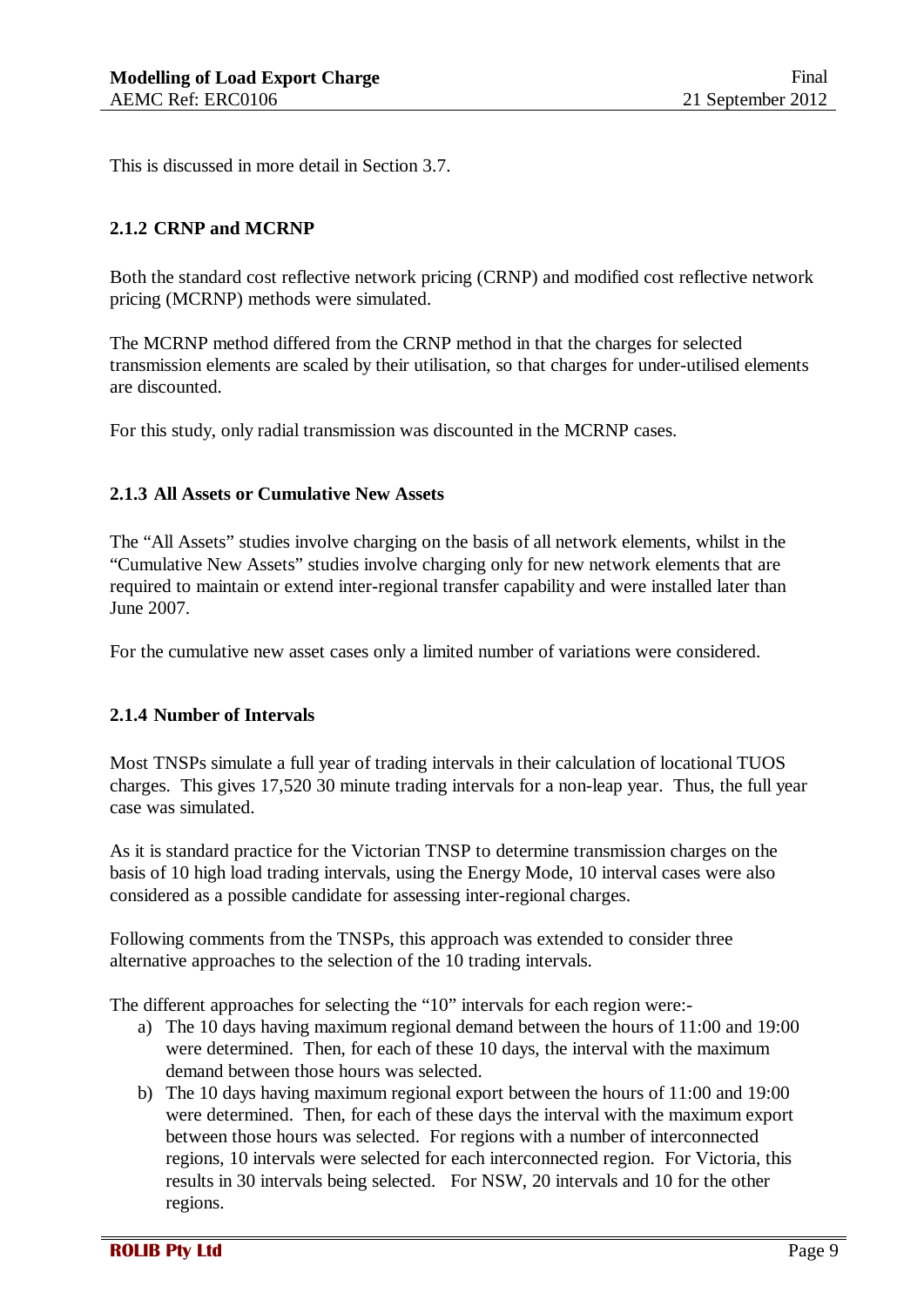This is discussed in more detail in Section 3.7.

### 2.1.2 CRNP and MCRNP

Both the standard cost reflective network pricing (CRNP) and modified cost reflective network pricing (MCRNP) methods were simulated.

The MCRNP method differed from the CRNP method in that the charges for selected transmission elements are scaled by their utilisation, so that charges for under-utilised elements are discounted.

For this study, only radial transmission was discounted in the MCRNP cases.

### 2.1.3 All Assets or Cumulative New Assets

The "All Assets" studies involve charging on the basis of all network elements, whilst in the "Cumulative New Assets" studies involve charging only for new network elements that are required to maintain or extend inter-regional transfer capability and were installed later than June 2007.

For the cumulative new asset cases only a limited number of variations were considered.

### 2.1.4 Number of Intervals

Most TNSPs simulate a full year of trading intervals in their calculation of locational TUOS charges. This gives 17,520 30 minute trading intervals for a non-leap year. Thus, the full year case was simulated.

As it is standard practice for the Victorian TNSP to determine transmission charges on the basis of 10 high load trading intervals, using the Energy Mode, 10 interval cases were also considered as a possible candidate for assessing inter-regional charges.

Following comments from the TNSPs, this approach was extended to consider three alternative approaches to the selection of the 10 trading intervals.

The different approaches for selecting the "10" intervals for each region were:-

a) The 10 days having maximum regional demand between the hours of 11:00 and 19:00 were determined. Then, for each of these 10 days, the interval with the maximum demand between those hours was selected.
b) The 10 days having maximum regional export between the hours of 11:00 and 19:00 were determined. Then, for each of these days the interval with the maximum export between those hours was selected. For regions with a number of interconnected regions, 10 intervals were selected for each interconnected region. For Victoria, this results in 30 intervals being selected. For NSW, 20 intervals and 10 for the other regions.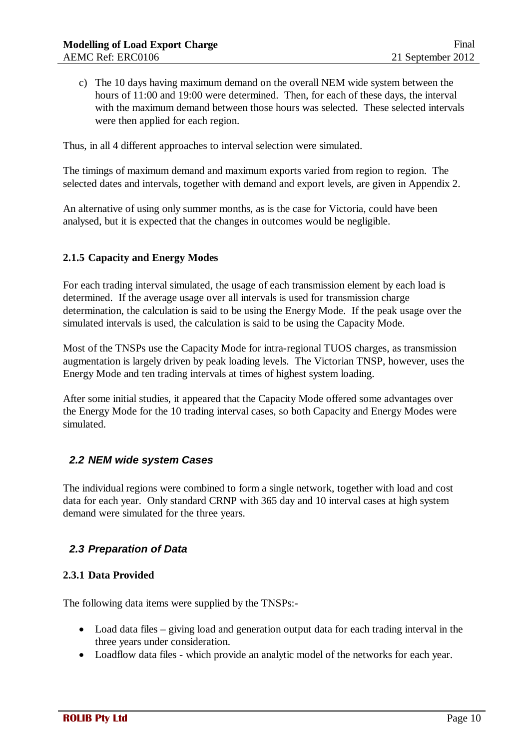c) The 10 days having maximum demand on the overall NEM wide system between the hours of 11:00 and 19:00 were determined. Then, for each of these days, the interval with the maximum demand between those hours was selected. These selected intervals were then applied for each region.

Thus, in all 4 different approaches to interval selection were simulated.

The timings of maximum demand and maximum exports varied from region to region. The selected dates and intervals, together with demand and export levels, are given in Appendix 2.

An alternative of using only summer months, as is the case for Victoria, could have been analysed, but it is expected that the changes in outcomes would be negligible.

### 2.1.5 Capacity and Energy Modes

For each trading interval simulated, the usage of each transmission element by each load is determined. If the average usage over all intervals is used for transmission charge determination, the calculation is said to be using the Energy Mode. If the peak usage over the simulated intervals is used, the calculation is said to be using the Capacity Mode.

Most of the TNSPs use the Capacity Mode for intra-regional TUOS charges, as transmission augmentation is largely driven by peak loading levels. The Victorian TNSP, however, uses the Energy Mode and ten trading intervals at times of highest system loading.

After some initial studies, it appeared that the Capacity Mode offered some advantages over the Energy Mode for the 10 trading interval cases, so both Capacity and Energy Modes were simulated.

## *2.2 NEM wide system Cases*

The individual regions were combined to form a single network, together with load and cost data for each year. Only standard CRNP with 365 day and 10 interval cases at high system demand were simulated for the three years.

## *2.3 Preparation of Data*

### 2.3.1 Data Provided

The following data items were supplied by the TNSPs:-

- Load data files – giving load and generation output data for each trading interval in the three years under consideration.
- Loadflow data files - which provide an analytic model of the networks for each year.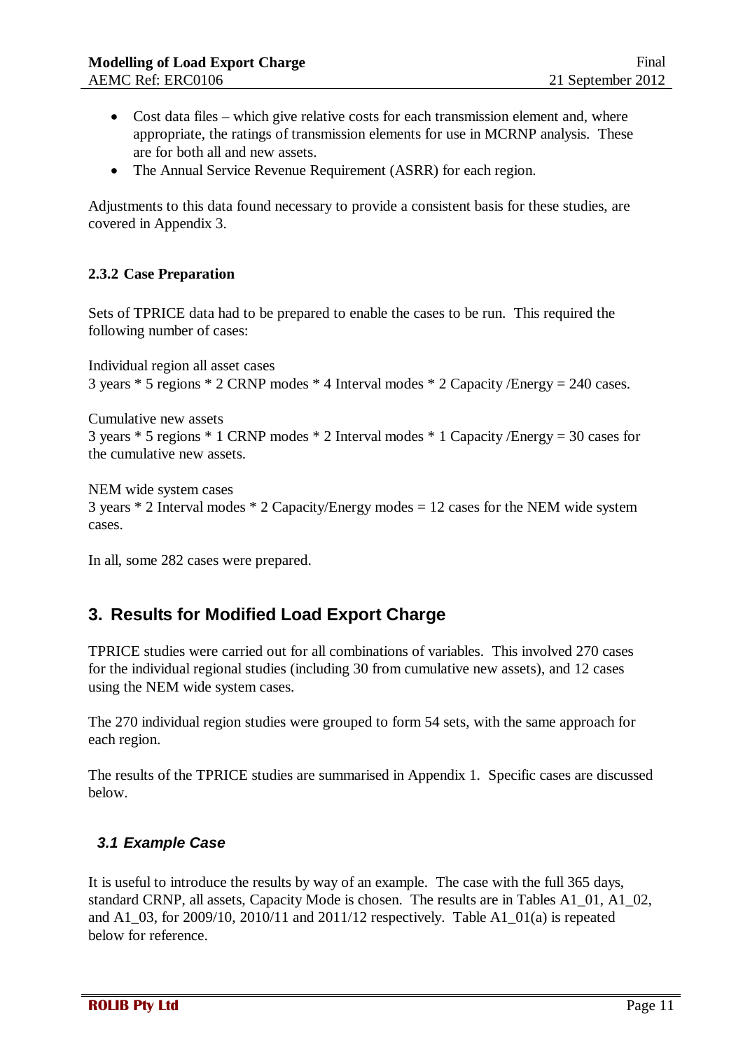- Cost data files – which give relative costs for each transmission element and, where appropriate, the ratings of transmission elements for use in MCRNP analysis. These are for both all and new assets.
- The Annual Service Revenue Requirement (ASRR) for each region.

Adjustments to this data found necessary to provide a consistent basis for these studies, are covered in Appendix 3.

### 2.3.2 Case Preparation

Sets of TPRICE data had to be prepared to enable the cases to be run. This required the following number of cases:

Individual region all asset cases
3 years * 5 regions * 2 CRNP modes * 4 Interval modes * 2 Capacity /Energy = 240 cases.

Cumulative new assets
3 years * 5 regions * 1 CRNP modes * 2 Interval modes * 1 Capacity /Energy = 30 cases for the cumulative new assets.

NEM wide system cases
3 years * 2 Interval modes * 2 Capacity/Energy modes = 12 cases for the NEM wide system cases.

In all, some 282 cases were prepared.

# 3. Results for Modified Load Export Charge

TPRICE studies were carried out for all combinations of variables. This involved 270 cases for the individual regional studies (including 30 from cumulative new assets), and 12 cases using the NEM wide system cases.

The 270 individual region studies were grouped to form 54 sets, with the same approach for each region.

The results of the TPRICE studies are summarised in Appendix 1. Specific cases are discussed below.

## *3.1 Example Case*

It is useful to introduce the results by way of an example. The case with the full 365 days, standard CRNP, all assets, Capacity Mode is chosen. The results are in Tables A1_01, A1_02, and A1_03, for 2009/10, 2010/11 and 2011/12 respectively. Table A1_01(a) is repeated below for reference.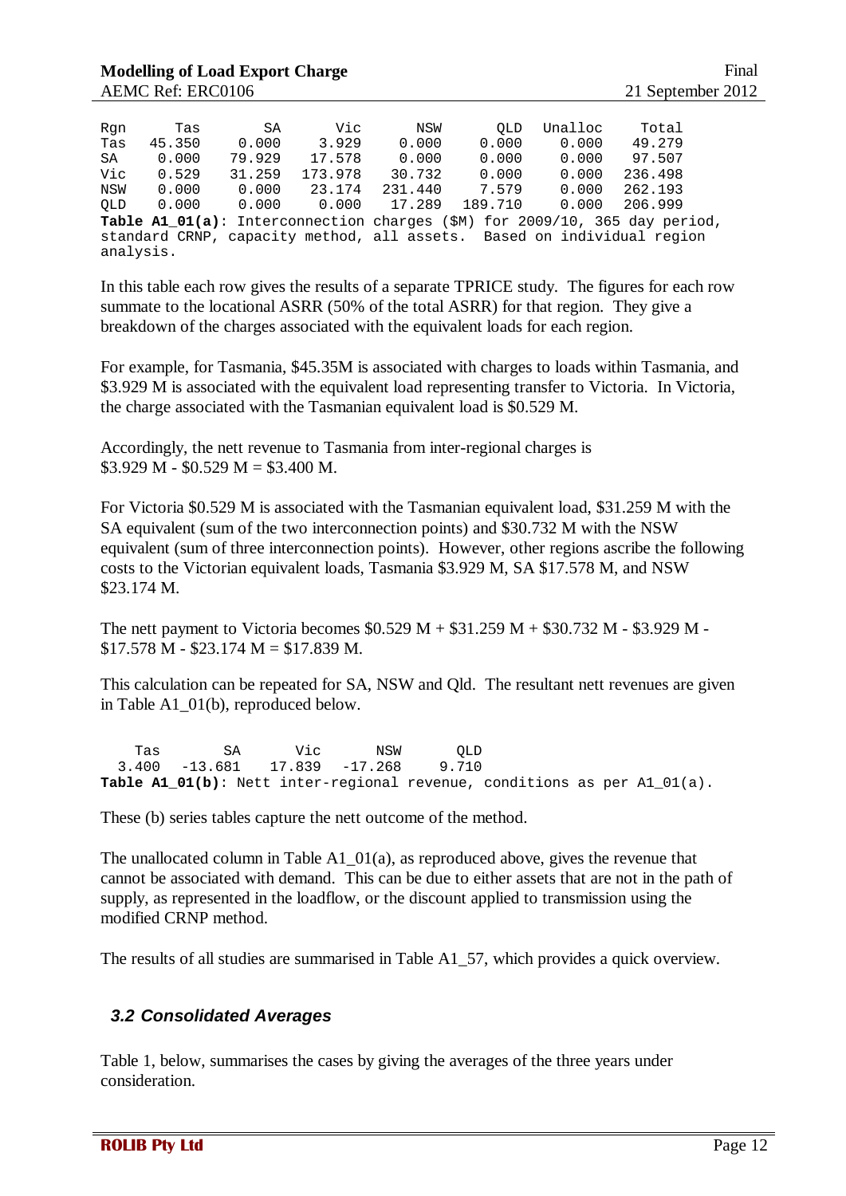| Rgn | Tas | SA | Vic | NSW | QLD | Unalloc | Total |
|---|---|---|---|---|---|---|---|
| Tas | 45.350 | 0.000 | 3.929 | 0.000 | 0.000 | 0.000 | 49.279 |
| SA | 0.000 | 79.929 | 17.578 | 0.000 | 0.000 | 0.000 | 97.507 |
| Vic | 0.529 | 31.259 | 173.978 | 30.732 | 0.000 | 0.000 | 236.498 |
| NSW | 0.000 | 0.000 | 23.174 | 231.440 | 7.579 | 0.000 | 262.193 |
| QLD | 0.000 | 0.000 | 0.000 | 17.289 | 189.710 | 0.000 | 206.999 |

**Table A1_01(a)**: Interconnection charges ($M) for 2009/10, 365 day period, standard CRNP, capacity method, all assets. Based on individual region analysis.

In this table each row gives the results of a separate TPRICE study. The figures for each row summate to the locational ASRR (50% of the total ASRR) for that region. They give a breakdown of the charges associated with the equivalent loads for each region.

For example, for Tasmania, $45.35M is associated with charges to loads within Tasmania, and $3.929 M is associated with the equivalent load representing transfer to Victoria. In Victoria, the charge associated with the Tasmanian equivalent load is $0.529 M.

Accordingly, the nett revenue to Tasmania from inter-regional charges is
$3.929 M - $0.529 M = $3.400 M.

For Victoria $0.529 M is associated with the Tasmanian equivalent load, $31.259 M with the SA equivalent (sum of the two interconnection points) and $30.732 M with the NSW equivalent (sum of three interconnection points). However, other regions ascribe the following costs to the Victorian equivalent loads, Tasmania $3.929 M, SA $17.578 M, and NSW $23.174 M.

The nett payment to Victoria becomes $0.529 M + $31.259 M + $30.732 M - $3.929 M - $17.578 M - $23.174 M = $17.839 M.

This calculation can be repeated for SA, NSW and Qld. The resultant nett revenues are given in Table A1_01(b), reproduced below.

| Tas | SA | Vic | NSW | QLD |
|---|---|---|---|---|
| 3.400 | -13.681 | 17.839 | -17.268 | 9.710 |

**Table A1_01(b)**: Nett inter-regional revenue, conditions as per A1_01(a).

These (b) series tables capture the nett outcome of the method.

The unallocated column in Table A1_01(a), as reproduced above, gives the revenue that cannot be associated with demand. This can be due to either assets that are not in the path of supply, as represented in the loadflow, or the discount applied to transmission using the modified CRNP method.

The results of all studies are summarised in Table A1_57, which provides a quick overview.

## *3.2 Consolidated Averages*

Table 1, below, summarises the cases by giving the averages of the three years under consideration.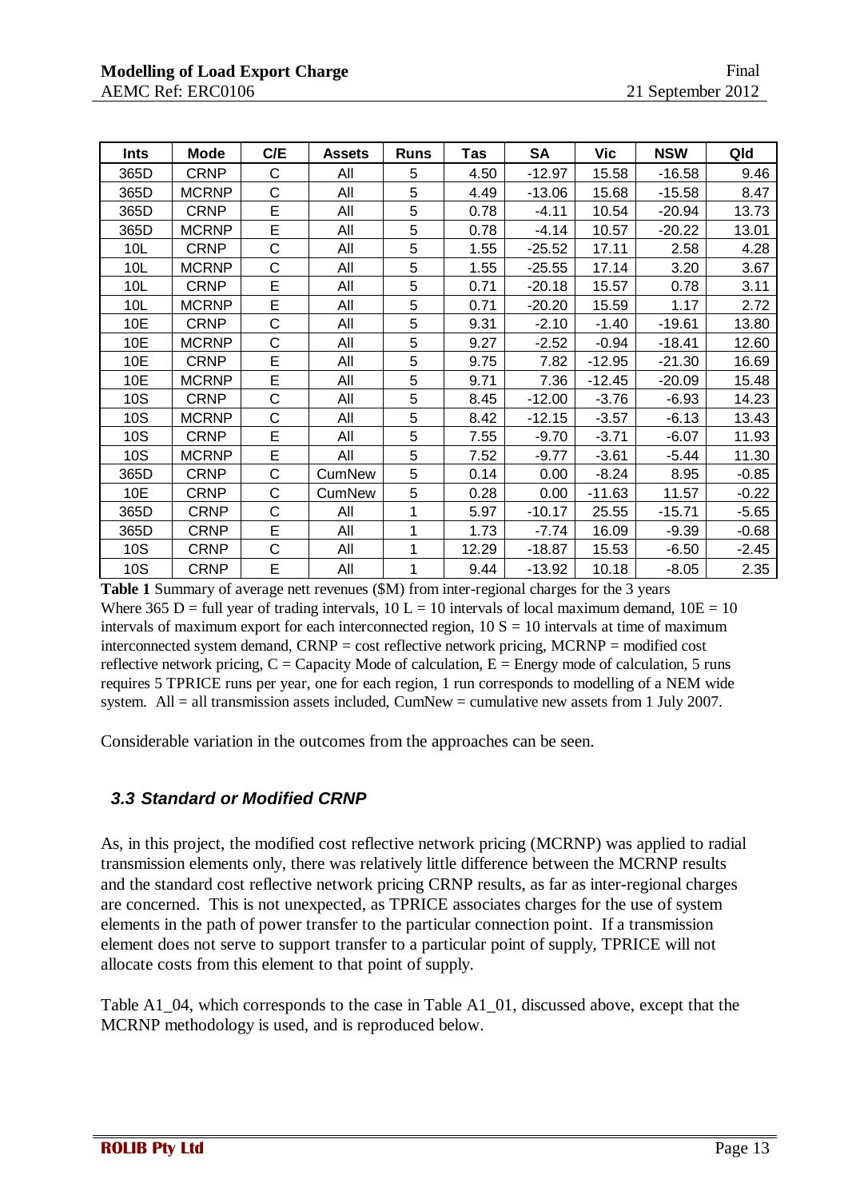| Ints | Mode | C/E | Assets | Runs | Tas | SA | Vic | NSW | Qld |
|---|---|---|---|---|---|---|---|---|---|
| 365D | CRNP | C | All | 5 | 4.50 | -12.97 | 15.58 | -16.58 | 9.46 |
| 365D | MCRNP | C | All | 5 | 4.49 | -13.06 | 15.68 | -15.58 | 8.47 |
| 365D | CRNP | E | All | 5 | 0.78 | -4.11 | 10.54 | -20.94 | 13.73 |
| 365D | MCRNP | E | All | 5 | 0.78 | -4.14 | 10.57 | -20.22 | 13.01 |
| 10L | CRNP | C | All | 5 | 1.55 | -25.52 | 17.11 | 2.58 | 4.28 |
| 10L | MCRNP | C | All | 5 | 1.55 | -25.55 | 17.14 | 3.20 | 3.67 |
| 10L | CRNP | E | All | 5 | 0.71 | -20.18 | 15.57 | 0.78 | 3.11 |
| 10L | MCRNP | E | All | 5 | 0.71 | -20.20 | 15.59 | 1.17 | 2.72 |
| 10E | CRNP | C | All | 5 | 9.31 | -2.10 | -1.40 | -19.61 | 13.80 |
| 10E | MCRNP | C | All | 5 | 9.27 | -2.52 | -0.94 | -18.41 | 12.60 |
| 10E | CRNP | E | All | 5 | 9.75 | 7.82 | -12.95 | -21.30 | 16.69 |
| 10E | MCRNP | E | All | 5 | 9.71 | 7.36 | -12.45 | -20.09 | 15.48 |
| 10S | CRNP | C | All | 5 | 8.45 | -12.00 | -3.76 | -6.93 | 14.23 |
| 10S | MCRNP | C | All | 5 | 8.42 | -12.15 | -3.57 | -6.13 | 13.43 |
| 10S | CRNP | E | All | 5 | 7.55 | -9.70 | -3.71 | -6.07 | 11.93 |
| 10S | MCRNP | E | All | 5 | 7.52 | -9.77 | -3.61 | -5.44 | 11.30 |
| 365D | CRNP | C | CumNew | 5 | 0.14 | 0.00 | -8.24 | 8.95 | -0.85 |
| 10E | CRNP | C | CumNew | 5 | 0.28 | 0.00 | -11.63 | 11.57 | -0.22 |
| 365D | CRNP | C | All | 1 | 5.97 | -10.17 | 25.55 | -15.71 | -5.65 |
| 365D | CRNP | E | All | 1 | 1.73 | -7.74 | 16.09 | -9.39 | -0.68 |
| 10S | CRNP | C | All | 1 | 12.29 | -18.87 | 15.53 | -6.50 | -2.45 |
| 10S | CRNP | E | All | 1 | 9.44 | -13.92 | 10.18 | -8.05 | 2.35 |

**Table 1** Summary of average nett revenues ($M) from inter-regional charges for the 3 years
Where 365 D = full year of trading intervals, 10 L = 10 intervals of local maximum demand, 10E = 10 intervals of maximum export for each interconnected region, 10 S = 10 intervals at time of maximum interconnected system demand, CRNP = cost reflective network pricing, MCRNP = modified cost reflective network pricing, C = Capacity Mode of calculation, E = Energy mode of calculation, 5 runs requires 5 TPRICE runs per year, one for each region, 1 run corresponds to modelling of a NEM wide system. All = all transmission assets included, CumNew = cumulative new assets from 1 July 2007.

Considerable variation in the outcomes from the approaches can be seen.

### *3.3 Standard or Modified CRNP*

As, in this project, the modified cost reflective network pricing (MCRNP) was applied to radial transmission elements only, there was relatively little difference between the MCRNP results and the standard cost reflective network pricing CRNP results, as far as inter-regional charges are concerned. This is not unexpected, as TPRICE associates charges for the use of system elements in the path of power transfer to the particular connection point. If a transmission element does not serve to support transfer to a particular point of supply, TPRICE will not allocate costs from this element to that point of supply.

Table A1_04, which corresponds to the case in Table A1_01, discussed above, except that the MCRNP methodology is used, and is reproduced below.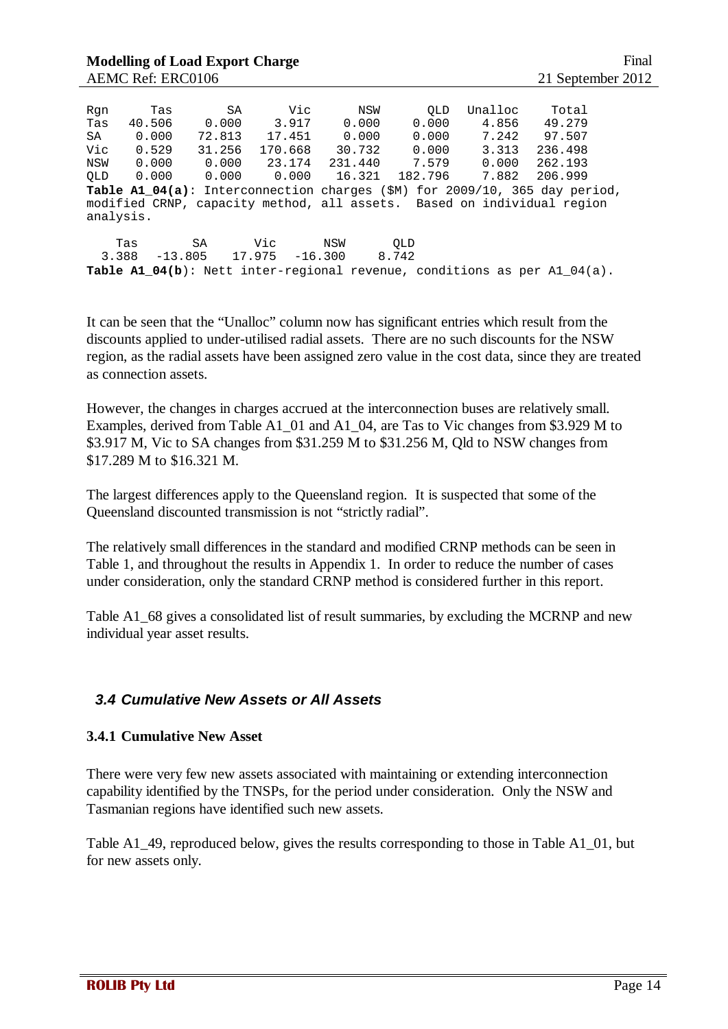| Rgn | Tas | SA | Vic | NSW | QLD | Unalloc | Total |
|---|---|---|---|---|---|---|---|
| Tas | 40.506 | 0.000 | 3.917 | 0.000 | 0.000 | 4.856 | 49.279 |
| SA | 0.000 | 72.813 | 17.451 | 0.000 | 0.000 | 7.242 | 97.507 |
| Vic | 0.529 | 31.256 | 170.668 | 30.732 | 0.000 | 3.313 | 236.498 |
| NSW | 0.000 | 0.000 | 23.174 | 231.440 | 7.579 | 0.000 | 262.193 |
| QLD | 0.000 | 0.000 | 0.000 | 16.321 | 182.796 | 7.882 | 206.999 |

**Table A1_04(a)**: Interconnection charges ($M) for 2009/10, 365 day period, modified CRNP, capacity method, all assets. Based on individual region analysis.

| Tas | SA | Vic | NSW | QLD |
|---|---|---|---|---|
| 3.388 | -13.805 | 17.975 | -16.300 | 8.742 |

**Table A1_04(b)**: Nett inter-regional revenue, conditions as per A1_04(a).

It can be seen that the "Unalloc" column now has significant entries which result from the discounts applied to under-utilised radial assets. There are no such discounts for the NSW region, as the radial assets have been assigned zero value in the cost data, since they are treated as connection assets.

However, the changes in charges accrued at the interconnection buses are relatively small. Examples, derived from Table A1_01 and A1_04, are Tas to Vic changes from $3.929 M to $3.917 M, Vic to SA changes from $31.259 M to $31.256 M, Qld to NSW changes from $17.289 M to $16.321 M.

The largest differences apply to the Queensland region. It is suspected that some of the Queensland discounted transmission is not "strictly radial".

The relatively small differences in the standard and modified CRNP methods can be seen in Table 1, and throughout the results in Appendix 1. In order to reduce the number of cases under consideration, only the standard CRNP method is considered further in this report.

Table A1_68 gives a consolidated list of result summaries, by excluding the MCRNP and new individual year asset results.

## *3.4 Cumulative New Assets or All Assets*

### 3.4.1 Cumulative New Asset

There were very few new assets associated with maintaining or extending interconnection capability identified by the TNSPs, for the period under consideration. Only the NSW and Tasmanian regions have identified such new assets.

Table A1_49, reproduced below, gives the results corresponding to those in Table A1_01, but for new assets only.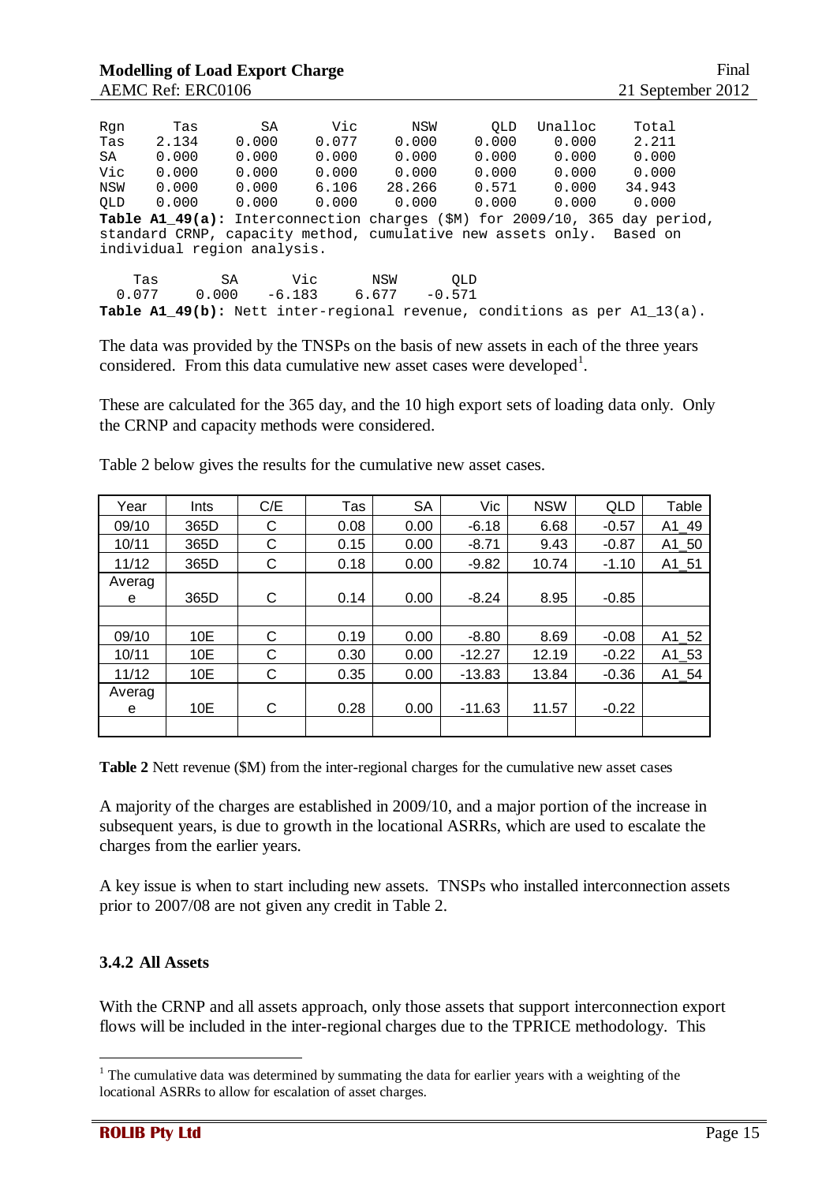| Rgn | Tas | SA | Vic | NSW | QLD | Unalloc | Total |
|---|---|---|---|---|---|---|---|
| Tas | 2.134 | 0.000 | 0.077 | 0.000 | 0.000 | 0.000 | 2.211 |
| SA | 0.000 | 0.000 | 0.000 | 0.000 | 0.000 | 0.000 | 0.000 |
| Vic | 0.000 | 0.000 | 0.000 | 0.000 | 0.000 | 0.000 | 0.000 |
| NSW | 0.000 | 0.000 | 6.106 | 28.266 | 0.571 | 0.000 | 34.943 |
| QLD | 0.000 | 0.000 | 0.000 | 0.000 | 0.000 | 0.000 | 0.000 |

**Table A1_49(a):** Interconnection charges ($M) for 2009/10, 365 day period, standard CRNP, capacity method, cumulative new assets only. Based on individual region analysis.

| Tas | SA | Vic | NSW | QLD |
|---|---|---|---|---|
| 0.077 | 0.000 | -6.183 | 6.677 | -0.571 |

**Table A1_49(b):** Nett inter-regional revenue, conditions as per A1_13(a).

The data was provided by the TNSPs on the basis of new assets in each of the three years considered. From this data cumulative new asset cases were developed[1].

These are calculated for the 365 day, and the 10 high export sets of loading data only. Only the CRNP and capacity methods were considered.

Table 2 below gives the results for the cumulative new asset cases.

| Year | Ints | C/E | Tas | SA | Vic | NSW | QLD | Table |
|---|---|---|---|---|---|---|---|---|
| 09/10 | 365D | C | 0.08 | 0.00 | -6.18 | 6.68 | -0.57 | A1_49 |
| 10/11 | 365D | C | 0.15 | 0.00 | -8.71 | 9.43 | -0.87 | A1_50 |
| 11/12 | 365D | C | 0.18 | 0.00 | -9.82 | 10.74 | -1.10 | A1_51 |
| Average | 365D | C | 0.14 | 0.00 | -8.24 | 8.95 | -0.85 | |
| | | | | | | | | |
| 09/10 | 10E | C | 0.19 | 0.00 | -8.80 | 8.69 | -0.08 | A1_52 |
| 10/11 | 10E | C | 0.30 | 0.00 | -12.27 | 12.19 | -0.22 | A1_53 |
| 11/12 | 10E | C | 0.35 | 0.00 | -13.83 | 13.84 | -0.36 | A1_54 |
| Average | 10E | C | 0.28 | 0.00 | -11.63 | 11.57 | -0.22 | |
| | | | | | | | | |

**Table 2** Nett revenue ($M) from the inter-regional charges for the cumulative new asset cases

A majority of the charges are established in 2009/10, and a major portion of the increase in subsequent years, is due to growth in the locational ASRRs, which are used to escalate the charges from the earlier years.

A key issue is when to start including new assets. TNSPs who installed interconnection assets prior to 2007/08 are not given any credit in Table 2.

### 3.4.2 All Assets

With the CRNP and all assets approach, only those assets that support interconnection export flows will be included in the inter-regional charges due to the TPRICE methodology. This

[1] The cumulative data was determined by summating the data for earlier years with a weighting of the locational ASRRs to allow for escalation of asset charges.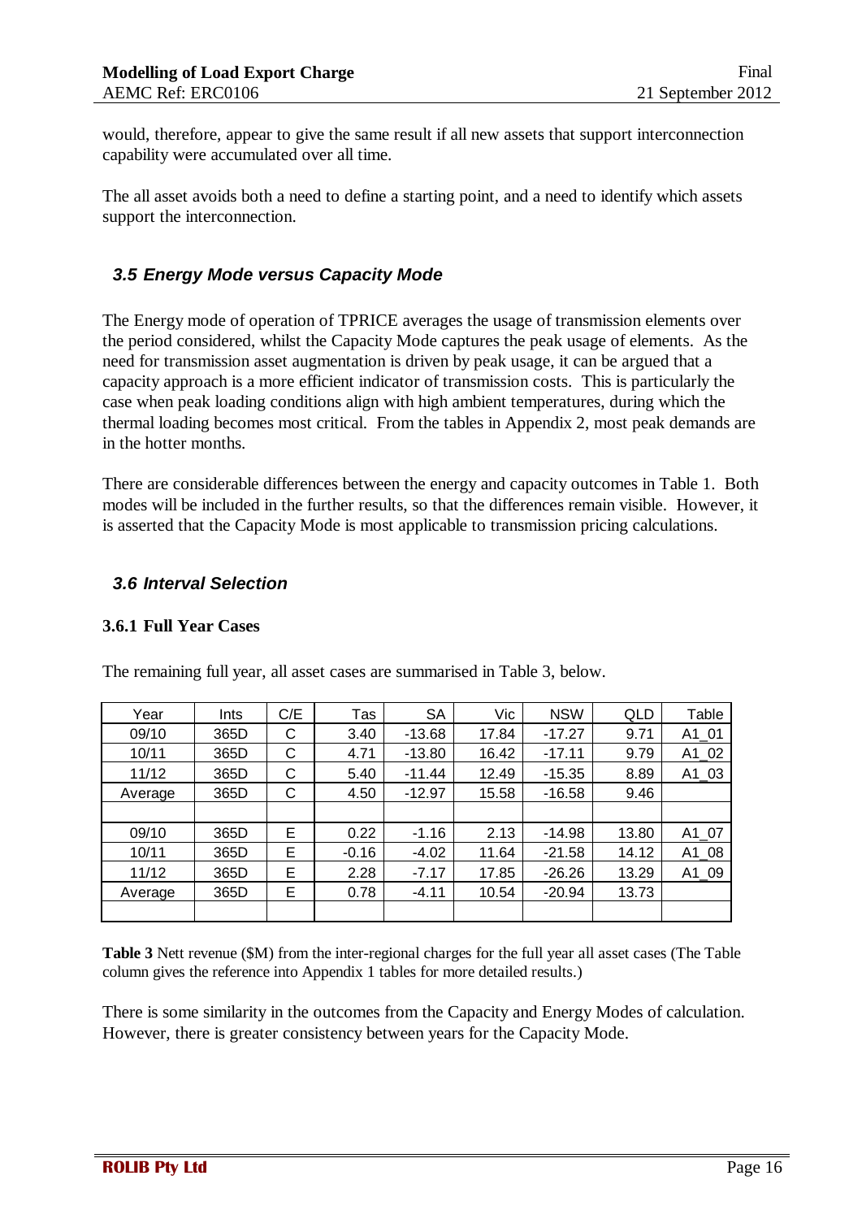would, therefore, appear to give the same result if all new assets that support interconnection capability were accumulated over all time.

The all asset avoids both a need to define a starting point, and a need to identify which assets support the interconnection.

## *3.5 Energy Mode versus Capacity Mode*

The Energy mode of operation of TPRICE averages the usage of transmission elements over the period considered, whilst the Capacity Mode captures the peak usage of elements. As the need for transmission asset augmentation is driven by peak usage, it can be argued that a capacity approach is a more efficient indicator of transmission costs. This is particularly the case when peak loading conditions align with high ambient temperatures, during which the thermal loading becomes most critical. From the tables in Appendix 2, most peak demands are in the hotter months.

There are considerable differences between the energy and capacity outcomes in Table 1. Both modes will be included in the further results, so that the differences remain visible. However, it is asserted that the Capacity Mode is most applicable to transmission pricing calculations.

## *3.6 Interval Selection*

### 3.6.1 Full Year Cases

The remaining full year, all asset cases are summarised in Table 3, below.

| Year | Ints | C/E | Tas | SA | Vic | NSW | QLD | Table |
|---|---|---|---|---|---|---|---|---|
| 09/10 | 365D | C | 3.40 | -13.68 | 17.84 | -17.27 | 9.71 | A1_01 |
| 10/11 | 365D | C | 4.71 | -13.80 | 16.42 | -17.11 | 9.79 | A1_02 |
| 11/12 | 365D | C | 5.40 | -11.44 | 12.49 | -15.35 | 8.89 | A1_03 |
| Average | 365D | C | 4.50 | -12.97 | 15.58 | -16.58 | 9.46 | |
| | | | | | | | | |
| 09/10 | 365D | E | 0.22 | -1.16 | 2.13 | -14.98 | 13.80 | A1_07 |
| 10/11 | 365D | E | -0.16 | -4.02 | 11.64 | -21.58 | 14.12 | A1_08 |
| 11/12 | 365D | E | 2.28 | -7.17 | 17.85 | -26.26 | 13.29 | A1_09 |
| Average | 365D | E | 0.78 | -4.11 | 10.54 | -20.94 | 13.73 | |
| | | | | | | | | |

**Table 3** Nett revenue ($M) from the inter-regional charges for the full year all asset cases (The Table column gives the reference into Appendix 1 tables for more detailed results.)

There is some similarity in the outcomes from the Capacity and Energy Modes of calculation. However, there is greater consistency between years for the Capacity Mode.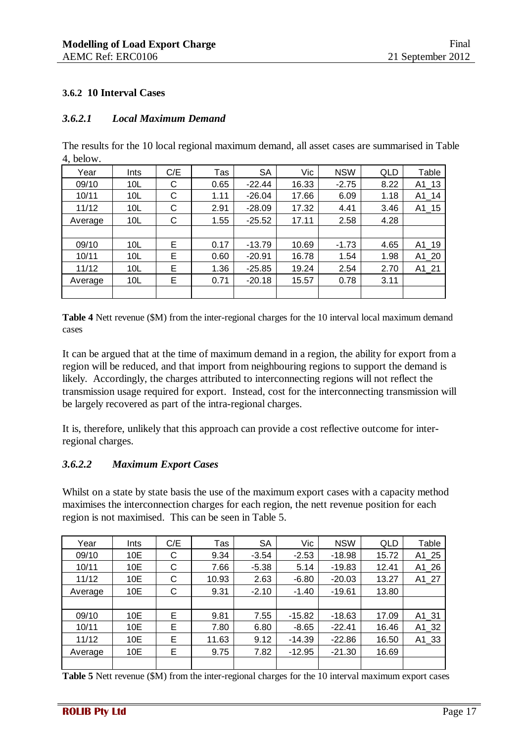### 3.6.2 10 Interval Cases

#### *3.6.2.1 Local Maximum Demand*

The results for the 10 local regional maximum demand, all asset cases are summarised in Table 4, below.

| Year | Ints | C/E | Tas | SA | Vic | NSW | QLD | Table |
|---|---|---|---|---|---|---|---|---|
| 09/10 | 10L | C | 0.65 | -22.44 | 16.33 | -2.75 | 8.22 | A1_13 |
| 10/11 | 10L | C | 1.11 | -26.04 | 17.66 | 6.09 | 1.18 | A1_14 |
| 11/12 | 10L | C | 2.91 | -28.09 | 17.32 | 4.41 | 3.46 | A1_15 |
| Average | 10L | C | 1.55 | -25.52 | 17.11 | 2.58 | 4.28 | |
| | | | | | | | | |
| 09/10 | 10L | E | 0.17 | -13.79 | 10.69 | -1.73 | 4.65 | A1_19 |
| 10/11 | 10L | E | 0.60 | -20.91 | 16.78 | 1.54 | 1.98 | A1_20 |
| 11/12 | 10L | E | 1.36 | -25.85 | 19.24 | 2.54 | 2.70 | A1_21 |
| Average | 10L | E | 0.71 | -20.18 | 15.57 | 0.78 | 3.11 | |
| | | | | | | | | |

**Table 4** Nett revenue ($M) from the inter-regional charges for the 10 interval local maximum demand cases

It can be argued that at the time of maximum demand in a region, the ability for export from a region will be reduced, and that import from neighbouring regions to support the demand is likely. Accordingly, the charges attributed to interconnecting regions will not reflect the transmission usage required for export. Instead, cost for the interconnecting transmission will be largely recovered as part of the intra-regional charges.

It is, therefore, unlikely that this approach can provide a cost reflective outcome for inter-regional charges.

#### *3.6.2.2 Maximum Export Cases*

Whilst on a state by state basis the use of the maximum export cases with a capacity method maximises the interconnection charges for each region, the nett revenue position for each region is not maximised. This can be seen in Table 5.

| Year | Ints | C/E | Tas | SA | Vic | NSW | QLD | Table |
|---|---|---|---|---|---|---|---|---|
| 09/10 | 10E | C | 9.34 | -3.54 | -2.53 | -18.98 | 15.72 | A1_25 |
| 10/11 | 10E | C | 7.66 | -5.38 | 5.14 | -19.83 | 12.41 | A1_26 |
| 11/12 | 10E | C | 10.93 | 2.63 | -6.80 | -20.03 | 13.27 | A1_27 |
| Average | 10E | C | 9.31 | -2.10 | -1.40 | -19.61 | 13.80 | |
| | | | | | | | | |
| 09/10 | 10E | E | 9.81 | 7.55 | -15.82 | -18.63 | 17.09 | A1_31 |
| 10/11 | 10E | E | 7.80 | 6.80 | -8.65 | -22.41 | 16.46 | A1_32 |
| 11/12 | 10E | E | 11.63 | 9.12 | -14.39 | -22.86 | 16.50 | A1_33 |
| Average | 10E | E | 9.75 | 7.82 | -12.95 | -21.30 | 16.69 | |
| | | | | | | | | |

**Table 5** Nett revenue ($M) from the inter-regional charges for the 10 interval maximum export cases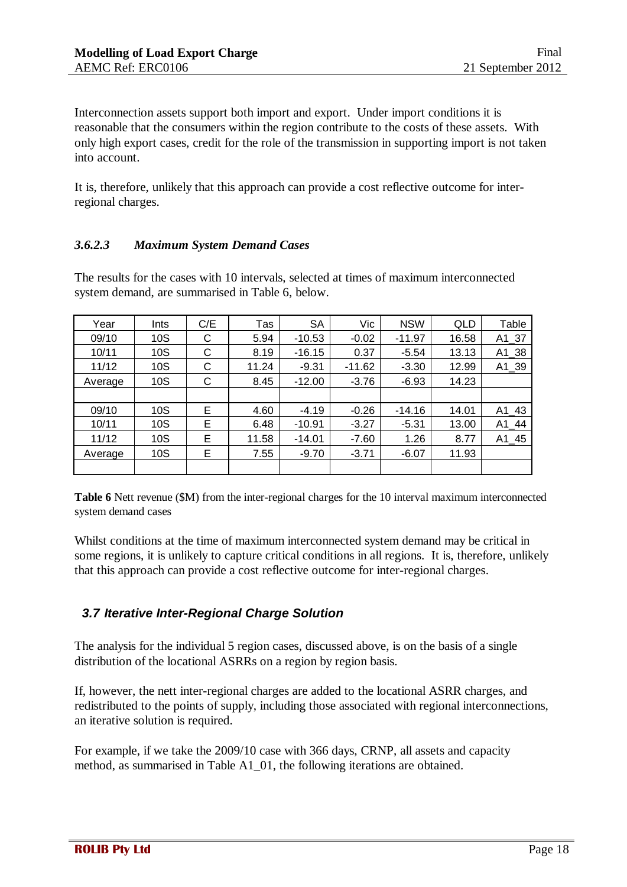Interconnection assets support both import and export. Under import conditions it is reasonable that the consumers within the region contribute to the costs of these assets. With only high export cases, credit for the role of the transmission in supporting import is not taken into account.

It is, therefore, unlikely that this approach can provide a cost reflective outcome for inter-regional charges.

#### *3.6.2.3 Maximum System Demand Cases*

The results for the cases with 10 intervals, selected at times of maximum interconnected system demand, are summarised in Table 6, below.

| Year | Ints | C/E | Tas | SA | Vic | NSW | QLD | Table |
|---|---|---|---|---|---|---|---|---|
| 09/10 | 10S | C | 5.94 | -10.53 | -0.02 | -11.97 | 16.58 | A1_37 |
| 10/11 | 10S | C | 8.19 | -16.15 | 0.37 | -5.54 | 13.13 | A1_38 |
| 11/12 | 10S | C | 11.24 | -9.31 | -11.62 | -3.30 | 12.99 | A1_39 |
| Average | 10S | C | 8.45 | -12.00 | -3.76 | -6.93 | 14.23 | |
| | | | | | | | | |
| 09/10 | 10S | E | 4.60 | -4.19 | -0.26 | -14.16 | 14.01 | A1_43 |
| 10/11 | 10S | E | 6.48 | -10.91 | -3.27 | -5.31 | 13.00 | A1_44 |
| 11/12 | 10S | E | 11.58 | -14.01 | -7.60 | 1.26 | 8.77 | A1_45 |
| Average | 10S | E | 7.55 | -9.70 | -3.71 | -6.07 | 11.93 | |
| | | | | | | | | |

**Table 6** Nett revenue ($M) from the inter-regional charges for the 10 interval maximum interconnected system demand cases

Whilst conditions at the time of maximum interconnected system demand may be critical in some regions, it is unlikely to capture critical conditions in all regions. It is, therefore, unlikely that this approach can provide a cost reflective outcome for inter-regional charges.

### *3.7 Iterative Inter-Regional Charge Solution*

The analysis for the individual 5 region cases, discussed above, is on the basis of a single distribution of the locational ASRRs on a region by region basis.

If, however, the nett inter-regional charges are added to the locational ASRR charges, and redistributed to the points of supply, including those associated with regional interconnections, an iterative solution is required.

For example, if we take the 2009/10 case with 366 days, CRNP, all assets and capacity method, as summarised in Table A1_01, the following iterations are obtained.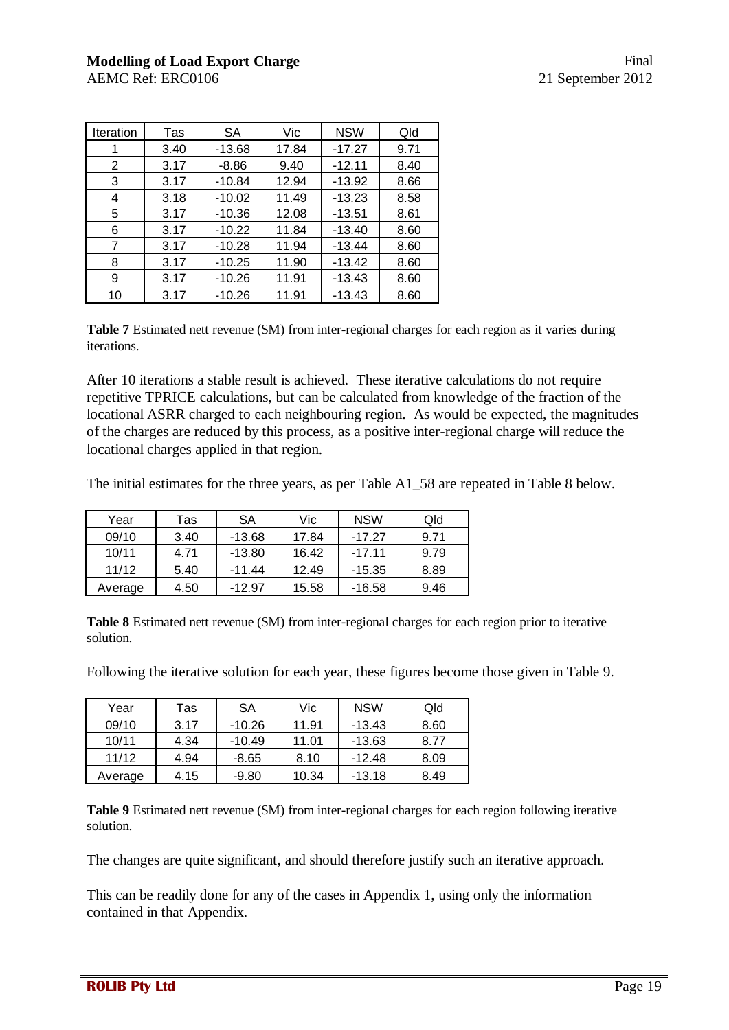| Iteration | Tas | SA | Vic | NSW | Qld |
|---|---|---|---|---|---|
| 1 | 3.40 | -13.68 | 17.84 | -17.27 | 9.71 |
| 2 | 3.17 | -8.86 | 9.40 | -12.11 | 8.40 |
| 3 | 3.17 | -10.84 | 12.94 | -13.92 | 8.66 |
| 4 | 3.18 | -10.02 | 11.49 | -13.23 | 8.58 |
| 5 | 3.17 | -10.36 | 12.08 | -13.51 | 8.61 |
| 6 | 3.17 | -10.22 | 11.84 | -13.40 | 8.60 |
| 7 | 3.17 | -10.28 | 11.94 | -13.44 | 8.60 |
| 8 | 3.17 | -10.25 | 11.90 | -13.42 | 8.60 |
| 9 | 3.17 | -10.26 | 11.91 | -13.43 | 8.60 |
| 10 | 3.17 | -10.26 | 11.91 | -13.43 | 8.60 |

**Table 7** Estimated nett revenue ($M) from inter-regional charges for each region as it varies during iterations.

After 10 iterations a stable result is achieved. These iterative calculations do not require repetitive TPRICE calculations, but can be calculated from knowledge of the fraction of the locational ASRR charged to each neighbouring region. As would be expected, the magnitudes of the charges are reduced by this process, as a positive inter-regional charge will reduce the locational charges applied in that region.

The initial estimates for the three years, as per Table A1_58 are repeated in Table 8 below.

| Year | Tas | SA | Vic | NSW | Qld |
|---|---|---|---|---|---|
| 09/10 | 3.40 | -13.68 | 17.84 | -17.27 | 9.71 |
| 10/11 | 4.71 | -13.80 | 16.42 | -17.11 | 9.79 |
| 11/12 | 5.40 | -11.44 | 12.49 | -15.35 | 8.89 |
| Average | 4.50 | -12.97 | 15.58 | -16.58 | 9.46 |

**Table 8** Estimated nett revenue ($M) from inter-regional charges for each region prior to iterative solution.

Following the iterative solution for each year, these figures become those given in Table 9.

| Year | Tas | SA | Vic | NSW | Qld |
|---|---|---|---|---|---|
| 09/10 | 3.17 | -10.26 | 11.91 | -13.43 | 8.60 |
| 10/11 | 4.34 | -10.49 | 11.01 | -13.63 | 8.77 |
| 11/12 | 4.94 | -8.65 | 8.10 | -12.48 | 8.09 |
| Average | 4.15 | -9.80 | 10.34 | -13.18 | 8.49 |

**Table 9** Estimated nett revenue ($M) from inter-regional charges for each region following iterative solution.

The changes are quite significant, and should therefore justify such an iterative approach.

This can be readily done for any of the cases in Appendix 1, using only the information contained in that Appendix.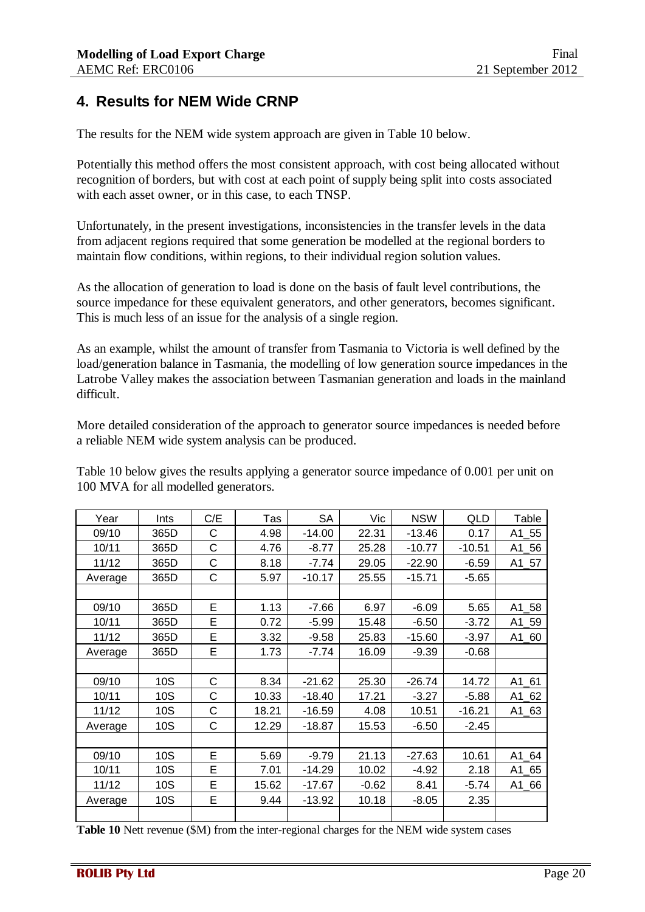# 4. Results for NEM Wide CRNP

The results for the NEM wide system approach are given in Table 10 below.

Potentially this method offers the most consistent approach, with cost being allocated without recognition of borders, but with cost at each point of supply being split into costs associated with each asset owner, or in this case, to each TNSP.

Unfortunately, in the present investigations, inconsistencies in the transfer levels in the data from adjacent regions required that some generation be modelled at the regional borders to maintain flow conditions, within regions, to their individual region solution values.

As the allocation of generation to load is done on the basis of fault level contributions, the source impedance for these equivalent generators, and other generators, becomes significant. This is much less of an issue for the analysis of a single region.

As an example, whilst the amount of transfer from Tasmania to Victoria is well defined by the load/generation balance in Tasmania, the modelling of low generation source impedances in the Latrobe Valley makes the association between Tasmanian generation and loads in the mainland difficult.

More detailed consideration of the approach to generator source impedances is needed before a reliable NEM wide system analysis can be produced.

Table 10 below gives the results applying a generator source impedance of 0.001 per unit on 100 MVA for all modelled generators.

| Year | Ints | C/E | Tas | SA | Vic | NSW | QLD | Table |
|---|---|---|---|---|---|---|---|---|
| 09/10 | 365D | C | 4.98 | -14.00 | 22.31 | -13.46 | 0.17 | A1_55 |
| 10/11 | 365D | C | 4.76 | -8.77 | 25.28 | -10.77 | -10.51 | A1_56 |
| 11/12 | 365D | C | 8.18 | -7.74 | 29.05 | -22.90 | -6.59 | A1_57 |
| Average | 365D | C | 5.97 | -10.17 | 25.55 | -15.71 | -5.65 | |
| | | | | | | | | |
| 09/10 | 365D | E | 1.13 | -7.66 | 6.97 | -6.09 | 5.65 | A1_58 |
| 10/11 | 365D | E | 0.72 | -5.99 | 15.48 | -6.50 | -3.72 | A1_59 |
| 11/12 | 365D | E | 3.32 | -9.58 | 25.83 | -15.60 | -3.97 | A1_60 |
| Average | 365D | E | 1.73 | -7.74 | 16.09 | -9.39 | -0.68 | |
| | | | | | | | | |
| 09/10 | 10S | C | 8.34 | -21.62 | 25.30 | -26.74 | 14.72 | A1_61 |
| 10/11 | 10S | C | 10.33 | -18.40 | 17.21 | -3.27 | -5.88 | A1_62 |
| 11/12 | 10S | C | 18.21 | -16.59 | 4.08 | 10.51 | -16.21 | A1_63 |
| Average | 10S | C | 12.29 | -18.87 | 15.53 | -6.50 | -2.45 | |
| | | | | | | | | |
| 09/10 | 10S | E | 5.69 | -9.79 | 21.13 | -27.63 | 10.61 | A1_64 |
| 10/11 | 10S | E | 7.01 | -14.29 | 10.02 | -4.92 | 2.18 | A1_65 |
| 11/12 | 10S | E | 15.62 | -17.67 | -0.62 | 8.41 | -5.74 | A1_66 |
| Average | 10S | E | 9.44 | -13.92 | 10.18 | -8.05 | 2.35 | |
| | | | | | | | | |

**Table 10** Nett revenue ($M) from the inter-regional charges for the NEM wide system cases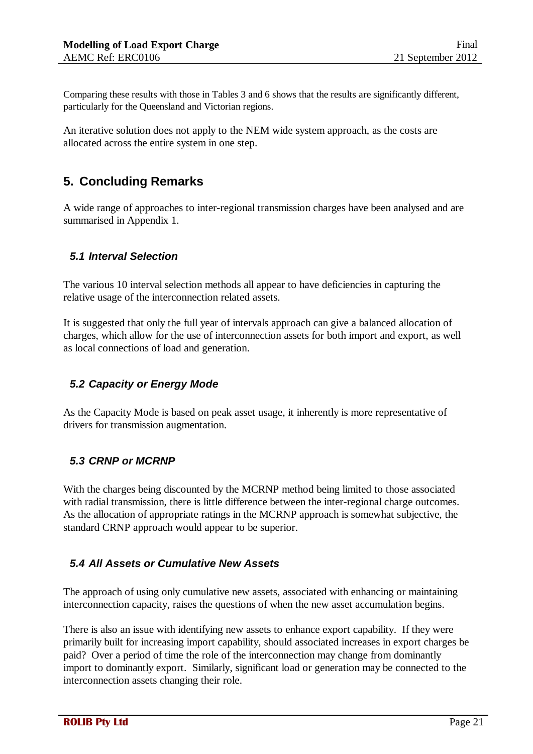Comparing these results with those in Tables 3 and 6 shows that the results are significantly different, particularly for the Queensland and Victorian regions.

An iterative solution does not apply to the NEM wide system approach, as the costs are allocated across the entire system in one step.

## 5. Concluding Remarks

A wide range of approaches to inter-regional transmission charges have been analysed and are summarised in Appendix 1.

### *5.1 Interval Selection*

The various 10 interval selection methods all appear to have deficiencies in capturing the relative usage of the interconnection related assets.

It is suggested that only the full year of intervals approach can give a balanced allocation of charges, which allow for the use of interconnection assets for both import and export, as well as local connections of load and generation.

### *5.2 Capacity or Energy Mode*

As the Capacity Mode is based on peak asset usage, it inherently is more representative of drivers for transmission augmentation.

### *5.3 CRNP or MCRNP*

With the charges being discounted by the MCRNP method being limited to those associated with radial transmission, there is little difference between the inter-regional charge outcomes. As the allocation of appropriate ratings in the MCRNP approach is somewhat subjective, the standard CRNP approach would appear to be superior.

### *5.4 All Assets or Cumulative New Assets*

The approach of using only cumulative new assets, associated with enhancing or maintaining interconnection capacity, raises the questions of when the new asset accumulation begins.

There is also an issue with identifying new assets to enhance export capability. If they were primarily built for increasing import capability, should associated increases in export charges be paid? Over a period of time the role of the interconnection may change from dominantly import to dominantly export. Similarly, significant load or generation may be connected to the interconnection assets changing their role.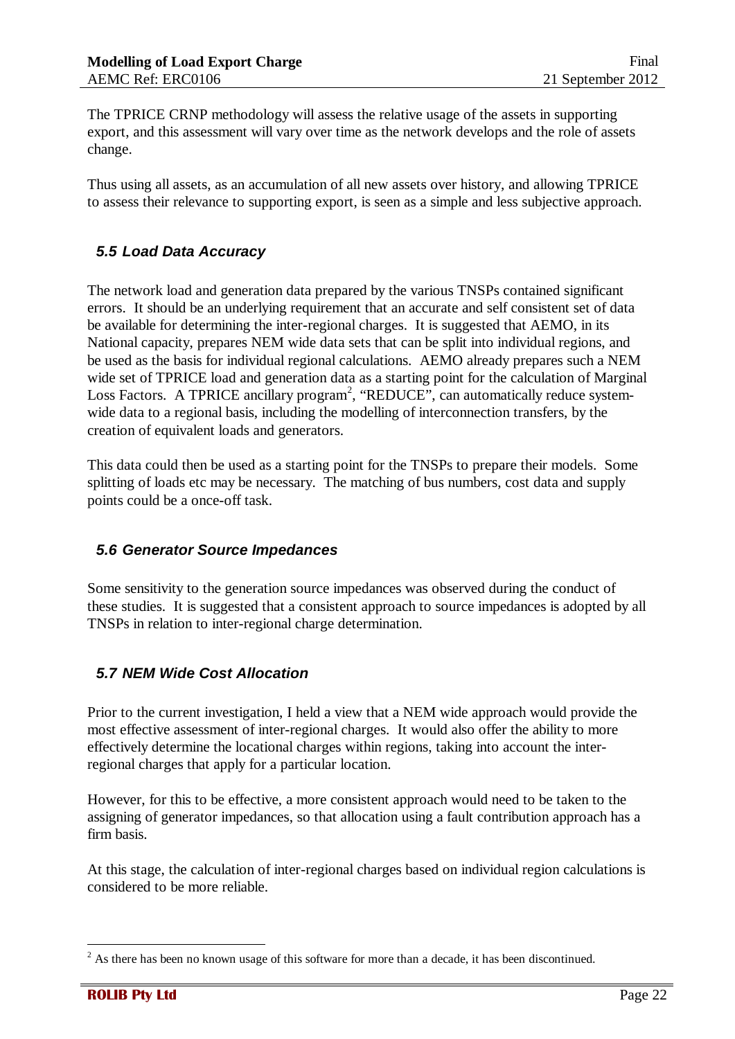The TPRICE CRNP methodology will assess the relative usage of the assets in supporting export, and this assessment will vary over time as the network develops and the role of assets change.

Thus using all assets, as an accumulation of all new assets over history, and allowing TPRICE to assess their relevance to supporting export, is seen as a simple and less subjective approach.

### 5.5 Load Data Accuracy

The network load and generation data prepared by the various TNSPs contained significant errors. It should be an underlying requirement that an accurate and self consistent set of data be available for determining the inter-regional charges. It is suggested that AEMO, in its National capacity, prepares NEM wide data sets that can be split into individual regions, and be used as the basis for individual regional calculations. AEMO already prepares such a NEM wide set of TPRICE load and generation data as a starting point for the calculation of Marginal Loss Factors. A TPRICE ancillary program[2], "REDUCE", can automatically reduce system-wide data to a regional basis, including the modelling of interconnection transfers, by the creation of equivalent loads and generators.

This data could then be used as a starting point for the TNSPs to prepare their models. Some splitting of loads etc may be necessary. The matching of bus numbers, cost data and supply points could be a once-off task.

### 5.6 Generator Source Impedances

Some sensitivity to the generation source impedances was observed during the conduct of these studies. It is suggested that a consistent approach to source impedances is adopted by all TNSPs in relation to inter-regional charge determination.

### 5.7 NEM Wide Cost Allocation

Prior to the current investigation, I held a view that a NEM wide approach would provide the most effective assessment of inter-regional charges. It would also offer the ability to more effectively determine the locational charges within regions, taking into account the inter-regional charges that apply for a particular location.

However, for this to be effective, a more consistent approach would need to be taken to the assigning of generator impedances, so that allocation using a fault contribution approach has a firm basis.

At this stage, the calculation of inter-regional charges based on individual region calculations is considered to be more reliable.

[2] As there has been no known usage of this software for more than a decade, it has been discontinued.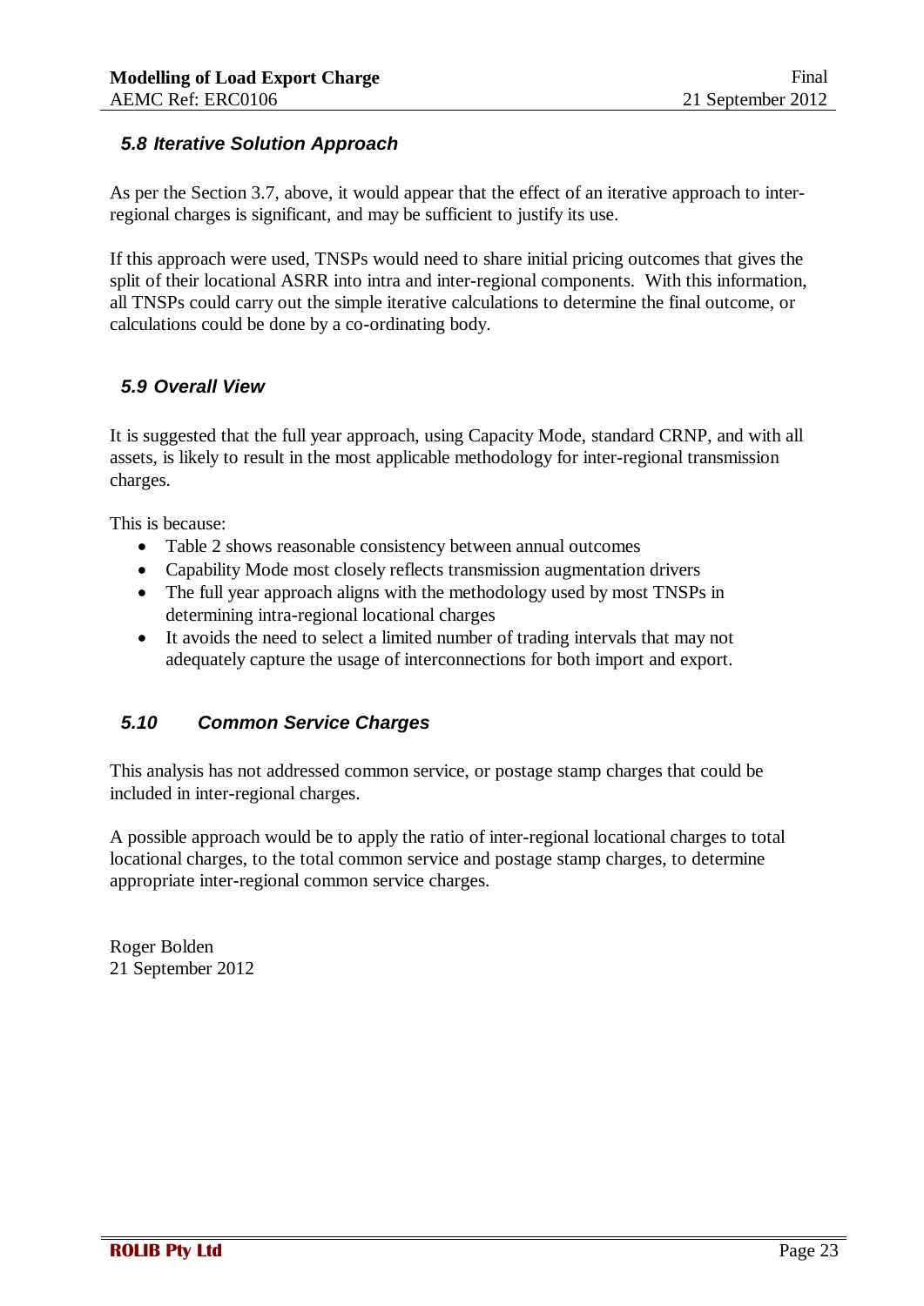### *5.8 Iterative Solution Approach*

As per the Section 3.7, above, it would appear that the effect of an iterative approach to inter-regional charges is significant, and may be sufficient to justify its use.

If this approach were used, TNSPs would need to share initial pricing outcomes that gives the split of their locational ASRR into intra and inter-regional components. With this information, all TNSPs could carry out the simple iterative calculations to determine the final outcome, or calculations could be done by a co-ordinating body.

### *5.9 Overall View*

It is suggested that the full year approach, using Capacity Mode, standard CRNP, and with all assets, is likely to result in the most applicable methodology for inter-regional transmission charges.

This is because:

- Table 2 shows reasonable consistency between annual outcomes
- Capability Mode most closely reflects transmission augmentation drivers
- The full year approach aligns with the methodology used by most TNSPs in determining intra-regional locational charges
- It avoids the need to select a limited number of trading intervals that may not adequately capture the usage of interconnections for both import and export.

### *5.10 Common Service Charges*

This analysis has not addressed common service, or postage stamp charges that could be included in inter-regional charges.

A possible approach would be to apply the ratio of inter-regional locational charges to total locational charges, to the total common service and postage stamp charges, to determine appropriate inter-regional common service charges.

Roger Bolden
21 September 2012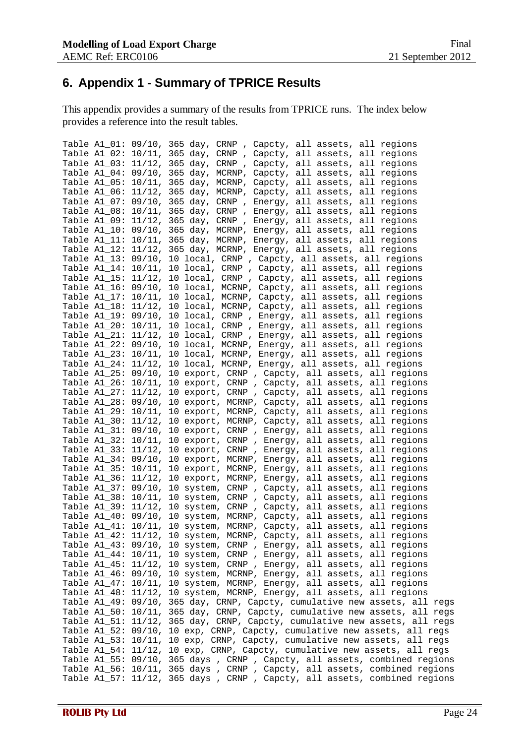## 6. Appendix 1 - Summary of TPRICE Results

This appendix provides a summary of the results from TPRICE runs. The index below provides a reference into the result tables.

```
Table A1_01: 09/10, 365 day, CRNP , Capcty, all assets, all regions
Table A1_02: 10/11, 365 day, CRNP , Capcty, all assets, all regions
Table A1_03: 11/12, 365 day, CRNP , Capcty, all assets, all regions
Table A1_04: 09/10, 365 day, MCRNP, Capcty, all assets, all regions
Table A1_05: 10/11, 365 day, MCRNP, Capcty, all assets, all regions
Table A1_06: 11/12, 365 day, MCRNP, Capcty, all assets, all regions
Table A1_07: 09/10, 365 day, CRNP , Energy, all assets, all regions
Table A1_08: 10/11, 365 day, CRNP , Energy, all assets, all regions
Table A1_09: 11/12, 365 day, CRNP , Energy, all assets, all regions
Table A1_10: 09/10, 365 day, MCRNP, Energy, all assets, all regions
Table A1_11: 10/11, 365 day, MCRNP, Energy, all assets, all regions
Table A1_12: 11/12, 365 day, MCRNP, Energy, all assets, all regions
Table A1_13: 09/10, 10 local, CRNP , Capcty, all assets, all regions
Table A1_14: 10/11, 10 local, CRNP , Capcty, all assets, all regions
Table A1_15: 11/12, 10 local, CRNP , Capcty, all assets, all regions
Table A1_16: 09/10, 10 local, MCRNP, Capcty, all assets, all regions
Table A1_17: 10/11, 10 local, MCRNP, Capcty, all assets, all regions
Table A1_18: 11/12, 10 local, MCRNP, Capcty, all assets, all regions
Table A1_19: 09/10, 10 local, CRNP , Energy, all assets, all regions
Table A1_20: 10/11, 10 local, CRNP , Energy, all assets, all regions
Table A1_21: 11/12, 10 local, CRNP , Energy, all assets, all regions
Table A1_22: 09/10, 10 local, MCRNP, Energy, all assets, all regions
Table A1_23: 10/11, 10 local, MCRNP, Energy, all assets, all regions
Table A1_24: 11/12, 10 local, MCRNP, Energy, all assets, all regions
Table A1_25: 09/10, 10 export, CRNP , Capcty, all assets, all regions
Table A1_26: 10/11, 10 export, CRNP , Capcty, all assets, all regions
Table A1_27: 11/12, 10 export, CRNP , Capcty, all assets, all regions
Table A1_28: 09/10, 10 export, MCRNP, Capcty, all assets, all regions
Table A1_29: 10/11, 10 export, MCRNP, Capcty, all assets, all regions
Table A1_30: 11/12, 10 export, MCRNP, Capcty, all assets, all regions
Table A1_31: 09/10, 10 export, CRNP , Energy, all assets, all regions
Table A1_32: 10/11, 10 export, CRNP , Energy, all assets, all regions
Table A1_33: 11/12, 10 export, CRNP , Energy, all assets, all regions
Table A1_34: 09/10, 10 export, MCRNP, Energy, all assets, all regions
Table A1_35: 10/11, 10 export, MCRNP, Energy, all assets, all regions
Table A1_36: 11/12, 10 export, MCRNP, Energy, all assets, all regions
Table A1_37: 09/10, 10 system, CRNP , Capcty, all assets, all regions
Table A1_38: 10/11, 10 system, CRNP , Capcty, all assets, all regions
Table A1_39: 11/12, 10 system, CRNP , Capcty, all assets, all regions
Table A1_40: 09/10, 10 system, MCRNP, Capcty, all assets, all regions
Table A1_41: 10/11, 10 system, MCRNP, Capcty, all assets, all regions
Table A1_42: 11/12, 10 system, MCRNP, Capcty, all assets, all regions
Table A1_43: 09/10, 10 system, CRNP , Energy, all assets, all regions
Table A1_44: 10/11, 10 system, CRNP , Energy, all assets, all regions
Table A1_45: 11/12, 10 system, CRNP , Energy, all assets, all regions
Table A1_46: 09/10, 10 system, MCRNP, Energy, all assets, all regions
Table A1_47: 10/11, 10 system, MCRNP, Energy, all assets, all regions
Table A1_48: 11/12, 10 system, MCRNP, Energy, all assets, all regions
Table A1_49: 09/10, 365 day, CRNP, Capcty, cumulative new assets, all regs
Table A1_50: 10/11, 365 day, CRNP, Capcty, cumulative new assets, all regs
Table A1_51: 11/12, 365 day, CRNP, Capcty, cumulative new assets, all regs
Table A1_52: 09/10, 10 exp, CRNP, Capcty, cumulative new assets, all regs
Table A1_53: 10/11, 10 exp, CRNP, Capcty, cumulative new assets, all regs
Table A1_54: 11/12, 10 exp, CRNP, Capcty, cumulative new assets, all regs
Table A1_55: 09/10, 365 days , CRNP , Capcty, all assets, combined regions
Table A1_56: 10/11, 365 days , CRNP , Capcty, all assets, combined regions
Table A1_57: 11/12, 365 days , CRNP , Capcty, all assets, combined regions
```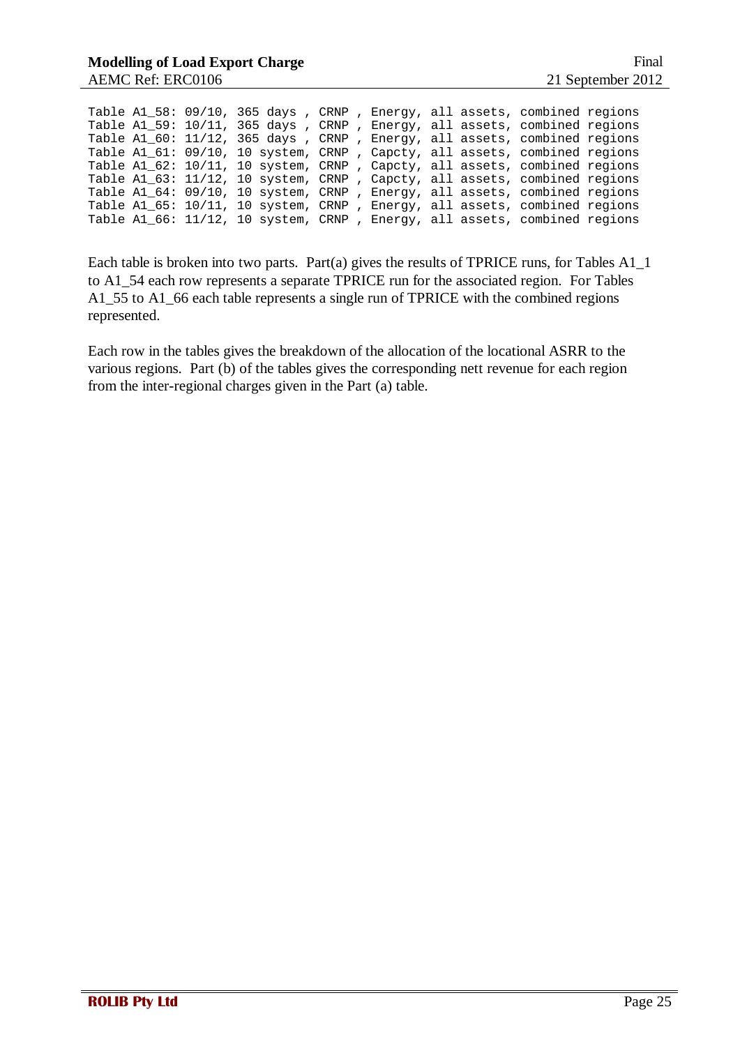```
Table A1_58: 09/10, 365 days , CRNP , Energy, all assets, combined regions
Table A1_59: 10/11, 365 days , CRNP , Energy, all assets, combined regions
Table A1_60: 11/12, 365 days , CRNP , Energy, all assets, combined regions
Table A1_61: 09/10, 10 system, CRNP , Capcty, all assets, combined regions
Table A1_62: 10/11, 10 system, CRNP , Capcty, all assets, combined regions
Table A1_63: 11/12, 10 system, CRNP , Capcty, all assets, combined regions
Table A1_64: 09/10, 10 system, CRNP , Energy, all assets, combined regions
Table A1_65: 10/11, 10 system, CRNP , Energy, all assets, combined regions
Table A1_66: 11/12, 10 system, CRNP , Energy, all assets, combined regions
```

Each table is broken into two parts. Part(a) gives the results of TPRICE runs, for Tables A1_1 to A1_54 each row represents a separate TPRICE run for the associated region. For Tables A1_55 to A1_66 each table represents a single run of TPRICE with the combined regions represented.

Each row in the tables gives the breakdown of the allocation of the locational ASRR to the various regions. Part (b) of the tables gives the corresponding nett revenue for each region from the inter-regional charges given in the Part (a) table.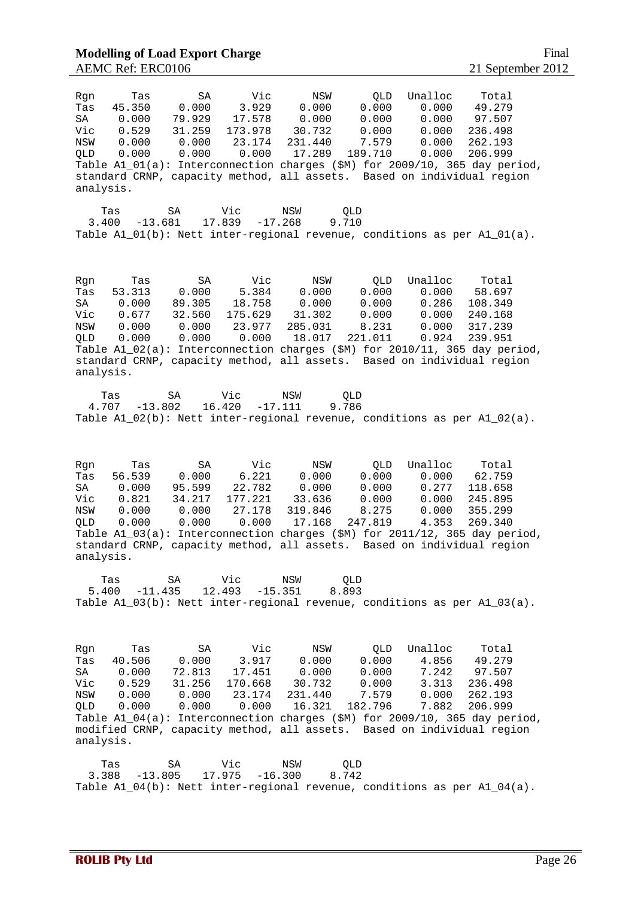| Rgn | Tas | SA | Vic | NSW | QLD | Unalloc | Total |
|---|---|---|---|---|---|---|---|
| Tas | 45.350 | 0.000 | 3.929 | 0.000 | 0.000 | 0.000 | 49.279 |
| SA | 0.000 | 79.929 | 17.578 | 0.000 | 0.000 | 0.000 | 97.507 |
| Vic | 0.529 | 31.259 | 173.978 | 30.732 | 0.000 | 0.000 | 236.498 |
| NSW | 0.000 | 0.000 | 23.174 | 231.440 | 7.579 | 0.000 | 262.193 |
| QLD | 0.000 | 0.000 | 0.000 | 17.289 | 189.710 | 0.000 | 206.999 |

Table A1_01(a): Interconnection charges ($M) for 2009/10, 365 day period, standard CRNP, capacity method, all assets. Based on individual region analysis.

| Tas | SA | Vic | NSW | QLD |
|---|---|---|---|---|
| 3.400 | -13.681 | 17.839 | -17.268 | 9.710 |

Table A1_01(b): Nett inter-regional revenue, conditions as per A1_01(a).

| Rgn | Tas | SA | Vic | NSW | QLD | Unalloc | Total |
|---|---|---|---|---|---|---|---|
| Tas | 53.313 | 0.000 | 5.384 | 0.000 | 0.000 | 0.000 | 58.697 |
| SA | 0.000 | 89.305 | 18.758 | 0.000 | 0.000 | 0.286 | 108.349 |
| Vic | 0.677 | 32.560 | 175.629 | 31.302 | 0.000 | 0.000 | 240.168 |
| NSW | 0.000 | 0.000 | 23.977 | 285.031 | 8.231 | 0.000 | 317.239 |
| QLD | 0.000 | 0.000 | 0.000 | 18.017 | 221.011 | 0.924 | 239.951 |

Table A1_02(a): Interconnection charges ($M) for 2010/11, 365 day period, standard CRNP, capacity method, all assets. Based on individual region analysis.

| Tas | SA | Vic | NSW | QLD |
|---|---|---|---|---|
| 4.707 | -13.802 | 16.420 | -17.111 | 9.786 |

Table A1_02(b): Nett inter-regional revenue, conditions as per A1_02(a).

| Rgn | Tas | SA | Vic | NSW | QLD | Unalloc | Total |
|---|---|---|---|---|---|---|---|
| Tas | 56.539 | 0.000 | 6.221 | 0.000 | 0.000 | 0.000 | 62.759 |
| SA | 0.000 | 95.599 | 22.782 | 0.000 | 0.000 | 0.277 | 118.658 |
| Vic | 0.821 | 34.217 | 177.221 | 33.636 | 0.000 | 0.000 | 245.895 |
| NSW | 0.000 | 0.000 | 27.178 | 319.846 | 8.275 | 0.000 | 355.299 |
| QLD | 0.000 | 0.000 | 0.000 | 17.168 | 247.819 | 4.353 | 269.340 |

Table A1_03(a): Interconnection charges ($M) for 2011/12, 365 day period, standard CRNP, capacity method, all assets. Based on individual region analysis.

| Tas | SA | Vic | NSW | QLD |
|---|---|---|---|---|
| 5.400 | -11.435 | 12.493 | -15.351 | 8.893 |

Table A1_03(b): Nett inter-regional revenue, conditions as per A1_03(a).

| Rgn | Tas | SA | Vic | NSW | QLD | Unalloc | Total |
|---|---|---|---|---|---|---|---|
| Tas | 40.506 | 0.000 | 3.917 | 0.000 | 0.000 | 4.856 | 49.279 |
| SA | 0.000 | 72.813 | 17.451 | 0.000 | 0.000 | 7.242 | 97.507 |
| Vic | 0.529 | 31.256 | 170.668 | 30.732 | 0.000 | 3.313 | 236.498 |
| NSW | 0.000 | 0.000 | 23.174 | 231.440 | 7.579 | 0.000 | 262.193 |
| QLD | 0.000 | 0.000 | 0.000 | 16.321 | 182.796 | 7.882 | 206.999 |

Table A1_04(a): Interconnection charges ($M) for 2009/10, 365 day period, modified CRNP, capacity method, all assets. Based on individual region analysis.

| Tas | SA | Vic | NSW | QLD |
|---|---|---|---|---|
| 3.388 | -13.805 | 17.975 | -16.300 | 8.742 |

Table A1_04(b): Nett inter-regional revenue, conditions as per A1_04(a).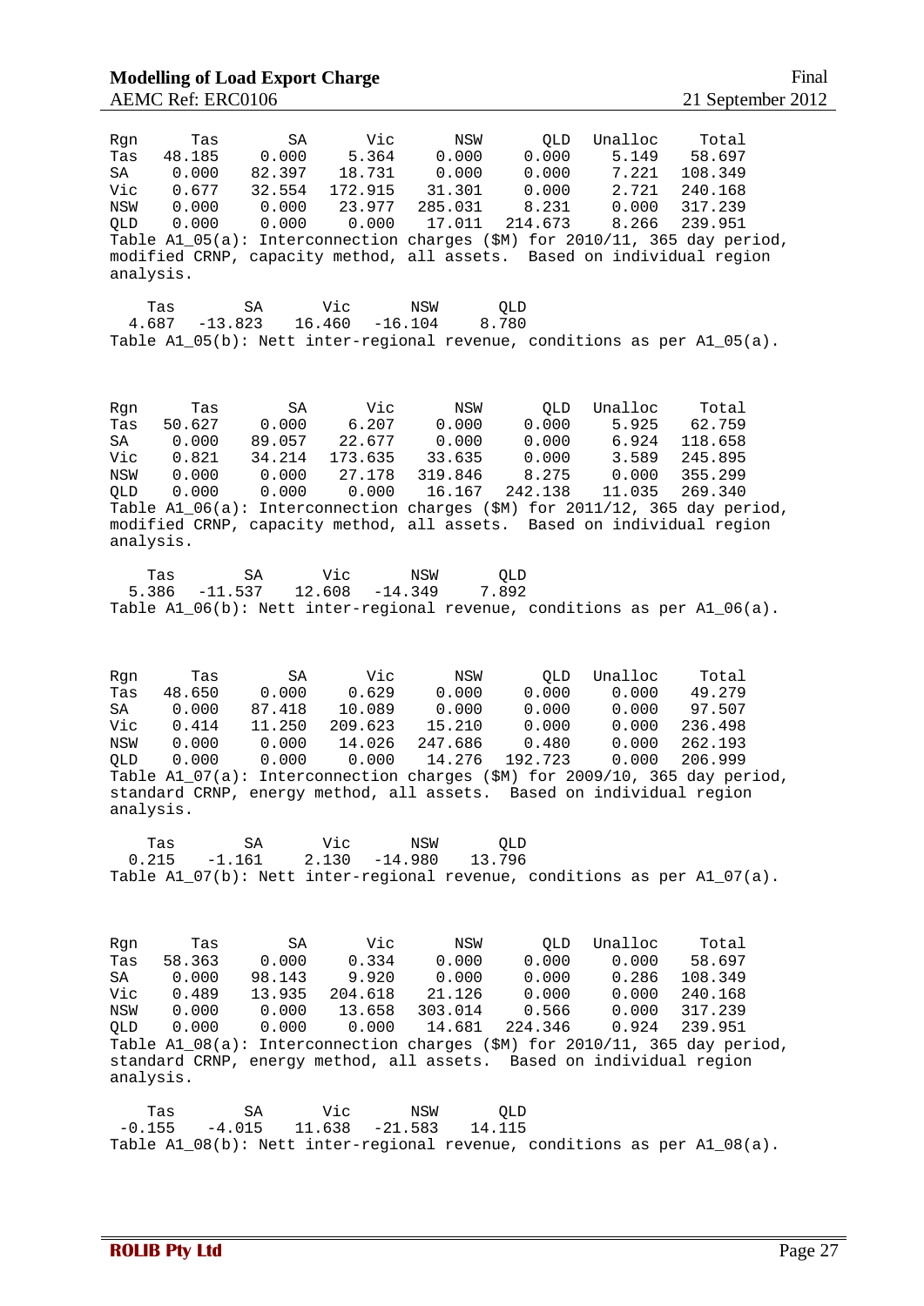| Rgn | Tas | SA | Vic | NSW | QLD | Unalloc | Total |
|---|---|---|---|---|---|---|---|
| Tas | 48.185 | 0.000 | 5.364 | 0.000 | 0.000 | 5.149 | 58.697 |
| SA | 0.000 | 82.397 | 18.731 | 0.000 | 0.000 | 7.221 | 108.349 |
| Vic | 0.677 | 32.554 | 172.915 | 31.301 | 0.000 | 2.721 | 240.168 |
| NSW | 0.000 | 0.000 | 23.977 | 285.031 | 8.231 | 0.000 | 317.239 |
| QLD | 0.000 | 0.000 | 0.000 | 17.011 | 214.673 | 8.266 | 239.951 |

Table A1_05(a): Interconnection charges ($M) for 2010/11, 365 day period, modified CRNP, capacity method, all assets. Based on individual region analysis.

| Tas | SA | Vic | NSW | QLD |
|---|---|---|---|---|
| 4.687 | -13.823 | 16.460 | -16.104 | 8.780 |

Table A1_05(b): Nett inter-regional revenue, conditions as per A1_05(a).

| Rgn | Tas | SA | Vic | NSW | QLD | Unalloc | Total |
|---|---|---|---|---|---|---|---|
| Tas | 50.627 | 0.000 | 6.207 | 0.000 | 0.000 | 5.925 | 62.759 |
| SA | 0.000 | 89.057 | 22.677 | 0.000 | 0.000 | 6.924 | 118.658 |
| Vic | 0.821 | 34.214 | 173.635 | 33.635 | 0.000 | 3.589 | 245.895 |
| NSW | 0.000 | 0.000 | 27.178 | 319.846 | 8.275 | 0.000 | 355.299 |
| QLD | 0.000 | 0.000 | 0.000 | 16.167 | 242.138 | 11.035 | 269.340 |

Table A1_06(a): Interconnection charges ($M) for 2011/12, 365 day period, modified CRNP, capacity method, all assets. Based on individual region analysis.

| Tas | SA | Vic | NSW | QLD |
|---|---|---|---|---|
| 5.386 | -11.537 | 12.608 | -14.349 | 7.892 |

Table A1_06(b): Nett inter-regional revenue, conditions as per A1_06(a).

| Rgn | Tas | SA | Vic | NSW | QLD | Unalloc | Total |
|---|---|---|---|---|---|---|---|
| Tas | 48.650 | 0.000 | 0.629 | 0.000 | 0.000 | 0.000 | 49.279 |
| SA | 0.000 | 87.418 | 10.089 | 0.000 | 0.000 | 0.000 | 97.507 |
| Vic | 0.414 | 11.250 | 209.623 | 15.210 | 0.000 | 0.000 | 236.498 |
| NSW | 0.000 | 0.000 | 14.026 | 247.686 | 0.480 | 0.000 | 262.193 |
| QLD | 0.000 | 0.000 | 0.000 | 14.276 | 192.723 | 0.000 | 206.999 |

Table A1_07(a): Interconnection charges ($M) for 2009/10, 365 day period, standard CRNP, energy method, all assets. Based on individual region analysis.

| Tas | SA | Vic | NSW | QLD |
|---|---|---|---|---|
| 0.215 | -1.161 | 2.130 | -14.980 | 13.796 |

Table A1_07(b): Nett inter-regional revenue, conditions as per A1_07(a).

| Rgn | Tas | SA | Vic | NSW | QLD | Unalloc | Total |
|---|---|---|---|---|---|---|---|
| Tas | 58.363 | 0.000 | 0.334 | 0.000 | 0.000 | 0.000 | 58.697 |
| SA | 0.000 | 98.143 | 9.920 | 0.000 | 0.000 | 0.286 | 108.349 |
| Vic | 0.489 | 13.935 | 204.618 | 21.126 | 0.000 | 0.000 | 240.168 |
| NSW | 0.000 | 0.000 | 13.658 | 303.014 | 0.566 | 0.000 | 317.239 |
| QLD | 0.000 | 0.000 | 0.000 | 14.681 | 224.346 | 0.924 | 239.951 |

Table A1_08(a): Interconnection charges ($M) for 2010/11, 365 day period, standard CRNP, energy method, all assets. Based on individual region analysis.

| Tas | SA | Vic | NSW | QLD |
|---|---|---|---|---|
| -0.155 | -4.015 | 11.638 | -21.583 | 14.115 |

Table A1_08(b): Nett inter-regional revenue, conditions as per A1_08(a).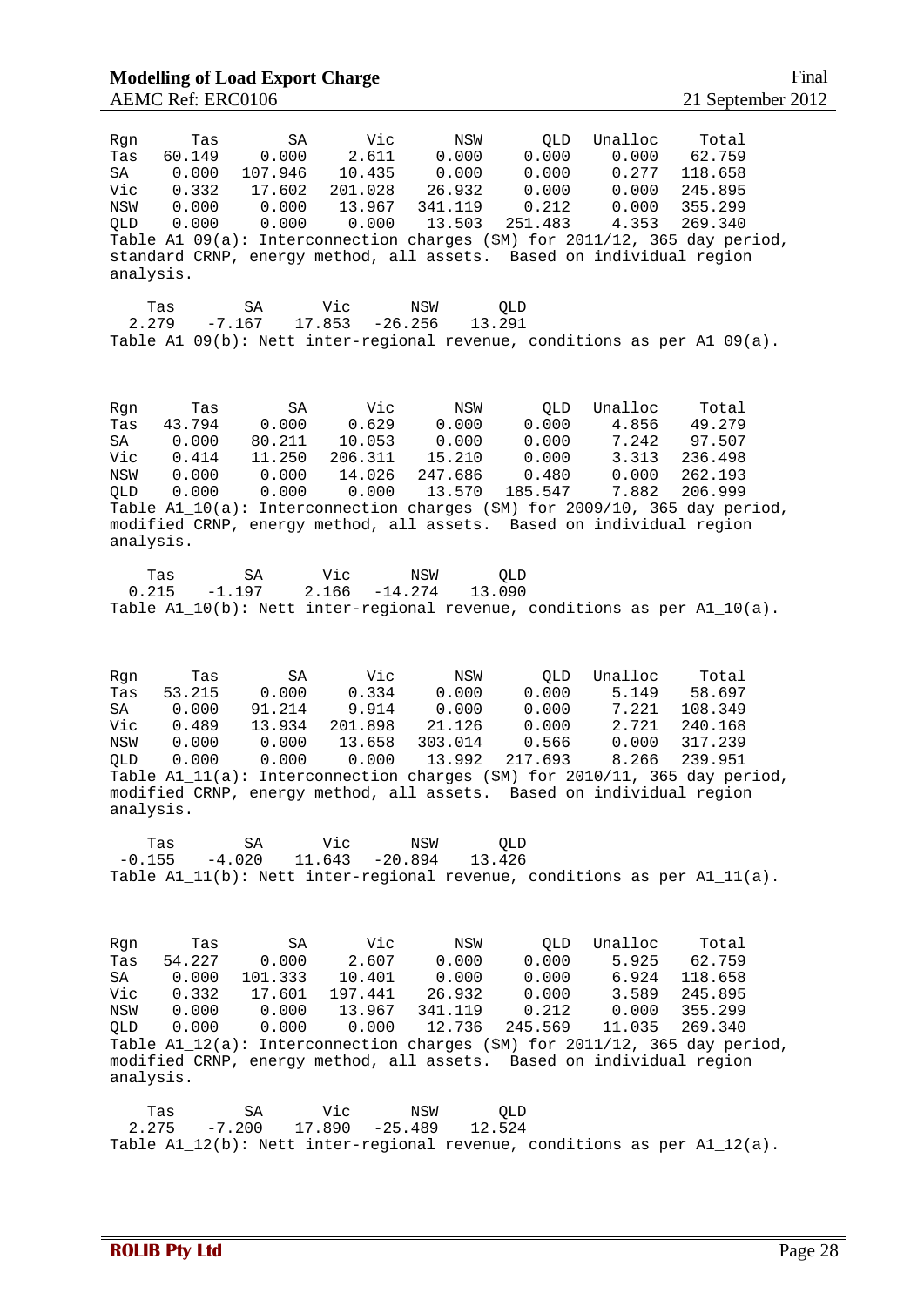| Rgn | Tas | SA | Vic | NSW | QLD | Unalloc | Total |
|---|---|---|---|---|---|---|---|
| Tas | 60.149 | 0.000 | 2.611 | 0.000 | 0.000 | 0.000 | 62.759 |
| SA | 0.000 | 107.946 | 10.435 | 0.000 | 0.000 | 0.277 | 118.658 |
| Vic | 0.332 | 17.602 | 201.028 | 26.932 | 0.000 | 0.000 | 245.895 |
| NSW | 0.000 | 0.000 | 13.967 | 341.119 | 0.212 | 0.000 | 355.299 |
| QLD | 0.000 | 0.000 | 0.000 | 13.503 | 251.483 | 4.353 | 269.340 |

Table A1_09(a): Interconnection charges ($M) for 2011/12, 365 day period, standard CRNP, energy method, all assets. Based on individual region analysis.

| Tas | SA | Vic | NSW | QLD |
|---|---|---|---|---|
| 2.279 | -7.167 | 17.853 | -26.256 | 13.291 |

Table A1_09(b): Nett inter-regional revenue, conditions as per A1_09(a).

| Rgn | Tas | SA | Vic | NSW | QLD | Unalloc | Total |
|---|---|---|---|---|---|---|---|
| Tas | 43.794 | 0.000 | 0.629 | 0.000 | 0.000 | 4.856 | 49.279 |
| SA | 0.000 | 80.211 | 10.053 | 0.000 | 0.000 | 7.242 | 97.507 |
| Vic | 0.414 | 11.250 | 206.311 | 15.210 | 0.000 | 3.313 | 236.498 |
| NSW | 0.000 | 0.000 | 14.026 | 247.686 | 0.480 | 0.000 | 262.193 |
| QLD | 0.000 | 0.000 | 0.000 | 13.570 | 185.547 | 7.882 | 206.999 |

Table A1_10(a): Interconnection charges ($M) for 2009/10, 365 day period, modified CRNP, energy method, all assets. Based on individual region analysis.

| Tas | SA | Vic | NSW | QLD |
|---|---|---|---|---|
| 0.215 | -1.197 | 2.166 | -14.274 | 13.090 |

Table A1_10(b): Nett inter-regional revenue, conditions as per A1_10(a).

| Rgn | Tas | SA | Vic | NSW | QLD | Unalloc | Total |
|---|---|---|---|---|---|---|---|
| Tas | 53.215 | 0.000 | 0.334 | 0.000 | 0.000 | 5.149 | 58.697 |
| SA | 0.000 | 91.214 | 9.914 | 0.000 | 0.000 | 7.221 | 108.349 |
| Vic | 0.489 | 13.934 | 201.898 | 21.126 | 0.000 | 2.721 | 240.168 |
| NSW | 0.000 | 0.000 | 13.658 | 303.014 | 0.566 | 0.000 | 317.239 |
| QLD | 0.000 | 0.000 | 0.000 | 13.992 | 217.693 | 8.266 | 239.951 |

Table A1_11(a): Interconnection charges ($M) for 2010/11, 365 day period, modified CRNP, energy method, all assets. Based on individual region analysis.

| Tas | SA | Vic | NSW | QLD |
|---|---|---|---|---|
| -0.155 | -4.020 | 11.643 | -20.894 | 13.426 |

Table A1_11(b): Nett inter-regional revenue, conditions as per A1_11(a).

| Rgn | Tas | SA | Vic | NSW | QLD | Unalloc | Total |
|---|---|---|---|---|---|---|---|
| Tas | 54.227 | 0.000 | 2.607 | 0.000 | 0.000 | 5.925 | 62.759 |
| SA | 0.000 | 101.333 | 10.401 | 0.000 | 0.000 | 6.924 | 118.658 |
| Vic | 0.332 | 17.601 | 197.441 | 26.932 | 0.000 | 3.589 | 245.895 |
| NSW | 0.000 | 0.000 | 13.967 | 341.119 | 0.212 | 0.000 | 355.299 |
| QLD | 0.000 | 0.000 | 0.000 | 12.736 | 245.569 | 11.035 | 269.340 |

Table A1_12(a): Interconnection charges ($M) for 2011/12, 365 day period, modified CRNP, energy method, all assets. Based on individual region analysis.

| Tas | SA | Vic | NSW | QLD |
|---|---|---|---|---|
| 2.275 | -7.200 | 17.890 | -25.489 | 12.524 |

Table A1_12(b): Nett inter-regional revenue, conditions as per A1_12(a).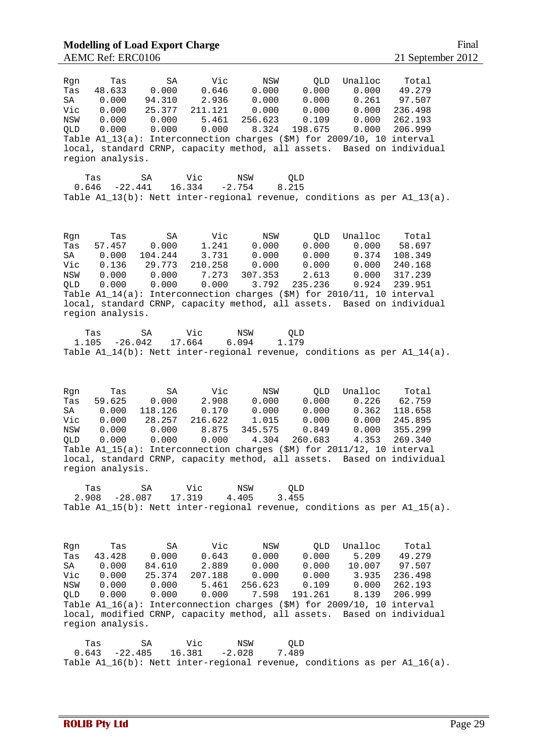| Rgn | Tas | SA | Vic | NSW | QLD | Unalloc | Total |
|---|---|---|---|---|---|---|---|
| Tas | 48.633 | 0.000 | 0.646 | 0.000 | 0.000 | 0.000 | 49.279 |
| SA | 0.000 | 94.310 | 2.936 | 0.000 | 0.000 | 0.261 | 97.507 |
| Vic | 0.000 | 25.377 | 211.121 | 0.000 | 0.000 | 0.000 | 236.498 |
| NSW | 0.000 | 0.000 | 5.461 | 256.623 | 0.109 | 0.000 | 262.193 |
| QLD | 0.000 | 0.000 | 0.000 | 8.324 | 198.675 | 0.000 | 206.999 |

Table A1_13(a): Interconnection charges ($M) for 2009/10, 10 interval local, standard CRNP, capacity method, all assets. Based on individual region analysis.

| Tas | SA | Vic | NSW | QLD |
|---|---|---|---|---|
| 0.646 | -22.441 | 16.334 | -2.754 | 8.215 |

Table A1_13(b): Nett inter-regional revenue, conditions as per A1_13(a).

| Rgn | Tas | SA | Vic | NSW | QLD | Unalloc | Total |
|---|---|---|---|---|---|---|---|
| Tas | 57.457 | 0.000 | 1.241 | 0.000 | 0.000 | 0.000 | 58.697 |
| SA | 0.000 | 104.244 | 3.731 | 0.000 | 0.000 | 0.374 | 108.349 |
| Vic | 0.136 | 29.773 | 210.258 | 0.000 | 0.000 | 0.000 | 240.168 |
| NSW | 0.000 | 0.000 | 7.273 | 307.353 | 2.613 | 0.000 | 317.239 |
| QLD | 0.000 | 0.000 | 0.000 | 3.792 | 235.236 | 0.924 | 239.951 |

Table A1_14(a): Interconnection charges ($M) for 2010/11, 10 interval local, standard CRNP, capacity method, all assets. Based on individual region analysis.

| Tas | SA | Vic | NSW | QLD |
|---|---|---|---|---|
| 1.105 | -26.042 | 17.664 | 6.094 | 1.179 |

Table A1_14(b): Nett inter-regional revenue, conditions as per A1_14(a).

| Rgn | Tas | SA | Vic | NSW | QLD | Unalloc | Total |
|---|---|---|---|---|---|---|---|
| Tas | 59.625 | 0.000 | 2.908 | 0.000 | 0.000 | 0.226 | 62.759 |
| SA | 0.000 | 118.126 | 0.170 | 0.000 | 0.000 | 0.362 | 118.658 |
| Vic | 0.000 | 28.257 | 216.622 | 1.015 | 0.000 | 0.000 | 245.895 |
| NSW | 0.000 | 0.000 | 8.875 | 345.575 | 0.849 | 0.000 | 355.299 |
| QLD | 0.000 | 0.000 | 0.000 | 4.304 | 260.683 | 4.353 | 269.340 |

Table A1_15(a): Interconnection charges ($M) for 2011/12, 10 interval local, standard CRNP, capacity method, all assets. Based on individual region analysis.

| Tas | SA | Vic | NSW | QLD |
|---|---|---|---|---|
| 2.908 | -28.087 | 17.319 | 4.405 | 3.455 |

Table A1_15(b): Nett inter-regional revenue, conditions as per A1_15(a).

| Rgn | Tas | SA | Vic | NSW | QLD | Unalloc | Total |
|---|---|---|---|---|---|---|---|
| Tas | 43.428 | 0.000 | 0.643 | 0.000 | 0.000 | 5.209 | 49.279 |
| SA | 0.000 | 84.610 | 2.889 | 0.000 | 0.000 | 10.007 | 97.507 |
| Vic | 0.000 | 25.374 | 207.188 | 0.000 | 0.000 | 3.935 | 236.498 |
| NSW | 0.000 | 0.000 | 5.461 | 256.623 | 0.109 | 0.000 | 262.193 |
| QLD | 0.000 | 0.000 | 0.000 | 7.598 | 191.261 | 8.139 | 206.999 |

Table A1_16(a): Interconnection charges ($M) for 2009/10, 10 interval local, modified CRNP, capacity method, all assets. Based on individual region analysis.

| Tas | SA | Vic | NSW | QLD |
|---|---|---|---|---|
| 0.643 | -22.485 | 16.381 | -2.028 | 7.489 |

Table A1_16(b): Nett inter-regional revenue, conditions as per A1_16(a).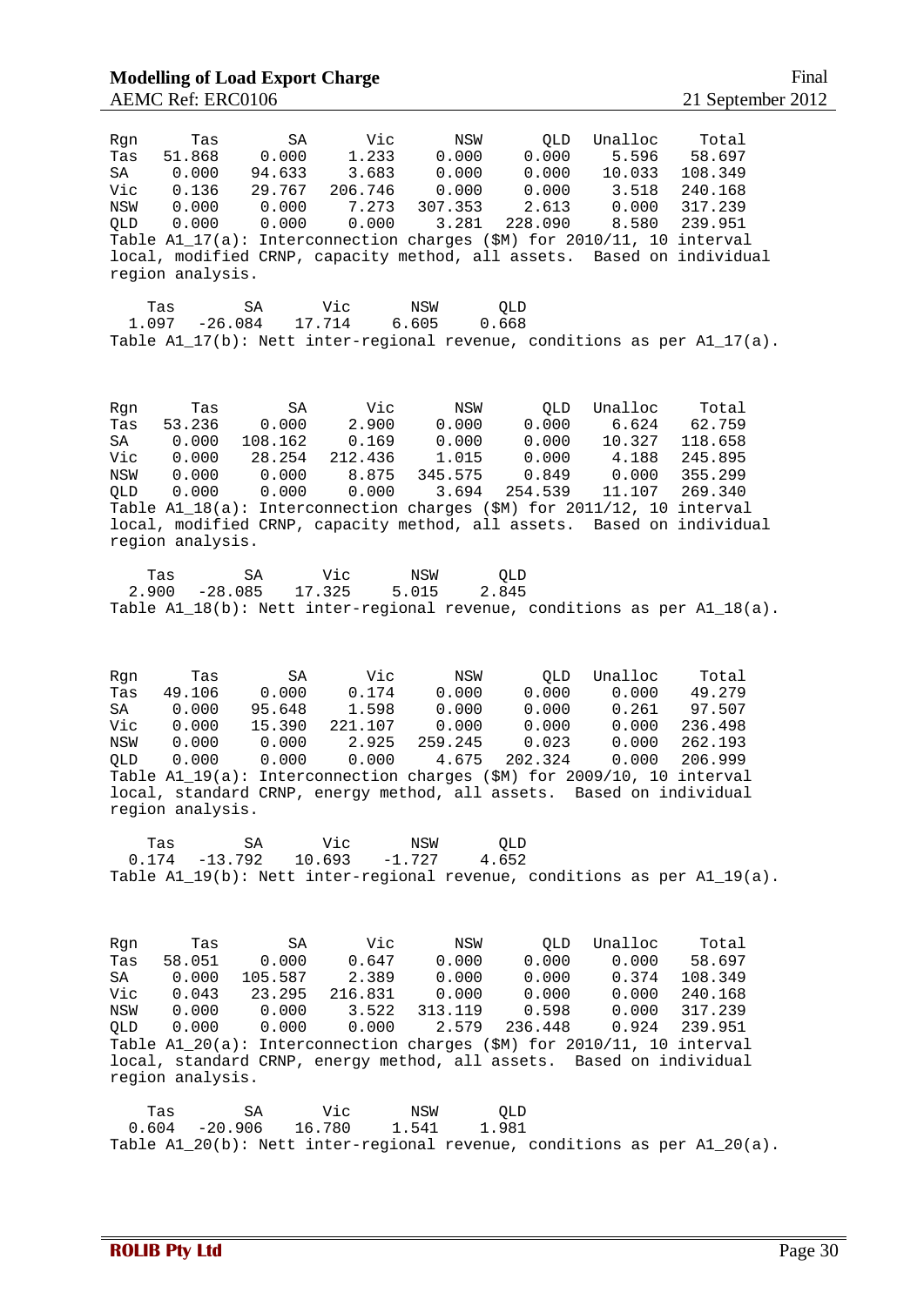| Rgn | Tas | SA | Vic | NSW | QLD | Unalloc | Total |
|---|---|---|---|---|---|---|---|
| Tas | 51.868 | 0.000 | 1.233 | 0.000 | 0.000 | 5.596 | 58.697 |
| SA | 0.000 | 94.633 | 3.683 | 0.000 | 0.000 | 10.033 | 108.349 |
| Vic | 0.136 | 29.767 | 206.746 | 0.000 | 0.000 | 3.518 | 240.168 |
| NSW | 0.000 | 0.000 | 7.273 | 307.353 | 2.613 | 0.000 | 317.239 |
| QLD | 0.000 | 0.000 | 0.000 | 3.281 | 228.090 | 8.580 | 239.951 |

Table A1_17(a): Interconnection charges ($M) for 2010/11, 10 interval local, modified CRNP, capacity method, all assets. Based on individual region analysis.

| Tas | SA | Vic | NSW | QLD |
|---|---|---|---|---|
| 1.097 | -26.084 | 17.714 | 6.605 | 0.668 |

Table A1_17(b): Nett inter-regional revenue, conditions as per A1_17(a).

| Rgn | Tas | SA | Vic | NSW | QLD | Unalloc | Total |
|---|---|---|---|---|---|---|---|
| Tas | 53.236 | 0.000 | 2.900 | 0.000 | 0.000 | 6.624 | 62.759 |
| SA | 0.000 | 108.162 | 0.169 | 0.000 | 0.000 | 10.327 | 118.658 |
| Vic | 0.000 | 28.254 | 212.436 | 1.015 | 0.000 | 4.188 | 245.895 |
| NSW | 0.000 | 0.000 | 8.875 | 345.575 | 0.849 | 0.000 | 355.299 |
| QLD | 0.000 | 0.000 | 0.000 | 3.694 | 254.539 | 11.107 | 269.340 |

Table A1_18(a): Interconnection charges ($M) for 2011/12, 10 interval local, modified CRNP, capacity method, all assets. Based on individual region analysis.

| Tas | SA | Vic | NSW | QLD |
|---|---|---|---|---|
| 2.900 | -28.085 | 17.325 | 5.015 | 2.845 |

Table A1_18(b): Nett inter-regional revenue, conditions as per A1_18(a).

| Rgn | Tas | SA | Vic | NSW | QLD | Unalloc | Total |
|---|---|---|---|---|---|---|---|
| Tas | 49.106 | 0.000 | 0.174 | 0.000 | 0.000 | 0.000 | 49.279 |
| SA | 0.000 | 95.648 | 1.598 | 0.000 | 0.000 | 0.261 | 97.507 |
| Vic | 0.000 | 15.390 | 221.107 | 0.000 | 0.000 | 0.000 | 236.498 |
| NSW | 0.000 | 0.000 | 2.925 | 259.245 | 0.023 | 0.000 | 262.193 |
| QLD | 0.000 | 0.000 | 0.000 | 4.675 | 202.324 | 0.000 | 206.999 |

Table A1_19(a): Interconnection charges ($M) for 2009/10, 10 interval local, standard CRNP, energy method, all assets. Based on individual region analysis.

| Tas | SA | Vic | NSW | QLD |
|---|---|---|---|---|
| 0.174 | -13.792 | 10.693 | -1.727 | 4.652 |

Table A1_19(b): Nett inter-regional revenue, conditions as per A1_19(a).

| Rgn | Tas | SA | Vic | NSW | QLD | Unalloc | Total |
|---|---|---|---|---|---|---|---|
| Tas | 58.051 | 0.000 | 0.647 | 0.000 | 0.000 | 0.000 | 58.697 |
| SA | 0.000 | 105.587 | 2.389 | 0.000 | 0.000 | 0.374 | 108.349 |
| Vic | 0.043 | 23.295 | 216.831 | 0.000 | 0.000 | 0.000 | 240.168 |
| NSW | 0.000 | 0.000 | 3.522 | 313.119 | 0.598 | 0.000 | 317.239 |
| QLD | 0.000 | 0.000 | 0.000 | 2.579 | 236.448 | 0.924 | 239.951 |

Table A1_20(a): Interconnection charges ($M) for 2010/11, 10 interval local, standard CRNP, energy method, all assets. Based on individual region analysis.

| Tas | SA | Vic | NSW | QLD |
|---|---|---|---|---|
| 0.604 | -20.906 | 16.780 | 1.541 | 1.981 |

Table A1_20(b): Nett inter-regional revenue, conditions as per A1_20(a).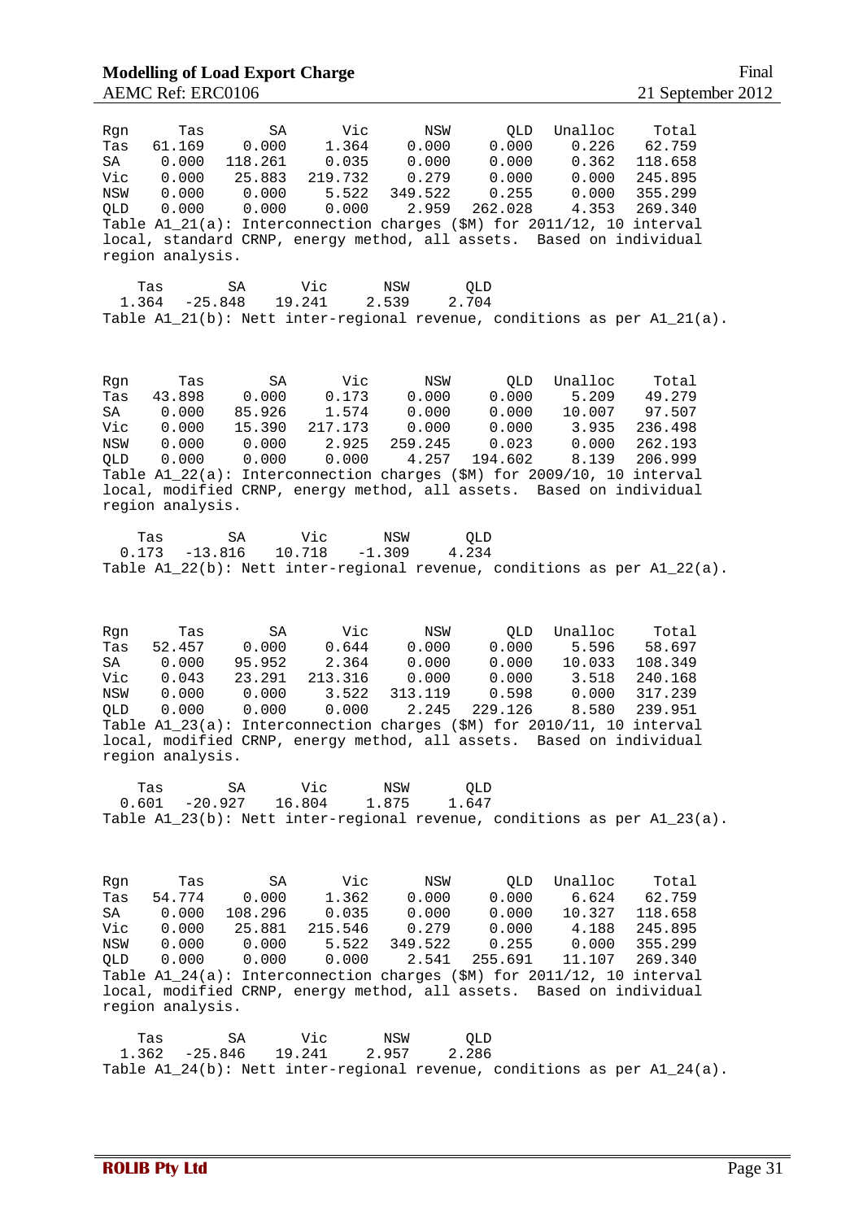| Rgn | Tas | SA | Vic | NSW | QLD | Unalloc | Total |
|---|---|---|---|---|---|---|---|
| Tas | 61.169 | 0.000 | 1.364 | 0.000 | 0.000 | 0.226 | 62.759 |
| SA | 0.000 | 118.261 | 0.035 | 0.000 | 0.000 | 0.362 | 118.658 |
| Vic | 0.000 | 25.883 | 219.732 | 0.279 | 0.000 | 0.000 | 245.895 |
| NSW | 0.000 | 0.000 | 5.522 | 349.522 | 0.255 | 0.000 | 355.299 |
| QLD | 0.000 | 0.000 | 0.000 | 2.959 | 262.028 | 4.353 | 269.340 |

Table A1_21(a): Interconnection charges ($M) for 2011/12, 10 interval local, standard CRNP, energy method, all assets. Based on individual region analysis.

| Tas | SA | Vic | NSW | QLD |
|---|---|---|---|---|
| 1.364 | -25.848 | 19.241 | 2.539 | 2.704 |

Table A1_21(b): Nett inter-regional revenue, conditions as per A1_21(a).

| Rgn | Tas | SA | Vic | NSW | QLD | Unalloc | Total |
|---|---|---|---|---|---|---|---|
| Tas | 43.898 | 0.000 | 0.173 | 0.000 | 0.000 | 5.209 | 49.279 |
| SA | 0.000 | 85.926 | 1.574 | 0.000 | 0.000 | 10.007 | 97.507 |
| Vic | 0.000 | 15.390 | 217.173 | 0.000 | 0.000 | 3.935 | 236.498 |
| NSW | 0.000 | 0.000 | 2.925 | 259.245 | 0.023 | 0.000 | 262.193 |
| QLD | 0.000 | 0.000 | 0.000 | 4.257 | 194.602 | 8.139 | 206.999 |

Table A1_22(a): Interconnection charges ($M) for 2009/10, 10 interval local, modified CRNP, energy method, all assets. Based on individual region analysis.

| Tas | SA | Vic | NSW | QLD |
|---|---|---|---|---|
| 0.173 | -13.816 | 10.718 | -1.309 | 4.234 |

Table A1_22(b): Nett inter-regional revenue, conditions as per A1_22(a).

| Rgn | Tas | SA | Vic | NSW | QLD | Unalloc | Total |
|---|---|---|---|---|---|---|---|
| Tas | 52.457 | 0.000 | 0.644 | 0.000 | 0.000 | 5.596 | 58.697 |
| SA | 0.000 | 95.952 | 2.364 | 0.000 | 0.000 | 10.033 | 108.349 |
| Vic | 0.043 | 23.291 | 213.316 | 0.000 | 0.000 | 3.518 | 240.168 |
| NSW | 0.000 | 0.000 | 3.522 | 313.119 | 0.598 | 0.000 | 317.239 |
| QLD | 0.000 | 0.000 | 0.000 | 2.245 | 229.126 | 8.580 | 239.951 |

Table A1_23(a): Interconnection charges ($M) for 2010/11, 10 interval local, modified CRNP, energy method, all assets. Based on individual region analysis.

| Tas | SA | Vic | NSW | QLD |
|---|---|---|---|---|
| 0.601 | -20.927 | 16.804 | 1.875 | 1.647 |

Table A1_23(b): Nett inter-regional revenue, conditions as per A1_23(a).

| Rgn | Tas | SA | Vic | NSW | QLD | Unalloc | Total |
|---|---|---|---|---|---|---|---|
| Tas | 54.774 | 0.000 | 1.362 | 0.000 | 0.000 | 6.624 | 62.759 |
| SA | 0.000 | 108.296 | 0.035 | 0.000 | 0.000 | 10.327 | 118.658 |
| Vic | 0.000 | 25.881 | 215.546 | 0.279 | 0.000 | 4.188 | 245.895 |
| NSW | 0.000 | 0.000 | 5.522 | 349.522 | 0.255 | 0.000 | 355.299 |
| QLD | 0.000 | 0.000 | 0.000 | 2.541 | 255.691 | 11.107 | 269.340 |

Table A1_24(a): Interconnection charges ($M) for 2011/12, 10 interval local, modified CRNP, energy method, all assets. Based on individual region analysis.

| Tas | SA | Vic | NSW | QLD |
|---|---|---|---|---|
| 1.362 | -25.846 | 19.241 | 2.957 | 2.286 |

Table A1_24(b): Nett inter-regional revenue, conditions as per A1_24(a).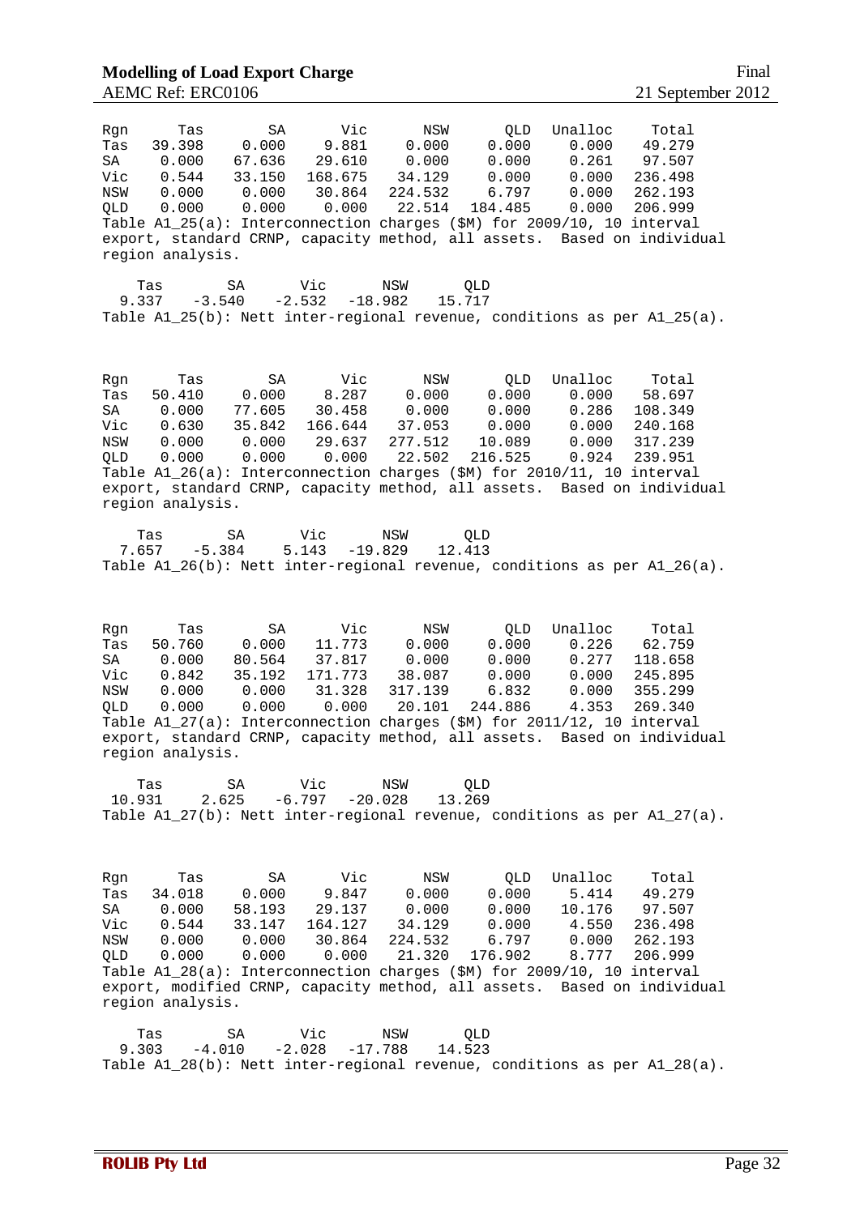| Rgn | Tas | SA | Vic | NSW | QLD | Unalloc | Total |
|---|---|---|---|---|---|---|---|
| Tas | 39.398 | 0.000 | 9.881 | 0.000 | 0.000 | 0.000 | 49.279 |
| SA | 0.000 | 67.636 | 29.610 | 0.000 | 0.000 | 0.261 | 97.507 |
| Vic | 0.544 | 33.150 | 168.675 | 34.129 | 0.000 | 0.000 | 236.498 |
| NSW | 0.000 | 0.000 | 30.864 | 224.532 | 6.797 | 0.000 | 262.193 |
| QLD | 0.000 | 0.000 | 0.000 | 22.514 | 184.485 | 0.000 | 206.999 |

Table A1_25(a): Interconnection charges ($M) for 2009/10, 10 interval export, standard CRNP, capacity method, all assets. Based on individual region analysis.

| Tas | SA | Vic | NSW | QLD |
|---|---|---|---|---|
| 9.337 | -3.540 | -2.532 | -18.982 | 15.717 |

Table A1_25(b): Nett inter-regional revenue, conditions as per A1_25(a).

| Rgn | Tas | SA | Vic | NSW | QLD | Unalloc | Total |
|---|---|---|---|---|---|---|---|
| Tas | 50.410 | 0.000 | 8.287 | 0.000 | 0.000 | 0.000 | 58.697 |
| SA | 0.000 | 77.605 | 30.458 | 0.000 | 0.000 | 0.286 | 108.349 |
| Vic | 0.630 | 35.842 | 166.644 | 37.053 | 0.000 | 0.000 | 240.168 |
| NSW | 0.000 | 0.000 | 29.637 | 277.512 | 10.089 | 0.000 | 317.239 |
| QLD | 0.000 | 0.000 | 0.000 | 22.502 | 216.525 | 0.924 | 239.951 |

Table A1_26(a): Interconnection charges ($M) for 2010/11, 10 interval export, standard CRNP, capacity method, all assets. Based on individual region analysis.

| Tas | SA | Vic | NSW | QLD |
|---|---|---|---|---|
| 7.657 | -5.384 | 5.143 | -19.829 | 12.413 |

Table A1_26(b): Nett inter-regional revenue, conditions as per A1_26(a).

| Rgn | Tas | SA | Vic | NSW | QLD | Unalloc | Total |
|---|---|---|---|---|---|---|---|
| Tas | 50.760 | 0.000 | 11.773 | 0.000 | 0.000 | 0.226 | 62.759 |
| SA | 0.000 | 80.564 | 37.817 | 0.000 | 0.000 | 0.277 | 118.658 |
| Vic | 0.842 | 35.192 | 171.773 | 38.087 | 0.000 | 0.000 | 245.895 |
| NSW | 0.000 | 0.000 | 31.328 | 317.139 | 6.832 | 0.000 | 355.299 |
| QLD | 0.000 | 0.000 | 0.000 | 20.101 | 244.886 | 4.353 | 269.340 |

Table A1_27(a): Interconnection charges ($M) for 2011/12, 10 interval export, standard CRNP, capacity method, all assets. Based on individual region analysis.

| Tas | SA | Vic | NSW | QLD |
|---|---|---|---|---|
| 10.931 | 2.625 | -6.797 | -20.028 | 13.269 |

Table A1_27(b): Nett inter-regional revenue, conditions as per A1_27(a).

| Rgn | Tas | SA | Vic | NSW | QLD | Unalloc | Total |
|---|---|---|---|---|---|---|---|
| Tas | 34.018 | 0.000 | 9.847 | 0.000 | 0.000 | 5.414 | 49.279 |
| SA | 0.000 | 58.193 | 29.137 | 0.000 | 0.000 | 10.176 | 97.507 |
| Vic | 0.544 | 33.147 | 164.127 | 34.129 | 0.000 | 4.550 | 236.498 |
| NSW | 0.000 | 0.000 | 30.864 | 224.532 | 6.797 | 0.000 | 262.193 |
| QLD | 0.000 | 0.000 | 0.000 | 21.320 | 176.902 | 8.777 | 206.999 |

Table A1_28(a): Interconnection charges ($M) for 2009/10, 10 interval export, modified CRNP, capacity method, all assets. Based on individual region analysis.

| Tas | SA | Vic | NSW | QLD |
|---|---|---|---|---|
| 9.303 | -4.010 | -2.028 | -17.788 | 14.523 |

Table A1_28(b): Nett inter-regional revenue, conditions as per A1_28(a).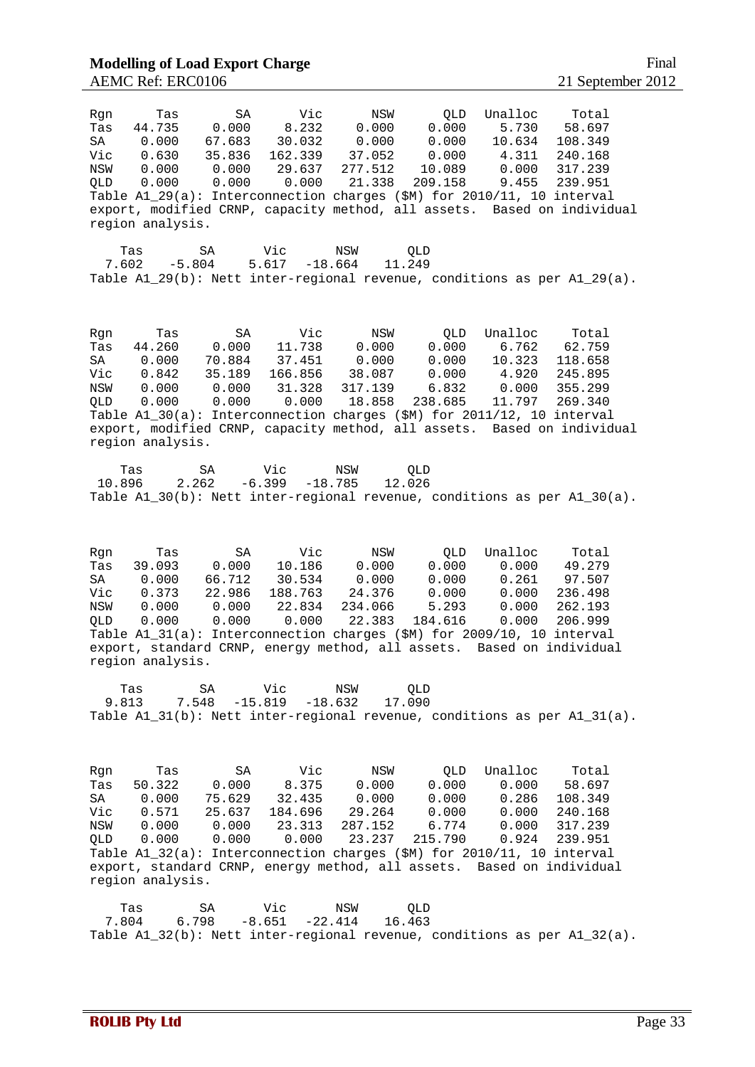| Rgn | Tas | SA | Vic | NSW | QLD | Unalloc | Total |
|---|---|---|---|---|---|---|---|
| Tas | 44.735 | 0.000 | 8.232 | 0.000 | 0.000 | 5.730 | 58.697 |
| SA | 0.000 | 67.683 | 30.032 | 0.000 | 0.000 | 10.634 | 108.349 |
| Vic | 0.630 | 35.836 | 162.339 | 37.052 | 0.000 | 4.311 | 240.168 |
| NSW | 0.000 | 0.000 | 29.637 | 277.512 | 10.089 | 0.000 | 317.239 |
| QLD | 0.000 | 0.000 | 0.000 | 21.338 | 209.158 | 9.455 | 239.951 |

Table A1_29(a): Interconnection charges ($M) for 2010/11, 10 interval export, modified CRNP, capacity method, all assets. Based on individual region analysis.

| Tas | SA | Vic | NSW | QLD |
|---|---|---|---|---|
| 7.602 | -5.804 | 5.617 | -18.664 | 11.249 |

Table A1_29(b): Nett inter-regional revenue, conditions as per A1_29(a).

| Rgn | Tas | SA | Vic | NSW | QLD | Unalloc | Total |
|---|---|---|---|---|---|---|---|
| Tas | 44.260 | 0.000 | 11.738 | 0.000 | 0.000 | 6.762 | 62.759 |
| SA | 0.000 | 70.884 | 37.451 | 0.000 | 0.000 | 10.323 | 118.658 |
| Vic | 0.842 | 35.189 | 166.856 | 38.087 | 0.000 | 4.920 | 245.895 |
| NSW | 0.000 | 0.000 | 31.328 | 317.139 | 6.832 | 0.000 | 355.299 |
| QLD | 0.000 | 0.000 | 0.000 | 18.858 | 238.685 | 11.797 | 269.340 |

Table A1_30(a): Interconnection charges ($M) for 2011/12, 10 interval export, modified CRNP, capacity method, all assets. Based on individual region analysis.

| Tas | SA | Vic | NSW | QLD |
|---|---|---|---|---|
| 10.896 | 2.262 | -6.399 | -18.785 | 12.026 |

Table A1_30(b): Nett inter-regional revenue, conditions as per A1_30(a).

| Rgn | Tas | SA | Vic | NSW | QLD | Unalloc | Total |
|---|---|---|---|---|---|---|---|
| Tas | 39.093 | 0.000 | 10.186 | 0.000 | 0.000 | 0.000 | 49.279 |
| SA | 0.000 | 66.712 | 30.534 | 0.000 | 0.000 | 0.261 | 97.507 |
| Vic | 0.373 | 22.986 | 188.763 | 24.376 | 0.000 | 0.000 | 236.498 |
| NSW | 0.000 | 0.000 | 22.834 | 234.066 | 5.293 | 0.000 | 262.193 |
| QLD | 0.000 | 0.000 | 0.000 | 22.383 | 184.616 | 0.000 | 206.999 |

Table A1_31(a): Interconnection charges ($M) for 2009/10, 10 interval export, standard CRNP, energy method, all assets. Based on individual region analysis.

| Tas | SA | Vic | NSW | QLD |
|---|---|---|---|---|
| 9.813 | 7.548 | -15.819 | -18.632 | 17.090 |

Table A1_31(b): Nett inter-regional revenue, conditions as per A1_31(a).

| Rgn | Tas | SA | Vic | NSW | QLD | Unalloc | Total |
|---|---|---|---|---|---|---|---|
| Tas | 50.322 | 0.000 | 8.375 | 0.000 | 0.000 | 0.000 | 58.697 |
| SA | 0.000 | 75.629 | 32.435 | 0.000 | 0.000 | 0.286 | 108.349 |
| Vic | 0.571 | 25.637 | 184.696 | 29.264 | 0.000 | 0.000 | 240.168 |
| NSW | 0.000 | 0.000 | 23.313 | 287.152 | 6.774 | 0.000 | 317.239 |
| QLD | 0.000 | 0.000 | 0.000 | 23.237 | 215.790 | 0.924 | 239.951 |

Table A1_32(a): Interconnection charges ($M) for 2010/11, 10 interval export, standard CRNP, energy method, all assets. Based on individual region analysis.

| Tas | SA | Vic | NSW | QLD |
|---|---|---|---|---|
| 7.804 | 6.798 | -8.651 | -22.414 | 16.463 |

Table A1_32(b): Nett inter-regional revenue, conditions as per A1_32(a).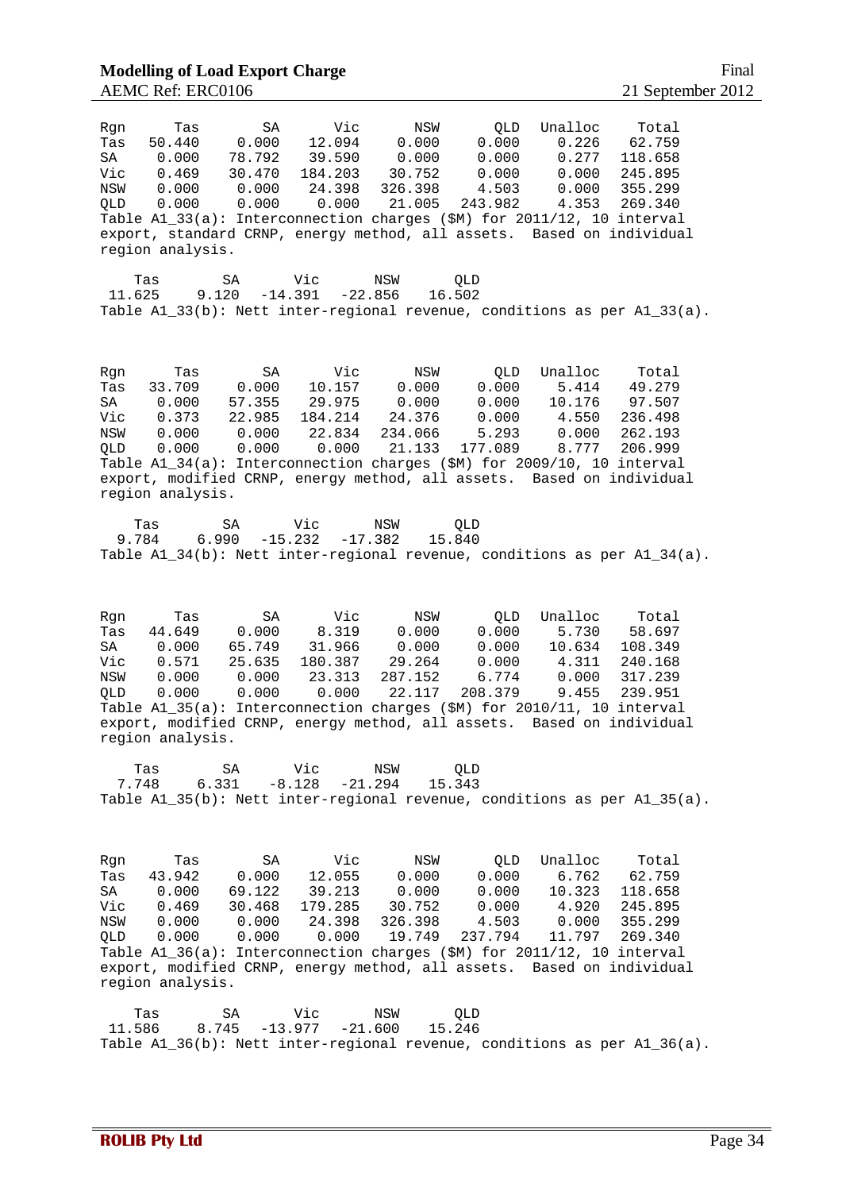| Rgn | Tas | SA | Vic | NSW | QLD | Unalloc | Total |
|---|---|---|---|---|---|---|---|
| Tas | 50.440 | 0.000 | 12.094 | 0.000 | 0.000 | 0.226 | 62.759 |
| SA | 0.000 | 78.792 | 39.590 | 0.000 | 0.000 | 0.277 | 118.658 |
| Vic | 0.469 | 30.470 | 184.203 | 30.752 | 0.000 | 0.000 | 245.895 |
| NSW | 0.000 | 0.000 | 24.398 | 326.398 | 4.503 | 0.000 | 355.299 |
| QLD | 0.000 | 0.000 | 0.000 | 21.005 | 243.982 | 4.353 | 269.340 |

Table A1_33(a): Interconnection charges ($M) for 2011/12, 10 interval export, standard CRNP, energy method, all assets. Based on individual region analysis.

| Tas | SA | Vic | NSW | QLD |
|---|---|---|---|---|
| 11.625 | 9.120 | -14.391 | -22.856 | 16.502 |

Table A1_33(b): Nett inter-regional revenue, conditions as per A1_33(a).

| Rgn | Tas | SA | Vic | NSW | QLD | Unalloc | Total |
|---|---|---|---|---|---|---|---|
| Tas | 33.709 | 0.000 | 10.157 | 0.000 | 0.000 | 5.414 | 49.279 |
| SA | 0.000 | 57.355 | 29.975 | 0.000 | 0.000 | 10.176 | 97.507 |
| Vic | 0.373 | 22.985 | 184.214 | 24.376 | 0.000 | 4.550 | 236.498 |
| NSW | 0.000 | 0.000 | 22.834 | 234.066 | 5.293 | 0.000 | 262.193 |
| QLD | 0.000 | 0.000 | 0.000 | 21.133 | 177.089 | 8.777 | 206.999 |

Table A1_34(a): Interconnection charges ($M) for 2009/10, 10 interval export, modified CRNP, energy method, all assets. Based on individual region analysis.

| Tas | SA | Vic | NSW | QLD |
|---|---|---|---|---|
| 9.784 | 6.990 | -15.232 | -17.382 | 15.840 |

Table A1_34(b): Nett inter-regional revenue, conditions as per A1_34(a).

| Rgn | Tas | SA | Vic | NSW | QLD | Unalloc | Total |
|---|---|---|---|---|---|---|---|
| Tas | 44.649 | 0.000 | 8.319 | 0.000 | 0.000 | 5.730 | 58.697 |
| SA | 0.000 | 65.749 | 31.966 | 0.000 | 0.000 | 10.634 | 108.349 |
| Vic | 0.571 | 25.635 | 180.387 | 29.264 | 0.000 | 4.311 | 240.168 |
| NSW | 0.000 | 0.000 | 23.313 | 287.152 | 6.774 | 0.000 | 317.239 |
| QLD | 0.000 | 0.000 | 0.000 | 22.117 | 208.379 | 9.455 | 239.951 |

Table A1_35(a): Interconnection charges ($M) for 2010/11, 10 interval export, modified CRNP, energy method, all assets. Based on individual region analysis.

| Tas | SA | Vic | NSW | QLD |
|---|---|---|---|---|
| 7.748 | 6.331 | -8.128 | -21.294 | 15.343 |

Table A1_35(b): Nett inter-regional revenue, conditions as per A1_35(a).

| Rgn | Tas | SA | Vic | NSW | QLD | Unalloc | Total |
|---|---|---|---|---|---|---|---|
| Tas | 43.942 | 0.000 | 12.055 | 0.000 | 0.000 | 6.762 | 62.759 |
| SA | 0.000 | 69.122 | 39.213 | 0.000 | 0.000 | 10.323 | 118.658 |
| Vic | 0.469 | 30.468 | 179.285 | 30.752 | 0.000 | 4.920 | 245.895 |
| NSW | 0.000 | 0.000 | 24.398 | 326.398 | 4.503 | 0.000 | 355.299 |
| QLD | 0.000 | 0.000 | 0.000 | 19.749 | 237.794 | 11.797 | 269.340 |

Table A1_36(a): Interconnection charges ($M) for 2011/12, 10 interval export, modified CRNP, energy method, all assets. Based on individual region analysis.

| Tas | SA | Vic | NSW | QLD |
|---|---|---|---|---|
| 11.586 | 8.745 | -13.977 | -21.600 | 15.246 |

Table A1_36(b): Nett inter-regional revenue, conditions as per A1_36(a).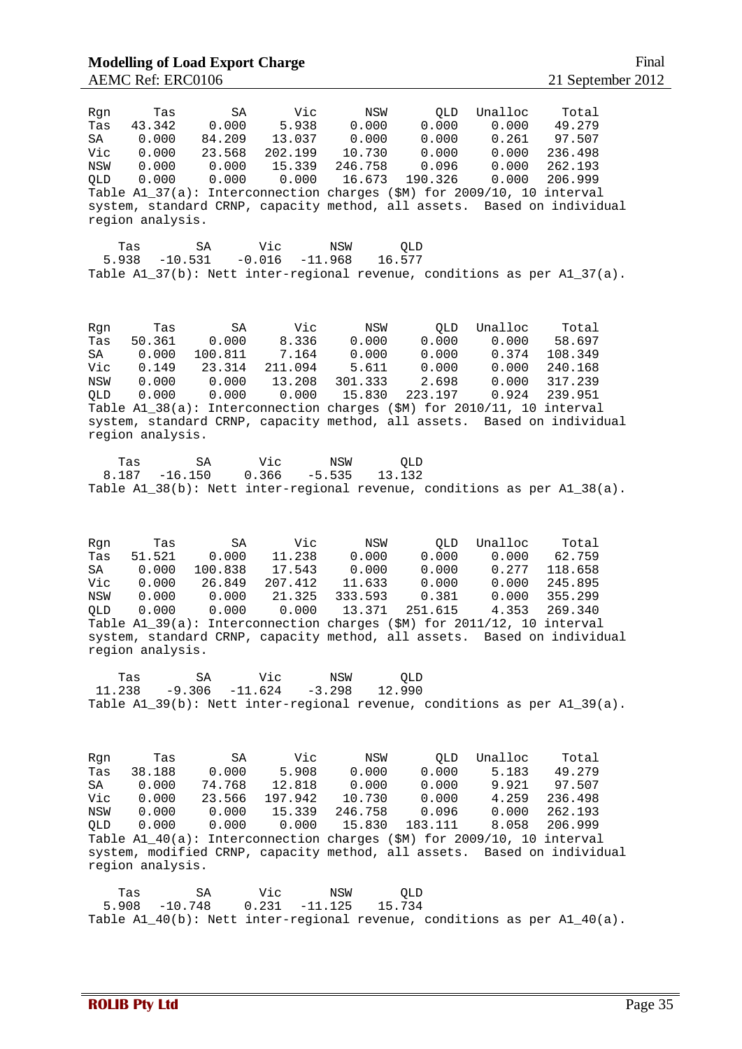| Rgn | Tas | SA | Vic | NSW | QLD | Unalloc | Total |
|---|---|---|---|---|---|---|---|
| Tas | 43.342 | 0.000 | 5.938 | 0.000 | 0.000 | 0.000 | 49.279 |
| SA | 0.000 | 84.209 | 13.037 | 0.000 | 0.000 | 0.261 | 97.507 |
| Vic | 0.000 | 23.568 | 202.199 | 10.730 | 0.000 | 0.000 | 236.498 |
| NSW | 0.000 | 0.000 | 15.339 | 246.758 | 0.096 | 0.000 | 262.193 |
| QLD | 0.000 | 0.000 | 0.000 | 16.673 | 190.326 | 0.000 | 206.999 |

Table A1_37(a): Interconnection charges ($M) for 2009/10, 10 interval system, standard CRNP, capacity method, all assets. Based on individual region analysis.

| Tas | SA | Vic | NSW | QLD |
|---|---|---|---|---|
| 5.938 | -10.531 | -0.016 | -11.968 | 16.577 |

Table A1_37(b): Nett inter-regional revenue, conditions as per A1_37(a).

| Rgn | Tas | SA | Vic | NSW | QLD | Unalloc | Total |
|---|---|---|---|---|---|---|---|
| Tas | 50.361 | 0.000 | 8.336 | 0.000 | 0.000 | 0.000 | 58.697 |
| SA | 0.000 | 100.811 | 7.164 | 0.000 | 0.000 | 0.374 | 108.349 |
| Vic | 0.149 | 23.314 | 211.094 | 5.611 | 0.000 | 0.000 | 240.168 |
| NSW | 0.000 | 0.000 | 13.208 | 301.333 | 2.698 | 0.000 | 317.239 |
| QLD | 0.000 | 0.000 | 0.000 | 15.830 | 223.197 | 0.924 | 239.951 |

Table A1_38(a): Interconnection charges ($M) for 2010/11, 10 interval system, standard CRNP, capacity method, all assets. Based on individual region analysis.

| Tas | SA | Vic | NSW | QLD |
|---|---|---|---|---|
| 8.187 | -16.150 | 0.366 | -5.535 | 13.132 |

Table A1_38(b): Nett inter-regional revenue, conditions as per A1_38(a).

| Rgn | Tas | SA | Vic | NSW | QLD | Unalloc | Total |
|---|---|---|---|---|---|---|---|
| Tas | 51.521 | 0.000 | 11.238 | 0.000 | 0.000 | 0.000 | 62.759 |
| SA | 0.000 | 100.838 | 17.543 | 0.000 | 0.000 | 0.277 | 118.658 |
| Vic | 0.000 | 26.849 | 207.412 | 11.633 | 0.000 | 0.000 | 245.895 |
| NSW | 0.000 | 0.000 | 21.325 | 333.593 | 0.381 | 0.000 | 355.299 |
| QLD | 0.000 | 0.000 | 0.000 | 13.371 | 251.615 | 4.353 | 269.340 |

Table A1_39(a): Interconnection charges ($M) for 2011/12, 10 interval system, standard CRNP, capacity method, all assets. Based on individual region analysis.

| Tas | SA | Vic | NSW | QLD |
|---|---|---|---|---|
| 11.238 | -9.306 | -11.624 | -3.298 | 12.990 |

Table A1_39(b): Nett inter-regional revenue, conditions as per A1_39(a).

| Rgn | Tas | SA | Vic | NSW | QLD | Unalloc | Total |
|---|---|---|---|---|---|---|---|
| Tas | 38.188 | 0.000 | 5.908 | 0.000 | 0.000 | 5.183 | 49.279 |
| SA | 0.000 | 74.768 | 12.818 | 0.000 | 0.000 | 9.921 | 97.507 |
| Vic | 0.000 | 23.566 | 197.942 | 10.730 | 0.000 | 4.259 | 236.498 |
| NSW | 0.000 | 0.000 | 15.339 | 246.758 | 0.096 | 0.000 | 262.193 |
| QLD | 0.000 | 0.000 | 0.000 | 15.830 | 183.111 | 8.058 | 206.999 |

Table A1_40(a): Interconnection charges ($M) for 2009/10, 10 interval system, modified CRNP, capacity method, all assets. Based on individual region analysis.

| Tas | SA | Vic | NSW | QLD |
|---|---|---|---|---|
| 5.908 | -10.748 | 0.231 | -11.125 | 15.734 |

Table A1_40(b): Nett inter-regional revenue, conditions as per A1_40(a).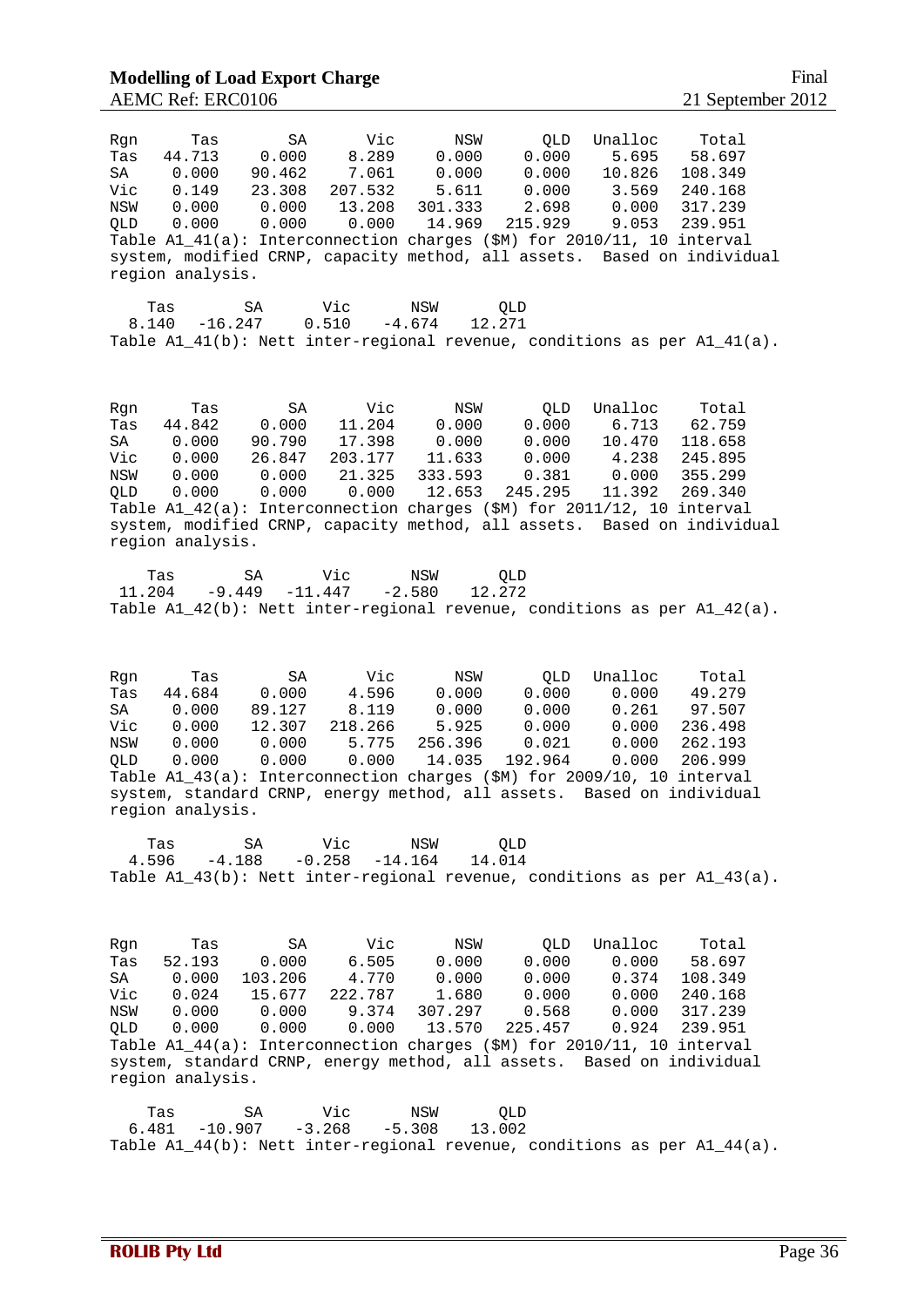| Rgn | Tas | SA | Vic | NSW | QLD | Unalloc | Total |
|---|---|---|---|---|---|---|---|
| Tas | 44.713 | 0.000 | 8.289 | 0.000 | 0.000 | 5.695 | 58.697 |
| SA | 0.000 | 90.462 | 7.061 | 0.000 | 0.000 | 10.826 | 108.349 |
| Vic | 0.149 | 23.308 | 207.532 | 5.611 | 0.000 | 3.569 | 240.168 |
| NSW | 0.000 | 0.000 | 13.208 | 301.333 | 2.698 | 0.000 | 317.239 |
| QLD | 0.000 | 0.000 | 0.000 | 14.969 | 215.929 | 9.053 | 239.951 |

Table A1_41(a): Interconnection charges ($M) for 2010/11, 10 interval system, modified CRNP, capacity method, all assets. Based on individual region analysis.

| Tas | SA | Vic | NSW | QLD |
|---|---|---|---|---|
| 8.140 | -16.247 | 0.510 | -4.674 | 12.271 |

Table A1_41(b): Nett inter-regional revenue, conditions as per A1_41(a).

| Rgn | Tas | SA | Vic | NSW | QLD | Unalloc | Total |
|---|---|---|---|---|---|---|---|
| Tas | 44.842 | 0.000 | 11.204 | 0.000 | 0.000 | 6.713 | 62.759 |
| SA | 0.000 | 90.790 | 17.398 | 0.000 | 0.000 | 10.470 | 118.658 |
| Vic | 0.000 | 26.847 | 203.177 | 11.633 | 0.000 | 4.238 | 245.895 |
| NSW | 0.000 | 0.000 | 21.325 | 333.593 | 0.381 | 0.000 | 355.299 |
| QLD | 0.000 | 0.000 | 0.000 | 12.653 | 245.295 | 11.392 | 269.340 |

Table A1_42(a): Interconnection charges ($M) for 2011/12, 10 interval system, modified CRNP, capacity method, all assets. Based on individual region analysis.

| Tas | SA | Vic | NSW | QLD |
|---|---|---|---|---|
| 11.204 | -9.449 | -11.447 | -2.580 | 12.272 |

Table A1_42(b): Nett inter-regional revenue, conditions as per A1_42(a).

| Rgn | Tas | SA | Vic | NSW | QLD | Unalloc | Total |
|---|---|---|---|---|---|---|---|
| Tas | 44.684 | 0.000 | 4.596 | 0.000 | 0.000 | 0.000 | 49.279 |
| SA | 0.000 | 89.127 | 8.119 | 0.000 | 0.000 | 0.261 | 97.507 |
| Vic | 0.000 | 12.307 | 218.266 | 5.925 | 0.000 | 0.000 | 236.498 |
| NSW | 0.000 | 0.000 | 5.775 | 256.396 | 0.021 | 0.000 | 262.193 |
| QLD | 0.000 | 0.000 | 0.000 | 14.035 | 192.964 | 0.000 | 206.999 |

Table A1_43(a): Interconnection charges ($M) for 2009/10, 10 interval system, standard CRNP, energy method, all assets. Based on individual region analysis.

| Tas | SA | Vic | NSW | QLD |
|---|---|---|---|---|
| 4.596 | -4.188 | -0.258 | -14.164 | 14.014 |

Table A1_43(b): Nett inter-regional revenue, conditions as per A1_43(a).

| Rgn | Tas | SA | Vic | NSW | QLD | Unalloc | Total |
|---|---|---|---|---|---|---|---|
| Tas | 52.193 | 0.000 | 6.505 | 0.000 | 0.000 | 0.000 | 58.697 |
| SA | 0.000 | 103.206 | 4.770 | 0.000 | 0.000 | 0.374 | 108.349 |
| Vic | 0.024 | 15.677 | 222.787 | 1.680 | 0.000 | 0.000 | 240.168 |
| NSW | 0.000 | 0.000 | 9.374 | 307.297 | 0.568 | 0.000 | 317.239 |
| QLD | 0.000 | 0.000 | 0.000 | 13.570 | 225.457 | 0.924 | 239.951 |

Table A1_44(a): Interconnection charges ($M) for 2010/11, 10 interval system, standard CRNP, energy method, all assets. Based on individual region analysis.

| Tas | SA | Vic | NSW | QLD |
|---|---|---|---|---|
| 6.481 | -10.907 | -3.268 | -5.308 | 13.002 |

Table A1_44(b): Nett inter-regional revenue, conditions as per A1_44(a).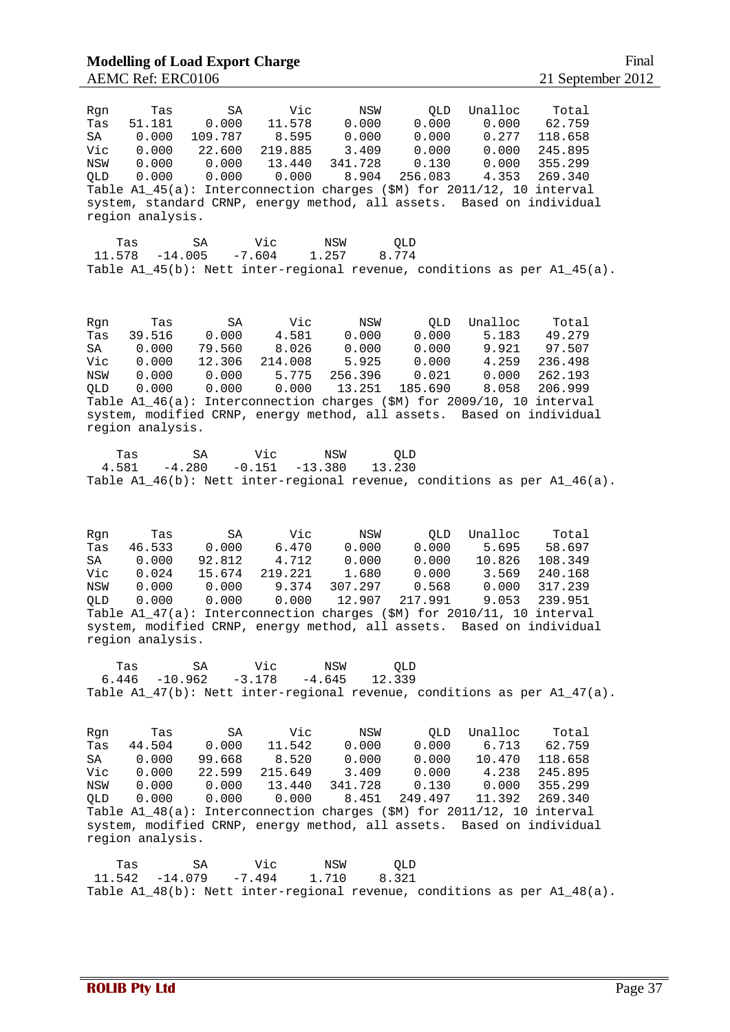| Rgn | Tas | SA | Vic | NSW | QLD | Unalloc | Total |
|---|---|---|---|---|---|---|---|
| Tas | 51.181 | 0.000 | 11.578 | 0.000 | 0.000 | 0.000 | 62.759 |
| SA | 0.000 | 109.787 | 8.595 | 0.000 | 0.000 | 0.277 | 118.658 |
| Vic | 0.000 | 22.600 | 219.885 | 3.409 | 0.000 | 0.000 | 245.895 |
| NSW | 0.000 | 0.000 | 13.440 | 341.728 | 0.130 | 0.000 | 355.299 |
| QLD | 0.000 | 0.000 | 0.000 | 8.904 | 256.083 | 4.353 | 269.340 |

Table A1_45(a): Interconnection charges ($M) for 2011/12, 10 interval system, standard CRNP, energy method, all assets. Based on individual region analysis.

| Tas | SA | Vic | NSW | QLD |
|---|---|---|---|---|
| 11.578 | -14.005 | -7.604 | 1.257 | 8.774 |

Table A1_45(b): Nett inter-regional revenue, conditions as per A1_45(a).

| Rgn | Tas | SA | Vic | NSW | QLD | Unalloc | Total |
|---|---|---|---|---|---|---|---|
| Tas | 39.516 | 0.000 | 4.581 | 0.000 | 0.000 | 5.183 | 49.279 |
| SA | 0.000 | 79.560 | 8.026 | 0.000 | 0.000 | 9.921 | 97.507 |
| Vic | 0.000 | 12.306 | 214.008 | 5.925 | 0.000 | 4.259 | 236.498 |
| NSW | 0.000 | 0.000 | 5.775 | 256.396 | 0.021 | 0.000 | 262.193 |
| QLD | 0.000 | 0.000 | 0.000 | 13.251 | 185.690 | 8.058 | 206.999 |

Table A1_46(a): Interconnection charges ($M) for 2009/10, 10 interval system, modified CRNP, energy method, all assets. Based on individual region analysis.

| Tas | SA | Vic | NSW | QLD |
|---|---|---|---|---|
| 4.581 | -4.280 | -0.151 | -13.380 | 13.230 |

Table A1_46(b): Nett inter-regional revenue, conditions as per A1_46(a).

| Rgn | Tas | SA | Vic | NSW | QLD | Unalloc | Total |
|---|---|---|---|---|---|---|---|
| Tas | 46.533 | 0.000 | 6.470 | 0.000 | 0.000 | 5.695 | 58.697 |
| SA | 0.000 | 92.812 | 4.712 | 0.000 | 0.000 | 10.826 | 108.349 |
| Vic | 0.024 | 15.674 | 219.221 | 1.680 | 0.000 | 3.569 | 240.168 |
| NSW | 0.000 | 0.000 | 9.374 | 307.297 | 0.568 | 0.000 | 317.239 |
| QLD | 0.000 | 0.000 | 0.000 | 12.907 | 217.991 | 9.053 | 239.951 |

Table A1_47(a): Interconnection charges ($M) for 2010/11, 10 interval system, modified CRNP, energy method, all assets. Based on individual region analysis.

| Tas | SA | Vic | NSW | QLD |
|---|---|---|---|---|
| 6.446 | -10.962 | -3.178 | -4.645 | 12.339 |

Table A1_47(b): Nett inter-regional revenue, conditions as per A1_47(a).

| Rgn | Tas | SA | Vic | NSW | QLD | Unalloc | Total |
|---|---|---|---|---|---|---|---|
| Tas | 44.504 | 0.000 | 11.542 | 0.000 | 0.000 | 6.713 | 62.759 |
| SA | 0.000 | 99.668 | 8.520 | 0.000 | 0.000 | 10.470 | 118.658 |
| Vic | 0.000 | 22.599 | 215.649 | 3.409 | 0.000 | 4.238 | 245.895 |
| NSW | 0.000 | 0.000 | 13.440 | 341.728 | 0.130 | 0.000 | 355.299 |
| QLD | 0.000 | 0.000 | 0.000 | 8.451 | 249.497 | 11.392 | 269.340 |

Table A1_48(a): Interconnection charges ($M) for 2011/12, 10 interval system, modified CRNP, energy method, all assets. Based on individual region analysis.

| Tas | SA | Vic | NSW | QLD |
|---|---|---|---|---|
| 11.542 | -14.079 | -7.494 | 1.710 | 8.321 |

Table A1_48(b): Nett inter-regional revenue, conditions as per A1_48(a).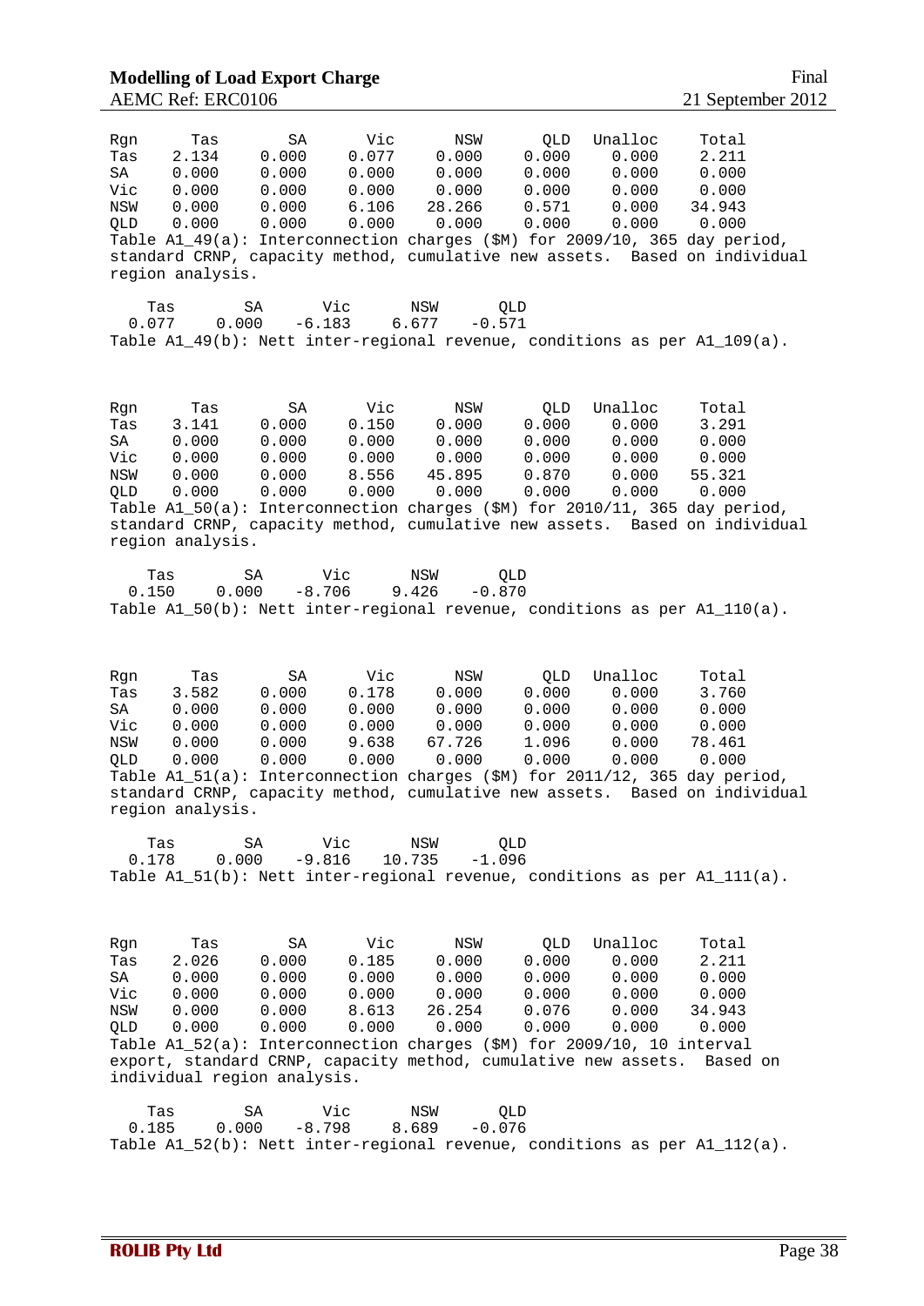| Rgn | Tas | SA | Vic | NSW | QLD | Unalloc | Total |
|---|---|---|---|---|---|---|---|
| Tas | 2.134 | 0.000 | 0.077 | 0.000 | 0.000 | 0.000 | 2.211 |
| SA | 0.000 | 0.000 | 0.000 | 0.000 | 0.000 | 0.000 | 0.000 |
| Vic | 0.000 | 0.000 | 0.000 | 0.000 | 0.000 | 0.000 | 0.000 |
| NSW | 0.000 | 0.000 | 6.106 | 28.266 | 0.571 | 0.000 | 34.943 |
| QLD | 0.000 | 0.000 | 0.000 | 0.000 | 0.000 | 0.000 | 0.000 |

Table A1_49(a): Interconnection charges ($M) for 2009/10, 365 day period, standard CRNP, capacity method, cumulative new assets. Based on individual region analysis.

| Tas | SA | Vic | NSW | QLD |
|---|---|---|---|---|
| 0.077 | 0.000 | -6.183 | 6.677 | -0.571 |

Table A1_49(b): Nett inter-regional revenue, conditions as per A1_109(a).

| Rgn | Tas | SA | Vic | NSW | QLD | Unalloc | Total |
|---|---|---|---|---|---|---|---|
| Tas | 3.141 | 0.000 | 0.150 | 0.000 | 0.000 | 0.000 | 3.291 |
| SA | 0.000 | 0.000 | 0.000 | 0.000 | 0.000 | 0.000 | 0.000 |
| Vic | 0.000 | 0.000 | 0.000 | 0.000 | 0.000 | 0.000 | 0.000 |
| NSW | 0.000 | 0.000 | 8.556 | 45.895 | 0.870 | 0.000 | 55.321 |
| QLD | 0.000 | 0.000 | 0.000 | 0.000 | 0.000 | 0.000 | 0.000 |

Table A1_50(a): Interconnection charges ($M) for 2010/11, 365 day period, standard CRNP, capacity method, cumulative new assets. Based on individual region analysis.

| Tas | SA | Vic | NSW | QLD |
|---|---|---|---|---|
| 0.150 | 0.000 | -8.706 | 9.426 | -0.870 |

Table A1_50(b): Nett inter-regional revenue, conditions as per A1_110(a).

| Rgn | Tas | SA | Vic | NSW | QLD | Unalloc | Total |
|---|---|---|---|---|---|---|---|
| Tas | 3.582 | 0.000 | 0.178 | 0.000 | 0.000 | 0.000 | 3.760 |
| SA | 0.000 | 0.000 | 0.000 | 0.000 | 0.000 | 0.000 | 0.000 |
| Vic | 0.000 | 0.000 | 0.000 | 0.000 | 0.000 | 0.000 | 0.000 |
| NSW | 0.000 | 0.000 | 9.638 | 67.726 | 1.096 | 0.000 | 78.461 |
| QLD | 0.000 | 0.000 | 0.000 | 0.000 | 0.000 | 0.000 | 0.000 |

Table A1_51(a): Interconnection charges ($M) for 2011/12, 365 day period, standard CRNP, capacity method, cumulative new assets. Based on individual region analysis.

| Tas | SA | Vic | NSW | QLD |
|---|---|---|---|---|
| 0.178 | 0.000 | -9.816 | 10.735 | -1.096 |

Table A1_51(b): Nett inter-regional revenue, conditions as per A1_111(a).

| Rgn | Tas | SA | Vic | NSW | QLD | Unalloc | Total |
|---|---|---|---|---|---|---|---|
| Tas | 2.026 | 0.000 | 0.185 | 0.000 | 0.000 | 0.000 | 2.211 |
| SA | 0.000 | 0.000 | 0.000 | 0.000 | 0.000 | 0.000 | 0.000 |
| Vic | 0.000 | 0.000 | 0.000 | 0.000 | 0.000 | 0.000 | 0.000 |
| NSW | 0.000 | 0.000 | 8.613 | 26.254 | 0.076 | 0.000 | 34.943 |
| QLD | 0.000 | 0.000 | 0.000 | 0.000 | 0.000 | 0.000 | 0.000 |

Table A1_52(a): Interconnection charges ($M) for 2009/10, 10 interval export, standard CRNP, capacity method, cumulative new assets. Based on individual region analysis.

| Tas | SA | Vic | NSW | QLD |
|---|---|---|---|---|
| 0.185 | 0.000 | -8.798 | 8.689 | -0.076 |

Table A1_52(b): Nett inter-regional revenue, conditions as per A1_112(a).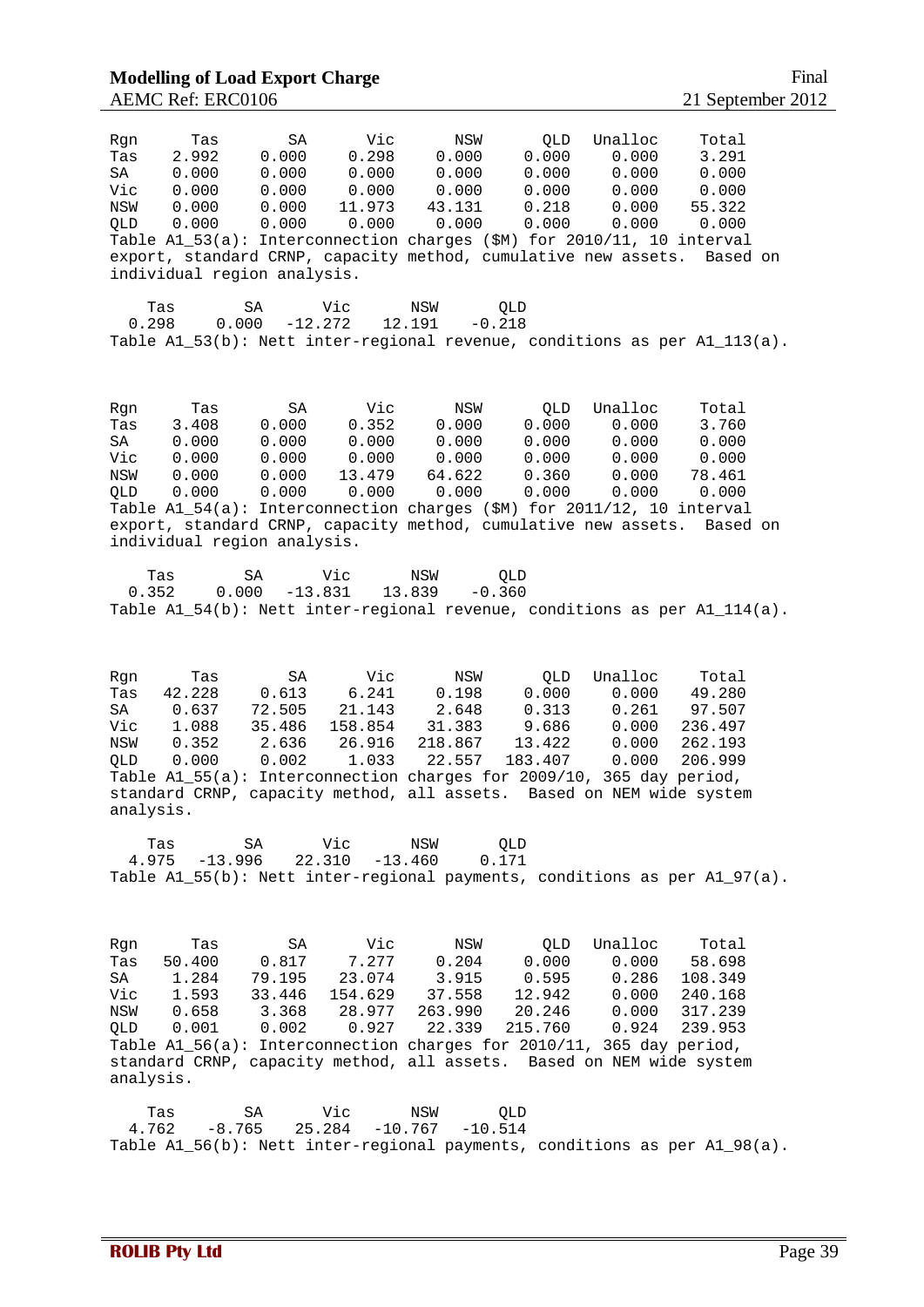| Rgn | Tas | SA | Vic | NSW | QLD | Unalloc | Total |
|---|---|---|---|---|---|---|---|
| Tas | 2.992 | 0.000 | 0.298 | 0.000 | 0.000 | 0.000 | 3.291 |
| SA | 0.000 | 0.000 | 0.000 | 0.000 | 0.000 | 0.000 | 0.000 |
| Vic | 0.000 | 0.000 | 0.000 | 0.000 | 0.000 | 0.000 | 0.000 |
| NSW | 0.000 | 0.000 | 11.973 | 43.131 | 0.218 | 0.000 | 55.322 |
| QLD | 0.000 | 0.000 | 0.000 | 0.000 | 0.000 | 0.000 | 0.000 |

Table A1_53(a): Interconnection charges ($M) for 2010/11, 10 interval export, standard CRNP, capacity method, cumulative new assets. Based on individual region analysis.

| Tas | SA | Vic | NSW | QLD |
|---|---|---|---|---|
| 0.298 | 0.000 | -12.272 | 12.191 | -0.218 |

Table A1_53(b): Nett inter-regional revenue, conditions as per A1_113(a).

| Rgn | Tas | SA | Vic | NSW | QLD | Unalloc | Total |
|---|---|---|---|---|---|---|---|
| Tas | 3.408 | 0.000 | 0.352 | 0.000 | 0.000 | 0.000 | 3.760 |
| SA | 0.000 | 0.000 | 0.000 | 0.000 | 0.000 | 0.000 | 0.000 |
| Vic | 0.000 | 0.000 | 0.000 | 0.000 | 0.000 | 0.000 | 0.000 |
| NSW | 0.000 | 0.000 | 13.479 | 64.622 | 0.360 | 0.000 | 78.461 |
| QLD | 0.000 | 0.000 | 0.000 | 0.000 | 0.000 | 0.000 | 0.000 |

Table A1_54(a): Interconnection charges ($M) for 2011/12, 10 interval export, standard CRNP, capacity method, cumulative new assets. Based on individual region analysis.

| Tas | SA | Vic | NSW | QLD |
|---|---|---|---|---|
| 0.352 | 0.000 | -13.831 | 13.839 | -0.360 |

Table A1_54(b): Nett inter-regional revenue, conditions as per A1_114(a).

| Rgn | Tas | SA | Vic | NSW | QLD | Unalloc | Total |
|---|---|---|---|---|---|---|---|
| Tas | 42.228 | 0.613 | 6.241 | 0.198 | 0.000 | 0.000 | 49.280 |
| SA | 0.637 | 72.505 | 21.143 | 2.648 | 0.313 | 0.261 | 97.507 |
| Vic | 1.088 | 35.486 | 158.854 | 31.383 | 9.686 | 0.000 | 236.497 |
| NSW | 0.352 | 2.636 | 26.916 | 218.867 | 13.422 | 0.000 | 262.193 |
| QLD | 0.000 | 0.002 | 1.033 | 22.557 | 183.407 | 0.000 | 206.999 |

Table A1_55(a): Interconnection charges for 2009/10, 365 day period, standard CRNP, capacity method, all assets. Based on NEM wide system analysis.

| Tas | SA | Vic | NSW | QLD |
|---|---|---|---|---|
| 4.975 | -13.996 | 22.310 | -13.460 | 0.171 |

Table A1_55(b): Nett inter-regional payments, conditions as per A1_97(a).

| Rgn | Tas | SA | Vic | NSW | QLD | Unalloc | Total |
|---|---|---|---|---|---|---|---|
| Tas | 50.400 | 0.817 | 7.277 | 0.204 | 0.000 | 0.000 | 58.698 |
| SA | 1.284 | 79.195 | 23.074 | 3.915 | 0.595 | 0.286 | 108.349 |
| Vic | 1.593 | 33.446 | 154.629 | 37.558 | 12.942 | 0.000 | 240.168 |
| NSW | 0.658 | 3.368 | 28.977 | 263.990 | 20.246 | 0.000 | 317.239 |
| QLD | 0.001 | 0.002 | 0.927 | 22.339 | 215.760 | 0.924 | 239.953 |

Table A1_56(a): Interconnection charges for 2010/11, 365 day period, standard CRNP, capacity method, all assets. Based on NEM wide system analysis.

| Tas | SA | Vic | NSW | QLD |
|---|---|---|---|---|
| 4.762 | -8.765 | 25.284 | -10.767 | -10.514 |

Table A1_56(b): Nett inter-regional payments, conditions as per A1_98(a).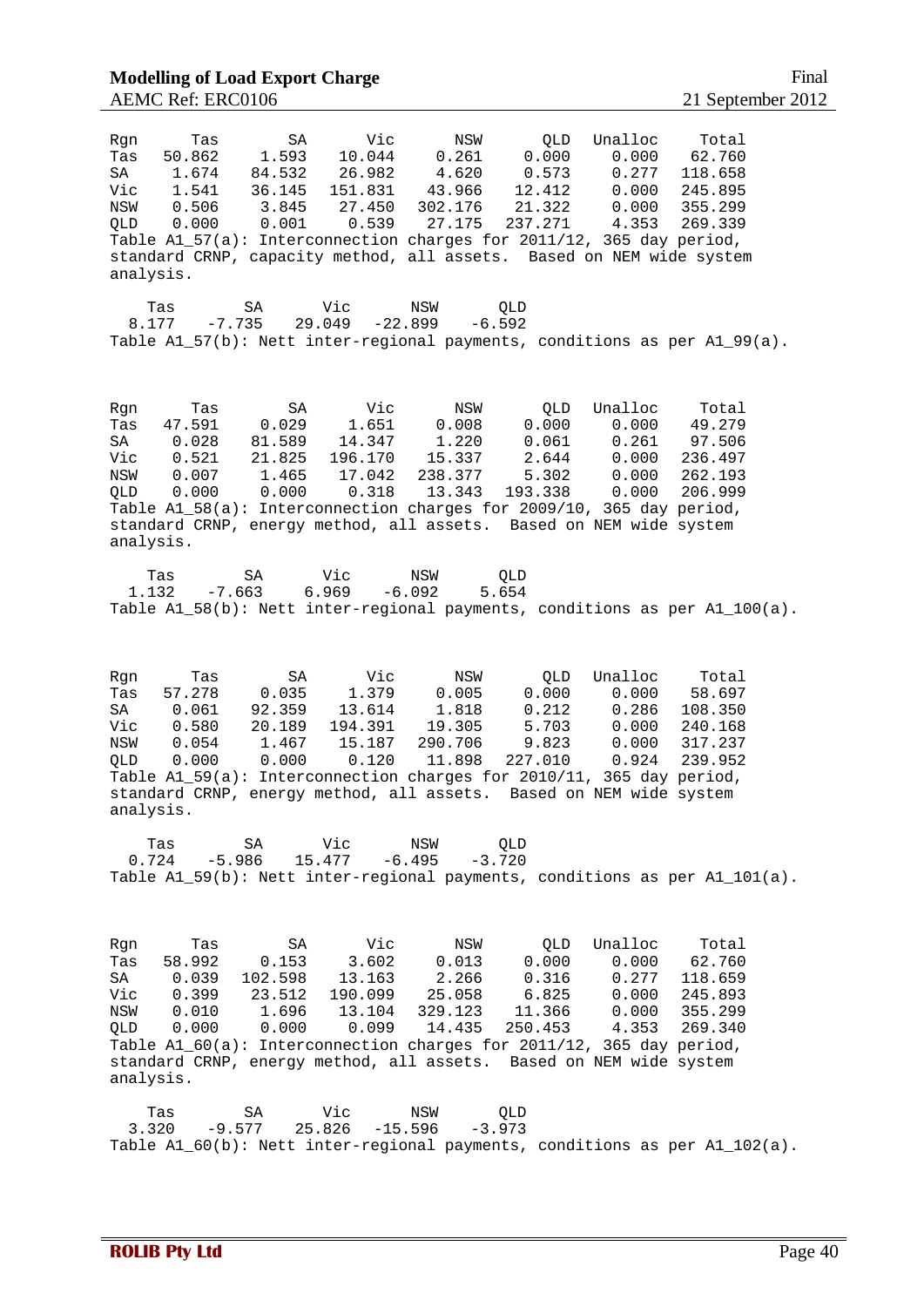| Rgn | Tas | SA | Vic | NSW | QLD | Unalloc | Total |
|---|---|---|---|---|---|---|---|
| Tas | 50.862 | 1.593 | 10.044 | 0.261 | 0.000 | 0.000 | 62.760 |
| SA | 1.674 | 84.532 | 26.982 | 4.620 | 0.573 | 0.277 | 118.658 |
| Vic | 1.541 | 36.145 | 151.831 | 43.966 | 12.412 | 0.000 | 245.895 |
| NSW | 0.506 | 3.845 | 27.450 | 302.176 | 21.322 | 0.000 | 355.299 |
| QLD | 0.000 | 0.001 | 0.539 | 27.175 | 237.271 | 4.353 | 269.339 |

Table A1_57(a): Interconnection charges for 2011/12, 365 day period, standard CRNP, capacity method, all assets. Based on NEM wide system analysis.

| Tas | SA | Vic | NSW | QLD |
|---|---|---|---|---|
| 8.177 | -7.735 | 29.049 | -22.899 | -6.592 |

Table A1_57(b): Nett inter-regional payments, conditions as per A1_99(a).

| Rgn | Tas | SA | Vic | NSW | QLD | Unalloc | Total |
|---|---|---|---|---|---|---|---|
| Tas | 47.591 | 0.029 | 1.651 | 0.008 | 0.000 | 0.000 | 49.279 |
| SA | 0.028 | 81.589 | 14.347 | 1.220 | 0.061 | 0.261 | 97.506 |
| Vic | 0.521 | 21.825 | 196.170 | 15.337 | 2.644 | 0.000 | 236.497 |
| NSW | 0.007 | 1.465 | 17.042 | 238.377 | 5.302 | 0.000 | 262.193 |
| QLD | 0.000 | 0.000 | 0.318 | 13.343 | 193.338 | 0.000 | 206.999 |

Table A1_58(a): Interconnection charges for 2009/10, 365 day period, standard CRNP, energy method, all assets. Based on NEM wide system analysis.

| Tas | SA | Vic | NSW | QLD |
|---|---|---|---|---|
| 1.132 | -7.663 | 6.969 | -6.092 | 5.654 |

Table A1_58(b): Nett inter-regional payments, conditions as per A1_100(a).

| Rgn | Tas | SA | Vic | NSW | QLD | Unalloc | Total |
|---|---|---|---|---|---|---|---|
| Tas | 57.278 | 0.035 | 1.379 | 0.005 | 0.000 | 0.000 | 58.697 |
| SA | 0.061 | 92.359 | 13.614 | 1.818 | 0.212 | 0.286 | 108.350 |
| Vic | 0.580 | 20.189 | 194.391 | 19.305 | 5.703 | 0.000 | 240.168 |
| NSW | 0.054 | 1.467 | 15.187 | 290.706 | 9.823 | 0.000 | 317.237 |
| QLD | 0.000 | 0.000 | 0.120 | 11.898 | 227.010 | 0.924 | 239.952 |

Table A1_59(a): Interconnection charges for 2010/11, 365 day period, standard CRNP, energy method, all assets. Based on NEM wide system analysis.

| Tas | SA | Vic | NSW | QLD |
|---|---|---|---|---|
| 0.724 | -5.986 | 15.477 | -6.495 | -3.720 |

Table A1_59(b): Nett inter-regional payments, conditions as per A1_101(a).

| Rgn | Tas | SA | Vic | NSW | QLD | Unalloc | Total |
|---|---|---|---|---|---|---|---|
| Tas | 58.992 | 0.153 | 3.602 | 0.013 | 0.000 | 0.000 | 62.760 |
| SA | 0.039 | 102.598 | 13.163 | 2.266 | 0.316 | 0.277 | 118.659 |
| Vic | 0.399 | 23.512 | 190.099 | 25.058 | 6.825 | 0.000 | 245.893 |
| NSW | 0.010 | 1.696 | 13.104 | 329.123 | 11.366 | 0.000 | 355.299 |
| QLD | 0.000 | 0.000 | 0.099 | 14.435 | 250.453 | 4.353 | 269.340 |

Table A1_60(a): Interconnection charges for 2011/12, 365 day period, standard CRNP, energy method, all assets. Based on NEM wide system analysis.

| Tas | SA | Vic | NSW | QLD |
|---|---|---|---|---|
| 3.320 | -9.577 | 25.826 | -15.596 | -3.973 |

Table A1_60(b): Nett inter-regional payments, conditions as per A1_102(a).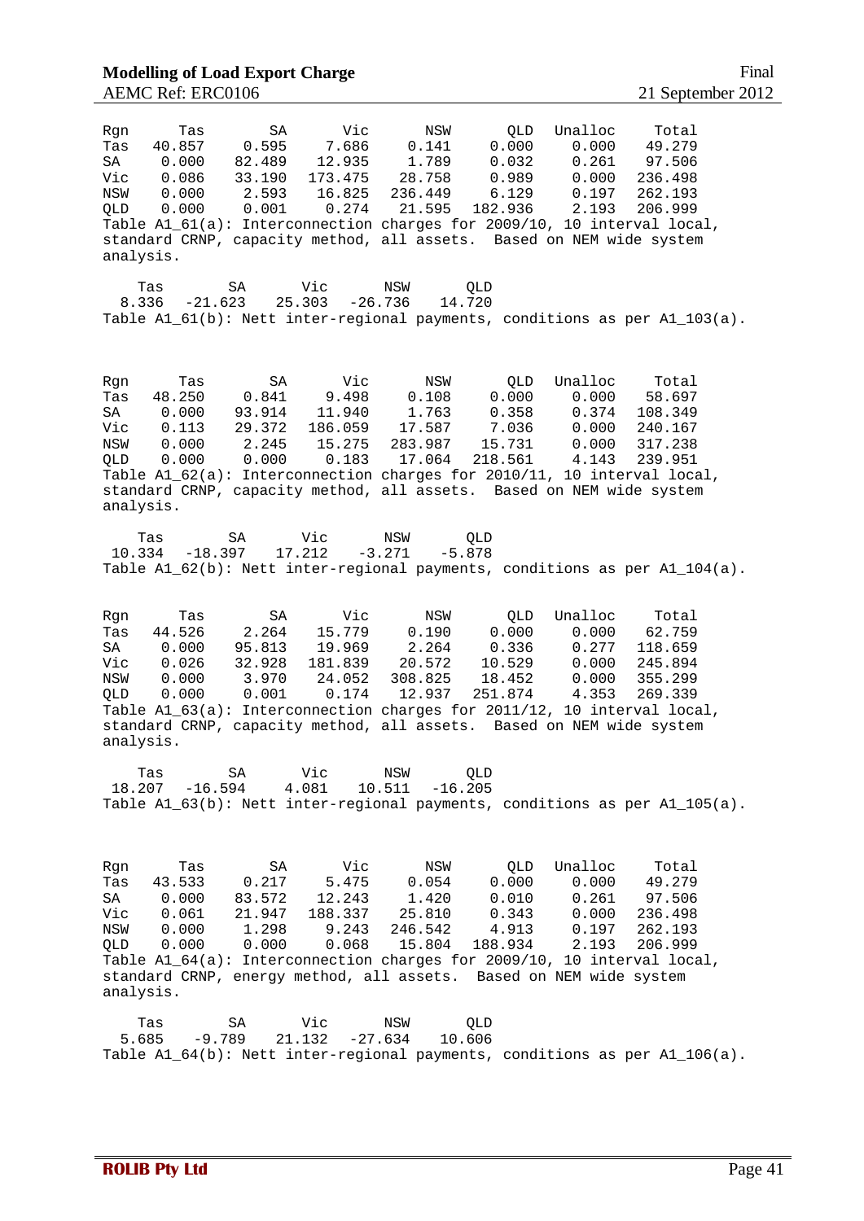| Rgn | Tas | SA | Vic | NSW | QLD | Unalloc | Total |
|---|---|---|---|---|---|---|---|
| Tas | 40.857 | 0.595 | 7.686 | 0.141 | 0.000 | 0.000 | 49.279 |
| SA | 0.000 | 82.489 | 12.935 | 1.789 | 0.032 | 0.261 | 97.506 |
| Vic | 0.086 | 33.190 | 173.475 | 28.758 | 0.989 | 0.000 | 236.498 |
| NSW | 0.000 | 2.593 | 16.825 | 236.449 | 6.129 | 0.197 | 262.193 |
| QLD | 0.000 | 0.001 | 0.274 | 21.595 | 182.936 | 2.193 | 206.999 |

Table A1_61(a): Interconnection charges for 2009/10, 10 interval local, standard CRNP, capacity method, all assets. Based on NEM wide system analysis.

| Tas | SA | Vic | NSW | QLD |
|---|---|---|---|---|
| 8.336 | -21.623 | 25.303 | -26.736 | 14.720 |

Table A1_61(b): Nett inter-regional payments, conditions as per A1_103(a).

| Rgn | Tas | SA | Vic | NSW | QLD | Unalloc | Total |
|---|---|---|---|---|---|---|---|
| Tas | 48.250 | 0.841 | 9.498 | 0.108 | 0.000 | 0.000 | 58.697 |
| SA | 0.000 | 93.914 | 11.940 | 1.763 | 0.358 | 0.374 | 108.349 |
| Vic | 0.113 | 29.372 | 186.059 | 17.587 | 7.036 | 0.000 | 240.167 |
| NSW | 0.000 | 2.245 | 15.275 | 283.987 | 15.731 | 0.000 | 317.238 |
| QLD | 0.000 | 0.000 | 0.183 | 17.064 | 218.561 | 4.143 | 239.951 |

Table A1_62(a): Interconnection charges for 2010/11, 10 interval local, standard CRNP, capacity method, all assets. Based on NEM wide system analysis.

| Tas | SA | Vic | NSW | QLD |
|---|---|---|---|---|
| 10.334 | -18.397 | 17.212 | -3.271 | -5.878 |

Table A1_62(b): Nett inter-regional payments, conditions as per A1_104(a).

| Rgn | Tas | SA | Vic | NSW | QLD | Unalloc | Total |
|---|---|---|---|---|---|---|---|
| Tas | 44.526 | 2.264 | 15.779 | 0.190 | 0.000 | 0.000 | 62.759 |
| SA | 0.000 | 95.813 | 19.969 | 2.264 | 0.336 | 0.277 | 118.659 |
| Vic | 0.026 | 32.928 | 181.839 | 20.572 | 10.529 | 0.000 | 245.894 |
| NSW | 0.000 | 3.970 | 24.052 | 308.825 | 18.452 | 0.000 | 355.299 |
| QLD | 0.000 | 0.001 | 0.174 | 12.937 | 251.874 | 4.353 | 269.339 |

Table A1_63(a): Interconnection charges for 2011/12, 10 interval local, standard CRNP, capacity method, all assets. Based on NEM wide system analysis.

| Tas | SA | Vic | NSW | QLD |
|---|---|---|---|---|
| 18.207 | -16.594 | 4.081 | 10.511 | -16.205 |

Table A1_63(b): Nett inter-regional payments, conditions as per A1_105(a).

| Rgn | Tas | SA | Vic | NSW | QLD | Unalloc | Total |
|---|---|---|---|---|---|---|---|
| Tas | 43.533 | 0.217 | 5.475 | 0.054 | 0.000 | 0.000 | 49.279 |
| SA | 0.000 | 83.572 | 12.243 | 1.420 | 0.010 | 0.261 | 97.506 |
| Vic | 0.061 | 21.947 | 188.337 | 25.810 | 0.343 | 0.000 | 236.498 |
| NSW | 0.000 | 1.298 | 9.243 | 246.542 | 4.913 | 0.197 | 262.193 |
| QLD | 0.000 | 0.000 | 0.068 | 15.804 | 188.934 | 2.193 | 206.999 |

Table A1_64(a): Interconnection charges for 2009/10, 10 interval local, standard CRNP, energy method, all assets. Based on NEM wide system analysis.

| Tas | SA | Vic | NSW | QLD |
|---|---|---|---|---|
| 5.685 | -9.789 | 21.132 | -27.634 | 10.606 |

Table A1_64(b): Nett inter-regional payments, conditions as per A1_106(a).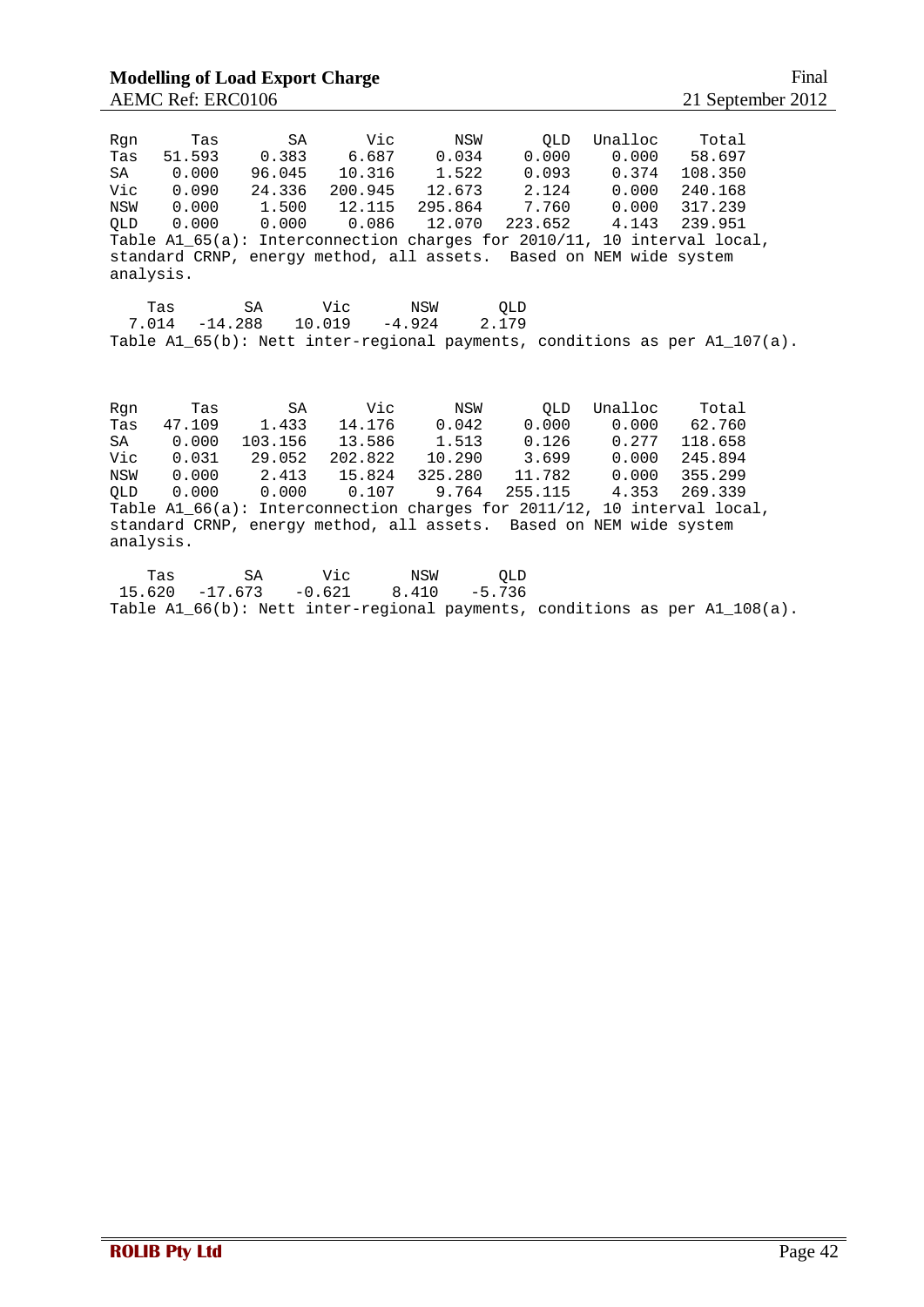| Rgn | Tas | SA | Vic | NSW | QLD | Unalloc | Total |
|---|---|---|---|---|---|---|---|
| Tas | 51.593 | 0.383 | 6.687 | 0.034 | 0.000 | 0.000 | 58.697 |
| SA | 0.000 | 96.045 | 10.316 | 1.522 | 0.093 | 0.374 | 108.350 |
| Vic | 0.090 | 24.336 | 200.945 | 12.673 | 2.124 | 0.000 | 240.168 |
| NSW | 0.000 | 1.500 | 12.115 | 295.864 | 7.760 | 0.000 | 317.239 |
| QLD | 0.000 | 0.000 | 0.086 | 12.070 | 223.652 | 4.143 | 239.951 |

Table A1_65(a): Interconnection charges for 2010/11, 10 interval local, standard CRNP, energy method, all assets. Based on NEM wide system analysis.

| Tas | SA | Vic | NSW | QLD |
|---|---|---|---|---|
| 7.014 | -14.288 | 10.019 | -4.924 | 2.179 |

Table A1_65(b): Nett inter-regional payments, conditions as per A1_107(a).

| Rgn | Tas | SA | Vic | NSW | QLD | Unalloc | Total |
|---|---|---|---|---|---|---|---|
| Tas | 47.109 | 1.433 | 14.176 | 0.042 | 0.000 | 0.000 | 62.760 |
| SA | 0.000 | 103.156 | 13.586 | 1.513 | 0.126 | 0.277 | 118.658 |
| Vic | 0.031 | 29.052 | 202.822 | 10.290 | 3.699 | 0.000 | 245.894 |
| NSW | 0.000 | 2.413 | 15.824 | 325.280 | 11.782 | 0.000 | 355.299 |
| QLD | 0.000 | 0.000 | 0.107 | 9.764 | 255.115 | 4.353 | 269.339 |

Table A1_66(a): Interconnection charges for 2011/12, 10 interval local, standard CRNP, energy method, all assets. Based on NEM wide system analysis.

| Tas | SA | Vic | NSW | QLD |
|---|---|---|---|---|
| 15.620 | -17.673 | -0.621 | 8.410 | -5.736 |

Table A1_66(b): Nett inter-regional payments, conditions as per A1_108(a).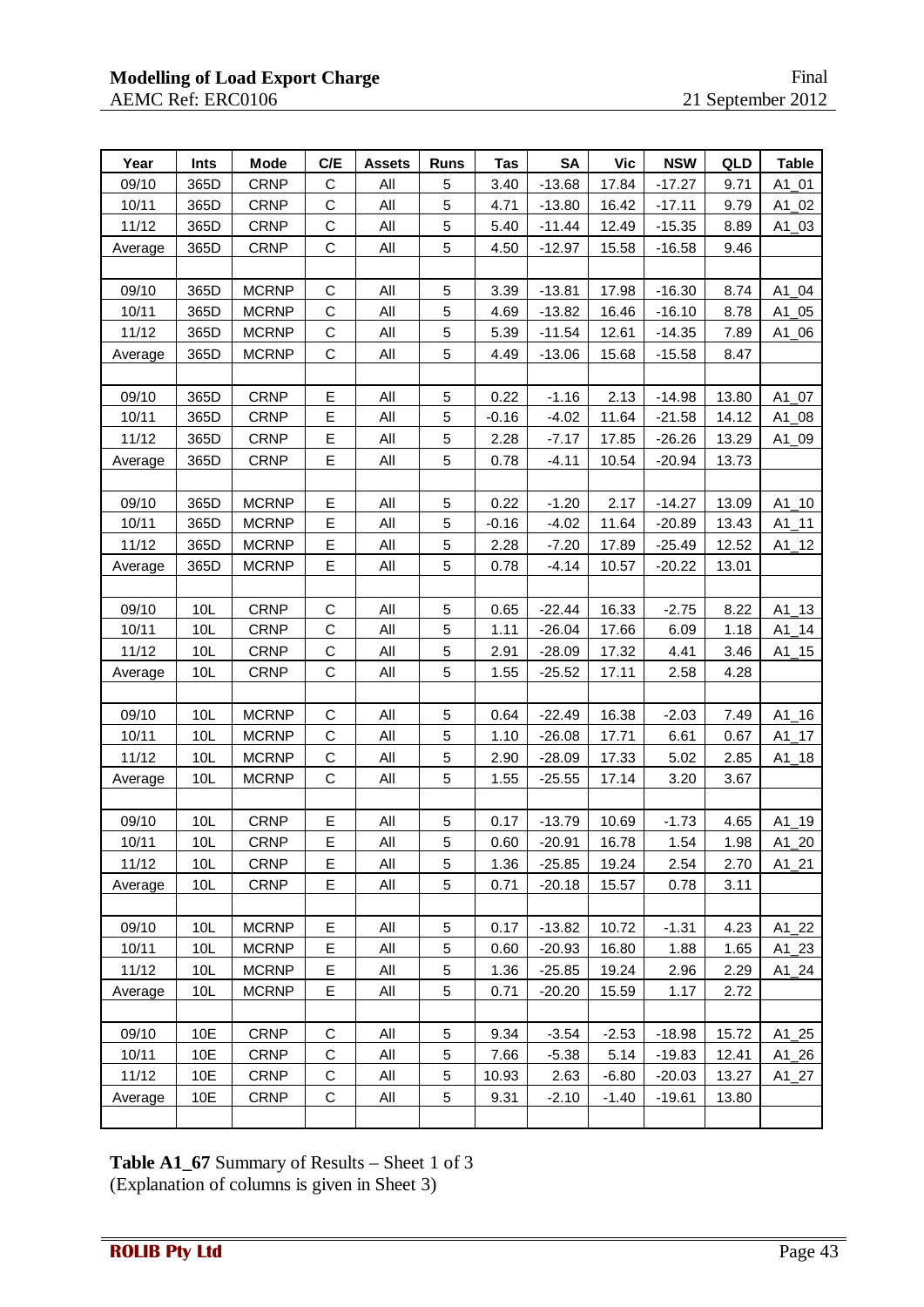| Year | Ints | Mode | C/E | Assets | Runs | Tas | SA | Vic | NSW | QLD | Table |
|---|---|---|---|---|---|---|---|---|---|---|---|
| 09/10 | 365D | CRNP | C | All | 5 | 3.40 | -13.68 | 17.84 | -17.27 | 9.71 | A1_01 |
| 10/11 | 365D | CRNP | C | All | 5 | 4.71 | -13.80 | 16.42 | -17.11 | 9.79 | A1_02 |
| 11/12 | 365D | CRNP | C | All | 5 | 5.40 | -11.44 | 12.49 | -15.35 | 8.89 | A1_03 |
| Average | 365D | CRNP | C | All | 5 | 4.50 | -12.97 | 15.58 | -16.58 | 9.46 | |
| | | | | | | | | | | | |
| 09/10 | 365D | MCRNP | C | All | 5 | 3.39 | -13.81 | 17.98 | -16.30 | 8.74 | A1_04 |
| 10/11 | 365D | MCRNP | C | All | 5 | 4.69 | -13.82 | 16.46 | -16.10 | 8.78 | A1_05 |
| 11/12 | 365D | MCRNP | C | All | 5 | 5.39 | -11.54 | 12.61 | -14.35 | 7.89 | A1_06 |
| Average | 365D | MCRNP | C | All | 5 | 4.49 | -13.06 | 15.68 | -15.58 | 8.47 | |
| | | | | | | | | | | | |
| 09/10 | 365D | CRNP | E | All | 5 | 0.22 | -1.16 | 2.13 | -14.98 | 13.80 | A1_07 |
| 10/11 | 365D | CRNP | E | All | 5 | -0.16 | -4.02 | 11.64 | -21.58 | 14.12 | A1_08 |
| 11/12 | 365D | CRNP | E | All | 5 | 2.28 | -7.17 | 17.85 | -26.26 | 13.29 | A1_09 |
| Average | 365D | CRNP | E | All | 5 | 0.78 | -4.11 | 10.54 | -20.94 | 13.73 | |
| | | | | | | | | | | | |
| 09/10 | 365D | MCRNP | E | All | 5 | 0.22 | -1.20 | 2.17 | -14.27 | 13.09 | A1_10 |
| 10/11 | 365D | MCRNP | E | All | 5 | -0.16 | -4.02 | 11.64 | -20.89 | 13.43 | A1_11 |
| 11/12 | 365D | MCRNP | E | All | 5 | 2.28 | -7.20 | 17.89 | -25.49 | 12.52 | A1_12 |
| Average | 365D | MCRNP | E | All | 5 | 0.78 | -4.14 | 10.57 | -20.22 | 13.01 | |
| | | | | | | | | | | | |
| 09/10 | 10L | CRNP | C | All | 5 | 0.65 | -22.44 | 16.33 | -2.75 | 8.22 | A1_13 |
| 10/11 | 10L | CRNP | C | All | 5 | 1.11 | -26.04 | 17.66 | 6.09 | 1.18 | A1_14 |
| 11/12 | 10L | CRNP | C | All | 5 | 2.91 | -28.09 | 17.32 | 4.41 | 3.46 | A1_15 |
| Average | 10L | CRNP | C | All | 5 | 1.55 | -25.52 | 17.11 | 2.58 | 4.28 | |
| | | | | | | | | | | | |
| 09/10 | 10L | MCRNP | C | All | 5 | 0.64 | -22.49 | 16.38 | -2.03 | 7.49 | A1_16 |
| 10/11 | 10L | MCRNP | C | All | 5 | 1.10 | -26.08 | 17.71 | 6.61 | 0.67 | A1_17 |
| 11/12 | 10L | MCRNP | C | All | 5 | 2.90 | -28.09 | 17.33 | 5.02 | 2.85 | A1_18 |
| Average | 10L | MCRNP | C | All | 5 | 1.55 | -25.55 | 17.14 | 3.20 | 3.67 | |
| | | | | | | | | | | | |
| 09/10 | 10L | CRNP | E | All | 5 | 0.17 | -13.79 | 10.69 | -1.73 | 4.65 | A1_19 |
| 10/11 | 10L | CRNP | E | All | 5 | 0.60 | -20.91 | 16.78 | 1.54 | 1.98 | A1_20 |
| 11/12 | 10L | CRNP | E | All | 5 | 1.36 | -25.85 | 19.24 | 2.54 | 2.70 | A1_21 |
| Average | 10L | CRNP | E | All | 5 | 0.71 | -20.18 | 15.57 | 0.78 | 3.11 | |
| | | | | | | | | | | | |
| 09/10 | 10L | MCRNP | E | All | 5 | 0.17 | -13.82 | 10.72 | -1.31 | 4.23 | A1_22 |
| 10/11 | 10L | MCRNP | E | All | 5 | 0.60 | -20.93 | 16.80 | 1.88 | 1.65 | A1_23 |
| 11/12 | 10L | MCRNP | E | All | 5 | 1.36 | -25.85 | 19.24 | 2.96 | 2.29 | A1_24 |
| Average | 10L | MCRNP | E | All | 5 | 0.71 | -20.20 | 15.59 | 1.17 | 2.72 | |
| | | | | | | | | | | | |
| 09/10 | 10E | CRNP | C | All | 5 | 9.34 | -3.54 | -2.53 | -18.98 | 15.72 | A1_25 |
| 10/11 | 10E | CRNP | C | All | 5 | 7.66 | -5.38 | 5.14 | -19.83 | 12.41 | A1_26 |
| 11/12 | 10E | CRNP | C | All | 5 | 10.93 | 2.63 | -6.80 | -20.03 | 13.27 | A1_27 |
| Average | 10E | CRNP | C | All | 5 | 9.31 | -2.10 | -1.40 | -19.61 | 13.80 | |

**Table A1_67** Summary of Results – Sheet 1 of 3
(Explanation of columns is given in Sheet 3)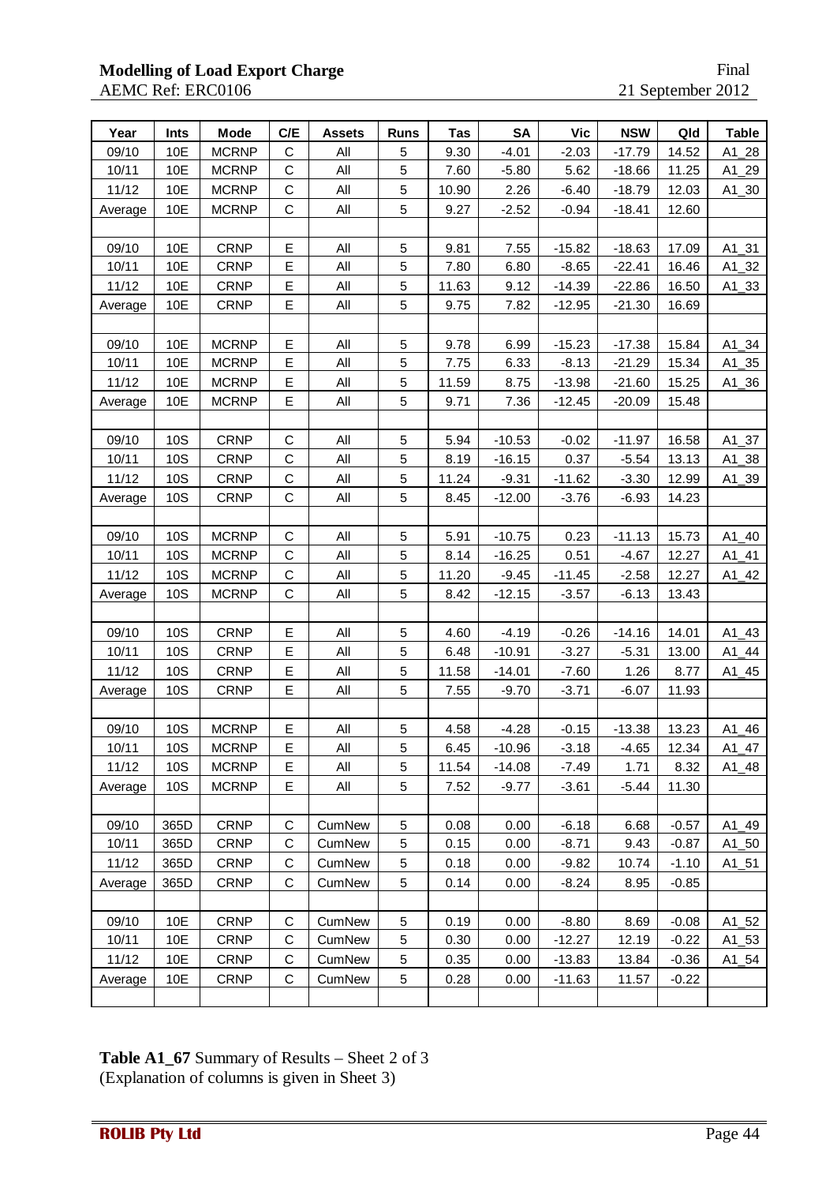| Year | Ints | Mode | C/E | Assets | Runs | Tas | SA | Vic | NSW | Qld | Table |
|---|---|---|---|---|---|---|---|---|---|---|---|
| 09/10 | 10E | MCRNP | C | All | 5 | 9.30 | -4.01 | -2.03 | -17.79 | 14.52 | A1_28 |
| 10/11 | 10E | MCRNP | C | All | 5 | 7.60 | -5.80 | 5.62 | -18.66 | 11.25 | A1_29 |
| 11/12 | 10E | MCRNP | C | All | 5 | 10.90 | 2.26 | -6.40 | -18.79 | 12.03 | A1_30 |
| Average | 10E | MCRNP | C | All | 5 | 9.27 | -2.52 | -0.94 | -18.41 | 12.60 | |
| | | | | | | | | | | | |
| 09/10 | 10E | CRNP | E | All | 5 | 9.81 | 7.55 | -15.82 | -18.63 | 17.09 | A1_31 |
| 10/11 | 10E | CRNP | E | All | 5 | 7.80 | 6.80 | -8.65 | -22.41 | 16.46 | A1_32 |
| 11/12 | 10E | CRNP | E | All | 5 | 11.63 | 9.12 | -14.39 | -22.86 | 16.50 | A1_33 |
| Average | 10E | CRNP | E | All | 5 | 9.75 | 7.82 | -12.95 | -21.30 | 16.69 | |
| | | | | | | | | | | | |
| 09/10 | 10E | MCRNP | E | All | 5 | 9.78 | 6.99 | -15.23 | -17.38 | 15.84 | A1_34 |
| 10/11 | 10E | MCRNP | E | All | 5 | 7.75 | 6.33 | -8.13 | -21.29 | 15.34 | A1_35 |
| 11/12 | 10E | MCRNP | E | All | 5 | 11.59 | 8.75 | -13.98 | -21.60 | 15.25 | A1_36 |
| Average | 10E | MCRNP | E | All | 5 | 9.71 | 7.36 | -12.45 | -20.09 | 15.48 | |
| | | | | | | | | | | | |
| 09/10 | 10S | CRNP | C | All | 5 | 5.94 | -10.53 | -0.02 | -11.97 | 16.58 | A1_37 |
| 10/11 | 10S | CRNP | C | All | 5 | 8.19 | -16.15 | 0.37 | -5.54 | 13.13 | A1_38 |
| 11/12 | 10S | CRNP | C | All | 5 | 11.24 | -9.31 | -11.62 | -3.30 | 12.99 | A1_39 |
| Average | 10S | CRNP | C | All | 5 | 8.45 | -12.00 | -3.76 | -6.93 | 14.23 | |
| | | | | | | | | | | | |
| 09/10 | 10S | MCRNP | C | All | 5 | 5.91 | -10.75 | 0.23 | -11.13 | 15.73 | A1_40 |
| 10/11 | 10S | MCRNP | C | All | 5 | 8.14 | -16.25 | 0.51 | -4.67 | 12.27 | A1_41 |
| 11/12 | 10S | MCRNP | C | All | 5 | 11.20 | -9.45 | -11.45 | -2.58 | 12.27 | A1_42 |
| Average | 10S | MCRNP | C | All | 5 | 8.42 | -12.15 | -3.57 | -6.13 | 13.43 | |
| | | | | | | | | | | | |
| 09/10 | 10S | CRNP | E | All | 5 | 4.60 | -4.19 | -0.26 | -14.16 | 14.01 | A1_43 |
| 10/11 | 10S | CRNP | E | All | 5 | 6.48 | -10.91 | -3.27 | -5.31 | 13.00 | A1_44 |
| 11/12 | 10S | CRNP | E | All | 5 | 11.58 | -14.01 | -7.60 | 1.26 | 8.77 | A1_45 |
| Average | 10S | CRNP | E | All | 5 | 7.55 | -9.70 | -3.71 | -6.07 | 11.93 | |
| | | | | | | | | | | | |
| 09/10 | 10S | MCRNP | E | All | 5 | 4.58 | -4.28 | -0.15 | -13.38 | 13.23 | A1_46 |
| 10/11 | 10S | MCRNP | E | All | 5 | 6.45 | -10.96 | -3.18 | -4.65 | 12.34 | A1_47 |
| 11/12 | 10S | MCRNP | E | All | 5 | 11.54 | -14.08 | -7.49 | 1.71 | 8.32 | A1_48 |
| Average | 10S | MCRNP | E | All | 5 | 7.52 | -9.77 | -3.61 | -5.44 | 11.30 | |
| | | | | | | | | | | | |
| 09/10 | 365D | CRNP | C | CumNew | 5 | 0.08 | 0.00 | -6.18 | 6.68 | -0.57 | A1_49 |
| 10/11 | 365D | CRNP | C | CumNew | 5 | 0.15 | 0.00 | -8.71 | 9.43 | -0.87 | A1_50 |
| 11/12 | 365D | CRNP | C | CumNew | 5 | 0.18 | 0.00 | -9.82 | 10.74 | -1.10 | A1_51 |
| Average | 365D | CRNP | C | CumNew | 5 | 0.14 | 0.00 | -8.24 | 8.95 | -0.85 | |
| | | | | | | | | | | | |
| 09/10 | 10E | CRNP | C | CumNew | 5 | 0.19 | 0.00 | -8.80 | 8.69 | -0.08 | A1_52 |
| 10/11 | 10E | CRNP | C | CumNew | 5 | 0.30 | 0.00 | -12.27 | 12.19 | -0.22 | A1_53 |
| 11/12 | 10E | CRNP | C | CumNew | 5 | 0.35 | 0.00 | -13.83 | 13.84 | -0.36 | A1_54 |
| Average | 10E | CRNP | C | CumNew | 5 | 0.28 | 0.00 | -11.63 | 11.57 | -0.22 | |
| | | | | | | | | | | | |

**Table A1_67** Summary of Results – Sheet 2 of 3
(Explanation of columns is given in Sheet 3)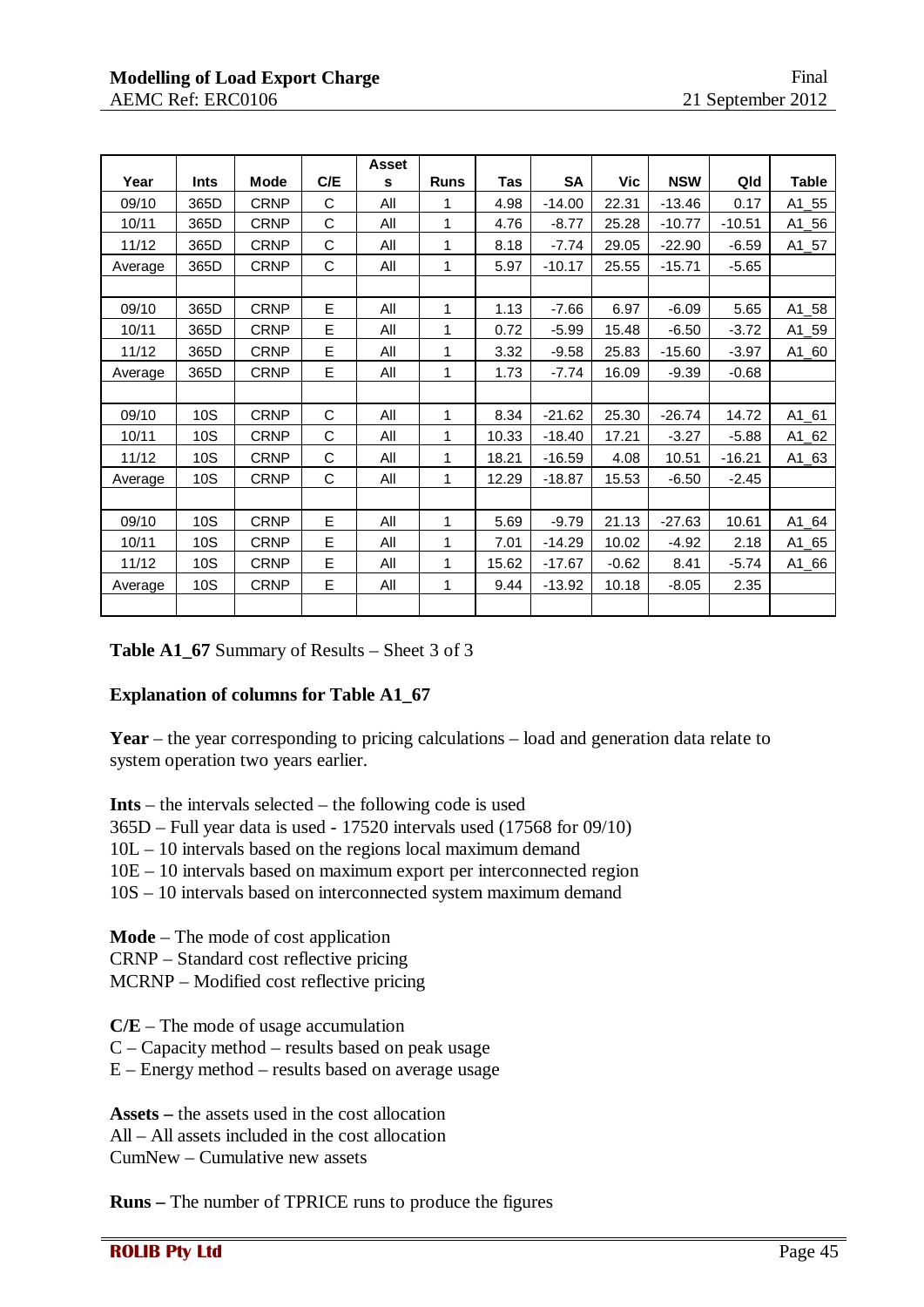| Year | Ints | Mode | C/E | Assets | Runs | Tas | SA | Vic | NSW | Qld | Table |
|---|---|---|---|---|---|---|---|---|---|---|---|
| 09/10 | 365D | CRNP | C | All | 1 | 4.98 | -14.00 | 22.31 | -13.46 | 0.17 | A1_55 |
| 10/11 | 365D | CRNP | C | All | 1 | 4.76 | -8.77 | 25.28 | -10.77 | -10.51 | A1_56 |
| 11/12 | 365D | CRNP | C | All | 1 | 8.18 | -7.74 | 29.05 | -22.90 | -6.59 | A1_57 |
| Average | 365D | CRNP | C | All | 1 | 5.97 | -10.17 | 25.55 | -15.71 | -5.65 | |
| | | | | | | | | | | | |
| 09/10 | 365D | CRNP | E | All | 1 | 1.13 | -7.66 | 6.97 | -6.09 | 5.65 | A1_58 |
| 10/11 | 365D | CRNP | E | All | 1 | 0.72 | -5.99 | 15.48 | -6.50 | -3.72 | A1_59 |
| 11/12 | 365D | CRNP | E | All | 1 | 3.32 | -9.58 | 25.83 | -15.60 | -3.97 | A1_60 |
| Average | 365D | CRNP | E | All | 1 | 1.73 | -7.74 | 16.09 | -9.39 | -0.68 | |
| | | | | | | | | | | | |
| 09/10 | 10S | CRNP | C | All | 1 | 8.34 | -21.62 | 25.30 | -26.74 | 14.72 | A1_61 |
| 10/11 | 10S | CRNP | C | All | 1 | 10.33 | -18.40 | 17.21 | -3.27 | -5.88 | A1_62 |
| 11/12 | 10S | CRNP | C | All | 1 | 18.21 | -16.59 | 4.08 | 10.51 | -16.21 | A1_63 |
| Average | 10S | CRNP | C | All | 1 | 12.29 | -18.87 | 15.53 | -6.50 | -2.45 | |
| | | | | | | | | | | | |
| 09/10 | 10S | CRNP | E | All | 1 | 5.69 | -9.79 | 21.13 | -27.63 | 10.61 | A1_64 |
| 10/11 | 10S | CRNP | E | All | 1 | 7.01 | -14.29 | 10.02 | -4.92 | 2.18 | A1_65 |
| 11/12 | 10S | CRNP | E | All | 1 | 15.62 | -17.67 | -0.62 | 8.41 | -5.74 | A1_66 |
| Average | 10S | CRNP | E | All | 1 | 9.44 | -13.92 | 10.18 | -8.05 | 2.35 | |
| | | | | | | | | | | | |

**Table A1_67** Summary of Results – Sheet 3 of 3

**Explanation of columns for Table A1_67**

**Year** – the year corresponding to pricing calculations – load and generation data relate to system operation two years earlier.

**Ints** – the intervals selected – the following code is used
365D – Full year data is used - 17520 intervals used (17568 for 09/10)
10L – 10 intervals based on the regions local maximum demand
10E – 10 intervals based on maximum export per interconnected region
10S – 10 intervals based on interconnected system maximum demand

**Mode** – The mode of cost application
CRNP – Standard cost reflective pricing
MCRNP – Modified cost reflective pricing

**C/E** – The mode of usage accumulation
C – Capacity method – results based on peak usage
E – Energy method – results based on average usage

**Assets –** the assets used in the cost allocation
All – All assets included in the cost allocation
CumNew – Cumulative new assets

**Runs –** The number of TPRICE runs to produce the figures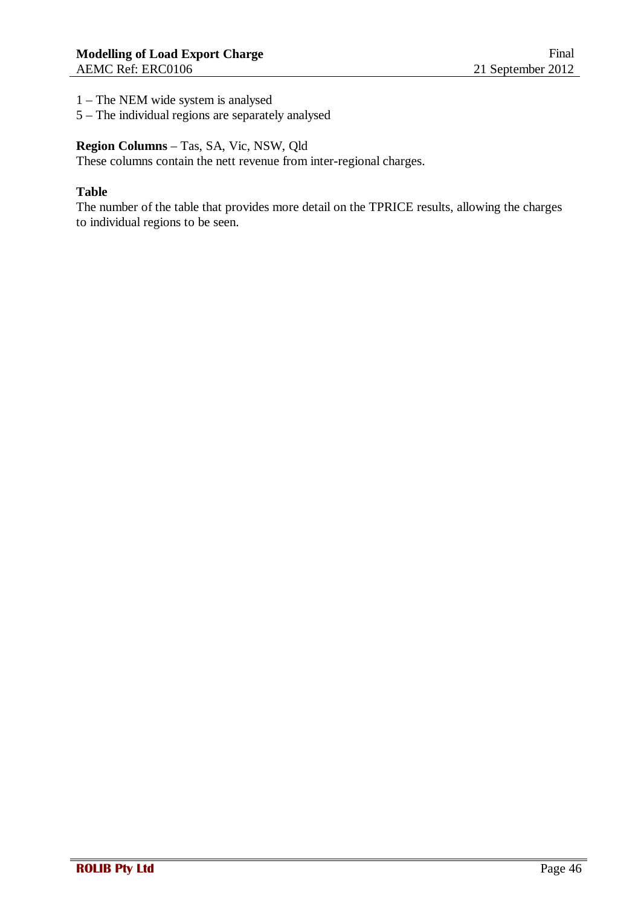1 – The NEM wide system is analysed
5 – The individual regions are separately analysed

**Region Columns** – Tas, SA, Vic, NSW, Qld
These columns contain the nett revenue from inter-regional charges.

**Table**
The number of the table that provides more detail on the TPRICE results, allowing the charges to individual regions to be seen.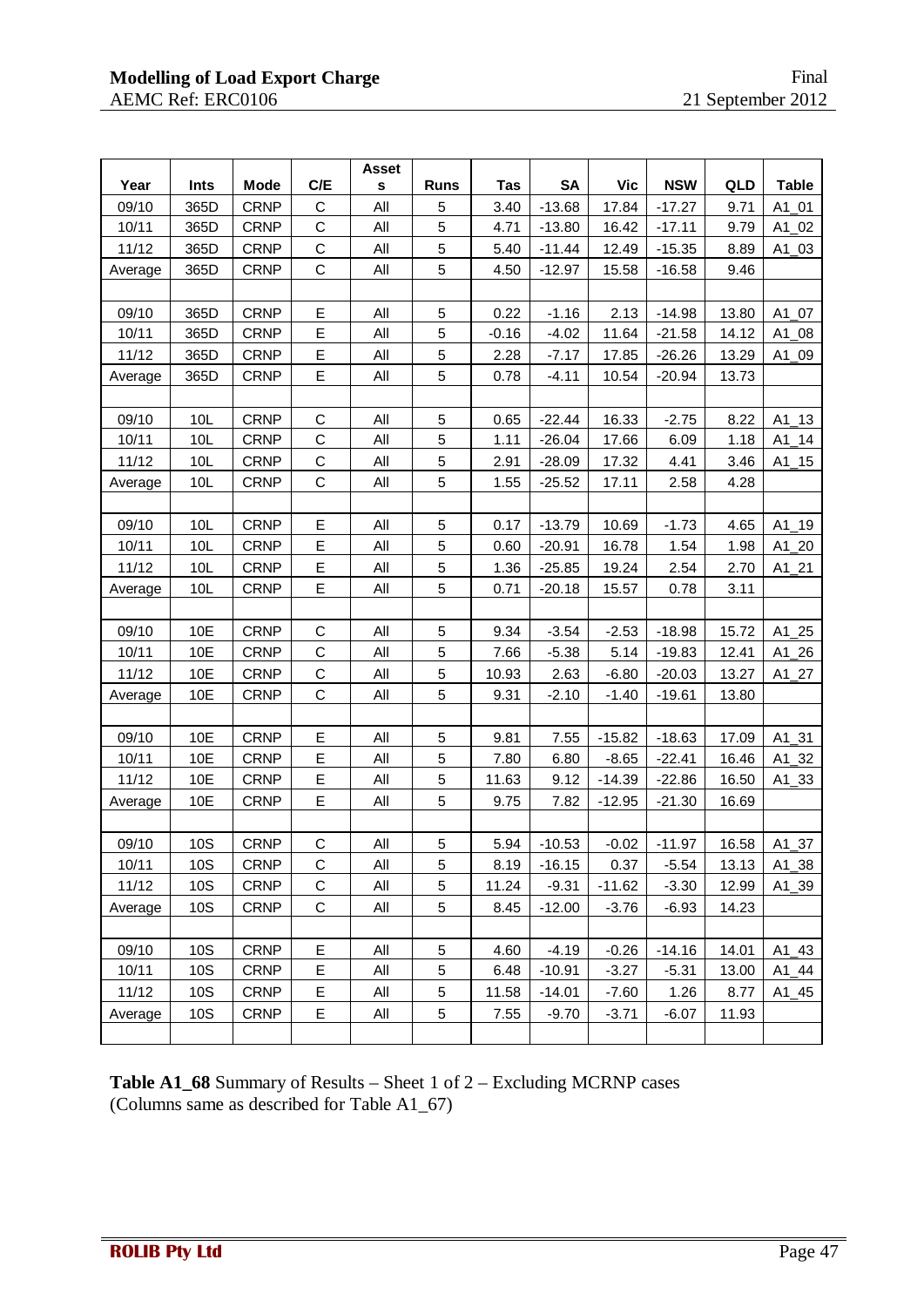| Year | Ints | Mode | C/E | Assets | Runs | Tas | SA | Vic | NSW | QLD | Table |
|---|---|---|---|---|---|---|---|---|---|---|---|
| 09/10 | 365D | CRNP | C | All | 5 | 3.40 | -13.68 | 17.84 | -17.27 | 9.71 | A1_01 |
| 10/11 | 365D | CRNP | C | All | 5 | 4.71 | -13.80 | 16.42 | -17.11 | 9.79 | A1_02 |
| 11/12 | 365D | CRNP | C | All | 5 | 5.40 | -11.44 | 12.49 | -15.35 | 8.89 | A1_03 |
| Average | 365D | CRNP | C | All | 5 | 4.50 | -12.97 | 15.58 | -16.58 | 9.46 | |
| | | | | | | | | | | | |
| 09/10 | 365D | CRNP | E | All | 5 | 0.22 | -1.16 | 2.13 | -14.98 | 13.80 | A1_07 |
| 10/11 | 365D | CRNP | E | All | 5 | -0.16 | -4.02 | 11.64 | -21.58 | 14.12 | A1_08 |
| 11/12 | 365D | CRNP | E | All | 5 | 2.28 | -7.17 | 17.85 | -26.26 | 13.29 | A1_09 |
| Average | 365D | CRNP | E | All | 5 | 0.78 | -4.11 | 10.54 | -20.94 | 13.73 | |
| | | | | | | | | | | | |
| 09/10 | 10L | CRNP | C | All | 5 | 0.65 | -22.44 | 16.33 | -2.75 | 8.22 | A1_13 |
| 10/11 | 10L | CRNP | C | All | 5 | 1.11 | -26.04 | 17.66 | 6.09 | 1.18 | A1_14 |
| 11/12 | 10L | CRNP | C | All | 5 | 2.91 | -28.09 | 17.32 | 4.41 | 3.46 | A1_15 |
| Average | 10L | CRNP | C | All | 5 | 1.55 | -25.52 | 17.11 | 2.58 | 4.28 | |
| | | | | | | | | | | | |
| 09/10 | 10L | CRNP | E | All | 5 | 0.17 | -13.79 | 10.69 | -1.73 | 4.65 | A1_19 |
| 10/11 | 10L | CRNP | E | All | 5 | 0.60 | -20.91 | 16.78 | 1.54 | 1.98 | A1_20 |
| 11/12 | 10L | CRNP | E | All | 5 | 1.36 | -25.85 | 19.24 | 2.54 | 2.70 | A1_21 |
| Average | 10L | CRNP | E | All | 5 | 0.71 | -20.18 | 15.57 | 0.78 | 3.11 | |
| | | | | | | | | | | | |
| 09/10 | 10E | CRNP | C | All | 5 | 9.34 | -3.54 | -2.53 | -18.98 | 15.72 | A1_25 |
| 10/11 | 10E | CRNP | C | All | 5 | 7.66 | -5.38 | 5.14 | -19.83 | 12.41 | A1_26 |
| 11/12 | 10E | CRNP | C | All | 5 | 10.93 | 2.63 | -6.80 | -20.03 | 13.27 | A1_27 |
| Average | 10E | CRNP | C | All | 5 | 9.31 | -2.10 | -1.40 | -19.61 | 13.80 | |
| | | | | | | | | | | | |
| 09/10 | 10E | CRNP | E | All | 5 | 9.81 | 7.55 | -15.82 | -18.63 | 17.09 | A1_31 |
| 10/11 | 10E | CRNP | E | All | 5 | 7.80 | 6.80 | -8.65 | -22.41 | 16.46 | A1_32 |
| 11/12 | 10E | CRNP | E | All | 5 | 11.63 | 9.12 | -14.39 | -22.86 | 16.50 | A1_33 |
| Average | 10E | CRNP | E | All | 5 | 9.75 | 7.82 | -12.95 | -21.30 | 16.69 | |
| | | | | | | | | | | | |
| 09/10 | 10S | CRNP | C | All | 5 | 5.94 | -10.53 | -0.02 | -11.97 | 16.58 | A1_37 |
| 10/11 | 10S | CRNP | C | All | 5 | 8.19 | -16.15 | 0.37 | -5.54 | 13.13 | A1_38 |
| 11/12 | 10S | CRNP | C | All | 5 | 11.24 | -9.31 | -11.62 | -3.30 | 12.99 | A1_39 |
| Average | 10S | CRNP | C | All | 5 | 8.45 | -12.00 | -3.76 | -6.93 | 14.23 | |
| | | | | | | | | | | | |
| 09/10 | 10S | CRNP | E | All | 5 | 4.60 | -4.19 | -0.26 | -14.16 | 14.01 | A1_43 |
| 10/11 | 10S | CRNP | E | All | 5 | 6.48 | -10.91 | -3.27 | -5.31 | 13.00 | A1_44 |
| 11/12 | 10S | CRNP | E | All | 5 | 11.58 | -14.01 | -7.60 | 1.26 | 8.77 | A1_45 |
| Average | 10S | CRNP | E | All | 5 | 7.55 | -9.70 | -3.71 | -6.07 | 11.93 | |

**Table A1_68** Summary of Results – Sheet 1 of 2 – Excluding MCRNP cases
(Columns same as described for Table A1_67)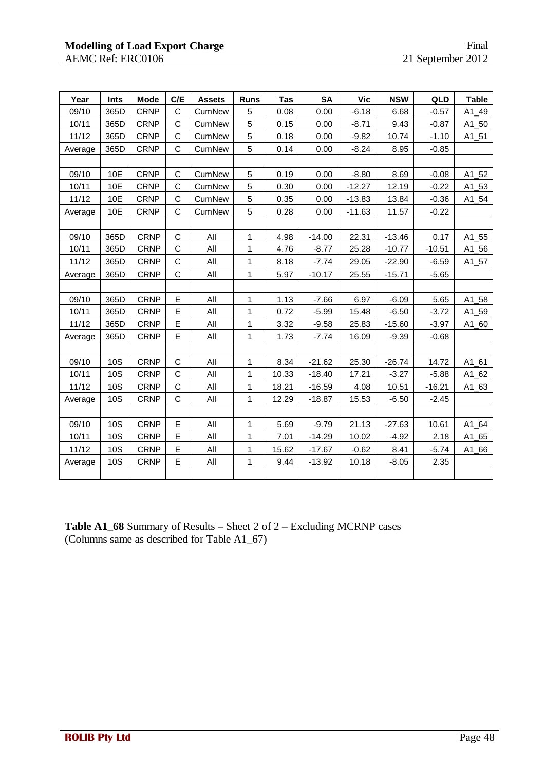| Year | Ints | Mode | C/E | Assets | Runs | Tas | SA | Vic | NSW | QLD | Table |
|---|---|---|---|---|---|---|---|---|---|---|---|
| 09/10 | 365D | CRNP | C | CumNew | 5 | 0.08 | 0.00 | -6.18 | 6.68 | -0.57 | A1_49 |
| 10/11 | 365D | CRNP | C | CumNew | 5 | 0.15 | 0.00 | -8.71 | 9.43 | -0.87 | A1_50 |
| 11/12 | 365D | CRNP | C | CumNew | 5 | 0.18 | 0.00 | -9.82 | 10.74 | -1.10 | A1_51 |
| Average | 365D | CRNP | C | CumNew | 5 | 0.14 | 0.00 | -8.24 | 8.95 | -0.85 | |
| | | | | | | | | | | | |
| 09/10 | 10E | CRNP | C | CumNew | 5 | 0.19 | 0.00 | -8.80 | 8.69 | -0.08 | A1_52 |
| 10/11 | 10E | CRNP | C | CumNew | 5 | 0.30 | 0.00 | -12.27 | 12.19 | -0.22 | A1_53 |
| 11/12 | 10E | CRNP | C | CumNew | 5 | 0.35 | 0.00 | -13.83 | 13.84 | -0.36 | A1_54 |
| Average | 10E | CRNP | C | CumNew | 5 | 0.28 | 0.00 | -11.63 | 11.57 | -0.22 | |
| | | | | | | | | | | | |
| 09/10 | 365D | CRNP | C | All | 1 | 4.98 | -14.00 | 22.31 | -13.46 | 0.17 | A1_55 |
| 10/11 | 365D | CRNP | C | All | 1 | 4.76 | -8.77 | 25.28 | -10.77 | -10.51 | A1_56 |
| 11/12 | 365D | CRNP | C | All | 1 | 8.18 | -7.74 | 29.05 | -22.90 | -6.59 | A1_57 |
| Average | 365D | CRNP | C | All | 1 | 5.97 | -10.17 | 25.55 | -15.71 | -5.65 | |
| | | | | | | | | | | | |
| 09/10 | 365D | CRNP | E | All | 1 | 1.13 | -7.66 | 6.97 | -6.09 | 5.65 | A1_58 |
| 10/11 | 365D | CRNP | E | All | 1 | 0.72 | -5.99 | 15.48 | -6.50 | -3.72 | A1_59 |
| 11/12 | 365D | CRNP | E | All | 1 | 3.32 | -9.58 | 25.83 | -15.60 | -3.97 | A1_60 |
| Average | 365D | CRNP | E | All | 1 | 1.73 | -7.74 | 16.09 | -9.39 | -0.68 | |
| | | | | | | | | | | | |
| 09/10 | 10S | CRNP | C | All | 1 | 8.34 | -21.62 | 25.30 | -26.74 | 14.72 | A1_61 |
| 10/11 | 10S | CRNP | C | All | 1 | 10.33 | -18.40 | 17.21 | -3.27 | -5.88 | A1_62 |
| 11/12 | 10S | CRNP | C | All | 1 | 18.21 | -16.59 | 4.08 | 10.51 | -16.21 | A1_63 |
| Average | 10S | CRNP | C | All | 1 | 12.29 | -18.87 | 15.53 | -6.50 | -2.45 | |
| | | | | | | | | | | | |
| 09/10 | 10S | CRNP | E | All | 1 | 5.69 | -9.79 | 21.13 | -27.63 | 10.61 | A1_64 |
| 10/11 | 10S | CRNP | E | All | 1 | 7.01 | -14.29 | 10.02 | -4.92 | 2.18 | A1_65 |
| 11/12 | 10S | CRNP | E | All | 1 | 15.62 | -17.67 | -0.62 | 8.41 | -5.74 | A1_66 |
| Average | 10S | CRNP | E | All | 1 | 9.44 | -13.92 | 10.18 | -8.05 | 2.35 | |
| | | | | | | | | | | | |

**Table A1_68** Summary of Results – Sheet 2 of 2 – Excluding MCRNP cases
(Columns same as described for Table A1_67)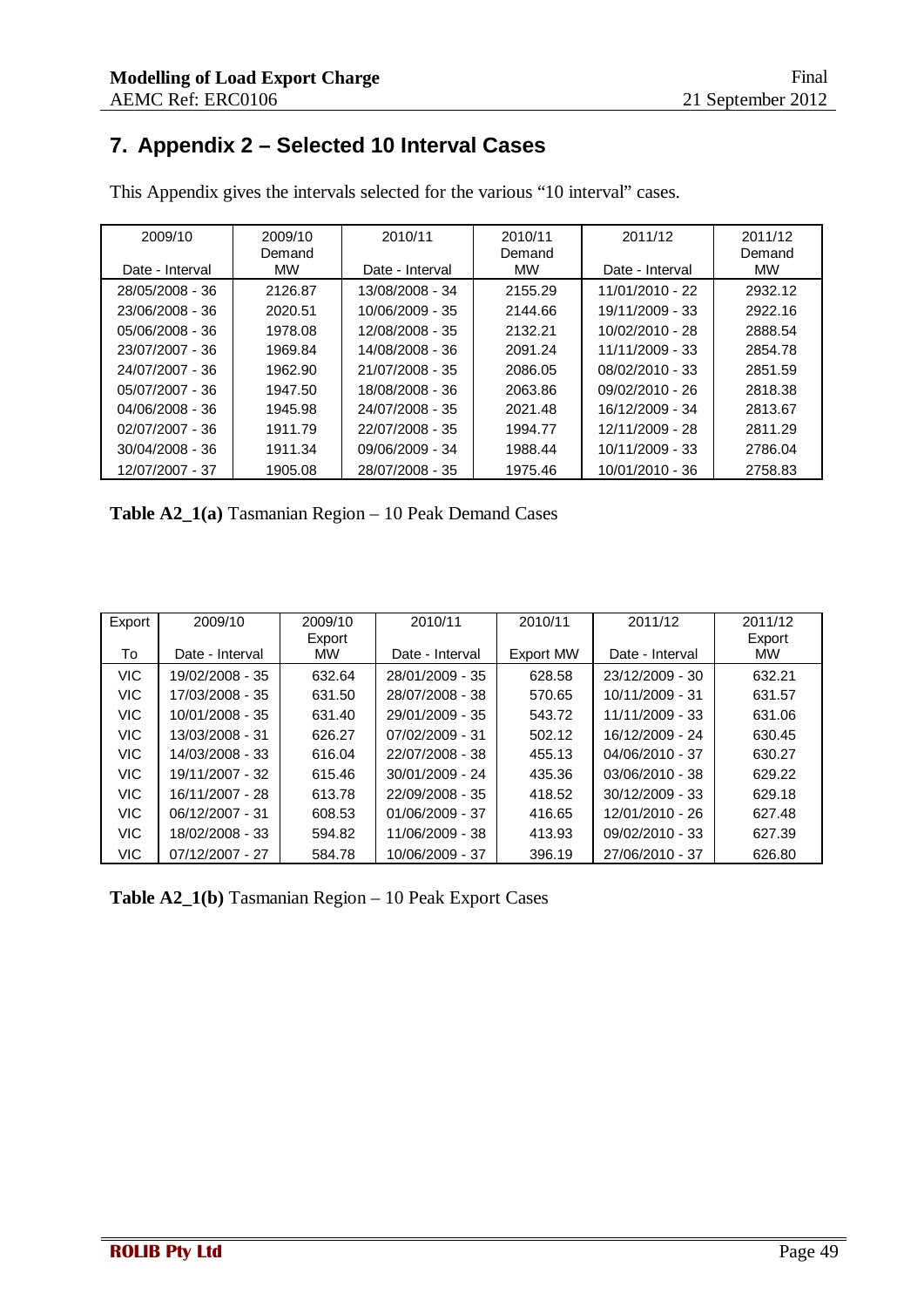# 7. Appendix 2 – Selected 10 Interval Cases

This Appendix gives the intervals selected for the various "10 interval" cases.

| 2009/10 Date - Interval | 2009/10 Demand MW | 2010/11 Date - Interval | 2010/11 Demand MW | 2011/12 Date - Interval | 2011/12 Demand MW |
|---|---|---|---|---|---|
| 28/05/2008 - 36 | 2126.87 | 13/08/2008 - 34 | 2155.29 | 11/01/2010 - 22 | 2932.12 |
| 23/06/2008 - 36 | 2020.51 | 10/06/2009 - 35 | 2144.66 | 19/11/2009 - 33 | 2922.16 |
| 05/06/2008 - 36 | 1978.08 | 12/08/2008 - 35 | 2132.21 | 10/02/2010 - 28 | 2888.54 |
| 23/07/2007 - 36 | 1969.84 | 14/08/2008 - 36 | 2091.24 | 11/11/2009 - 33 | 2854.78 |
| 24/07/2007 - 36 | 1962.90 | 21/07/2008 - 35 | 2086.05 | 08/02/2010 - 33 | 2851.59 |
| 05/07/2007 - 36 | 1947.50 | 18/08/2008 - 36 | 2063.86 | 09/02/2010 - 26 | 2818.38 |
| 04/06/2008 - 36 | 1945.98 | 24/07/2008 - 35 | 2021.48 | 16/12/2009 - 34 | 2813.67 |
| 02/07/2007 - 36 | 1911.79 | 22/07/2008 - 35 | 1994.77 | 12/11/2009 - 28 | 2811.29 |
| 30/04/2008 - 36 | 1911.34 | 09/06/2009 - 34 | 1988.44 | 10/11/2009 - 33 | 2786.04 |
| 12/07/2007 - 37 | 1905.08 | 28/07/2008 - 35 | 1975.46 | 10/01/2010 - 36 | 2758.83 |

**Table A2_1(a)** Tasmanian Region – 10 Peak Demand Cases

| Export To | 2009/10 Date - Interval | 2009/10 Export MW | 2010/11 Date - Interval | 2010/11 Export MW | 2011/12 Date - Interval | 2011/12 Export MW |
|---|---|---|---|---|---|---|
| VIC | 19/02/2008 - 35 | 632.64 | 28/01/2009 - 35 | 628.58 | 23/12/2009 - 30 | 632.21 |
| VIC | 17/03/2008 - 35 | 631.50 | 28/07/2008 - 38 | 570.65 | 10/11/2009 - 31 | 631.57 |
| VIC | 10/01/2008 - 35 | 631.40 | 29/01/2009 - 35 | 543.72 | 11/11/2009 - 33 | 631.06 |
| VIC | 13/03/2008 - 31 | 626.27 | 07/02/2009 - 31 | 502.12 | 16/12/2009 - 24 | 630.45 |
| VIC | 14/03/2008 - 33 | 616.04 | 22/07/2008 - 38 | 455.13 | 04/06/2010 - 37 | 630.27 |
| VIC | 19/11/2007 - 32 | 615.46 | 30/01/2009 - 24 | 435.36 | 03/06/2010 - 38 | 629.22 |
| VIC | 16/11/2007 - 28 | 613.78 | 22/09/2008 - 35 | 418.52 | 30/12/2009 - 33 | 629.18 |
| VIC | 06/12/2007 - 31 | 608.53 | 01/06/2009 - 37 | 416.65 | 12/01/2010 - 26 | 627.48 |
| VIC | 18/02/2008 - 33 | 594.82 | 11/06/2009 - 38 | 413.93 | 09/02/2010 - 33 | 627.39 |
| VIC | 07/12/2007 - 27 | 584.78 | 10/06/2009 - 37 | 396.19 | 27/06/2010 - 37 | 626.80 |

**Table A2_1(b)** Tasmanian Region – 10 Peak Export Cases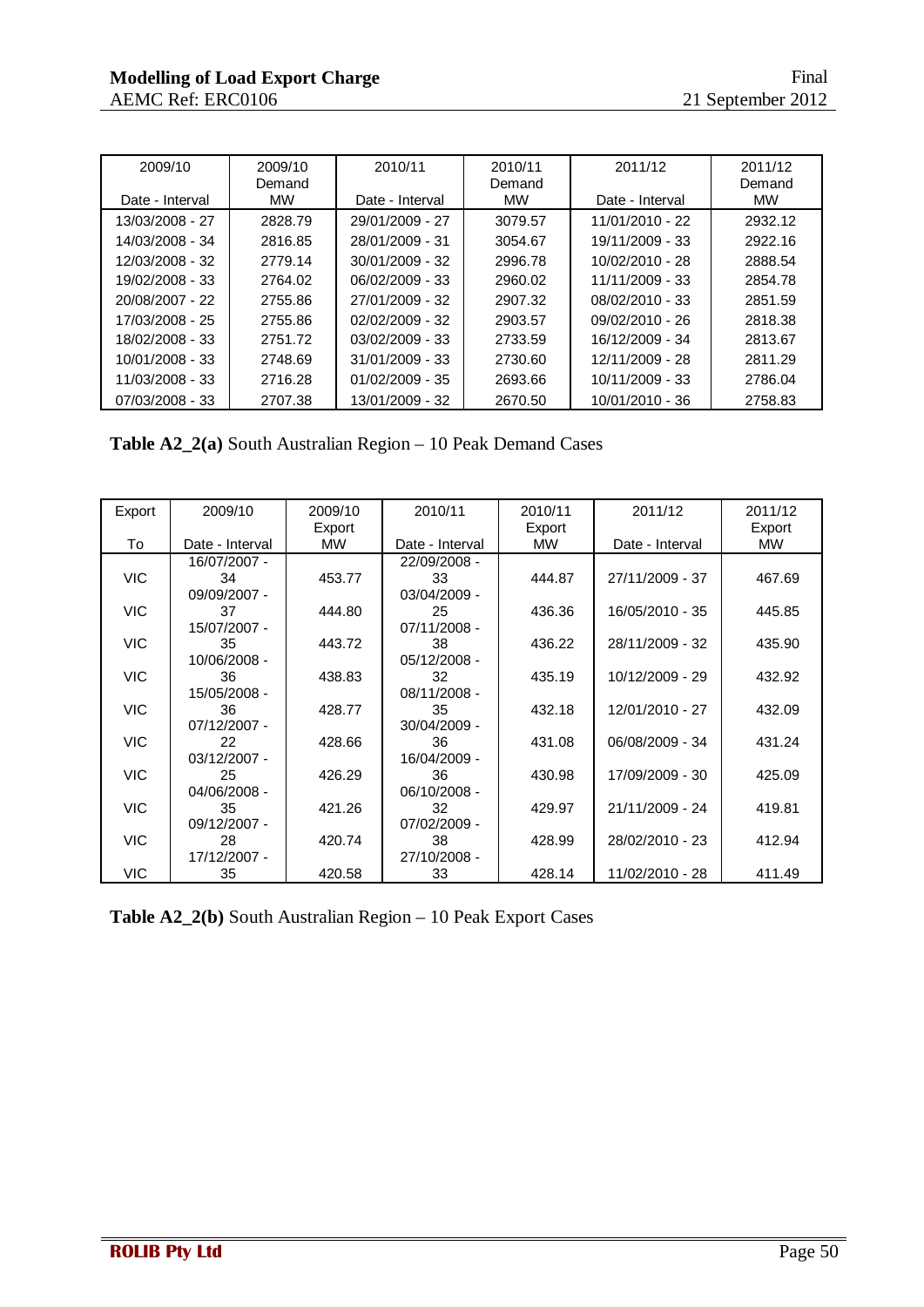| 2009/10 Date - Interval | 2009/10 Demand MW | 2010/11 Date - Interval | 2010/11 Demand MW | 2011/12 Date - Interval | 2011/12 Demand MW |
|---|---|---|---|---|---|
| 13/03/2008 - 27 | 2828.79 | 29/01/2009 - 27 | 3079.57 | 11/01/2010 - 22 | 2932.12 |
| 14/03/2008 - 34 | 2816.85 | 28/01/2009 - 31 | 3054.67 | 19/11/2009 - 33 | 2922.16 |
| 12/03/2008 - 32 | 2779.14 | 30/01/2009 - 32 | 2996.78 | 10/02/2010 - 28 | 2888.54 |
| 19/02/2008 - 33 | 2764.02 | 06/02/2009 - 33 | 2960.02 | 11/11/2009 - 33 | 2854.78 |
| 20/08/2007 - 22 | 2755.86 | 27/01/2009 - 32 | 2907.32 | 08/02/2010 - 33 | 2851.59 |
| 17/03/2008 - 25 | 2755.86 | 02/02/2009 - 32 | 2903.57 | 09/02/2010 - 26 | 2818.38 |
| 18/02/2008 - 33 | 2751.72 | 03/02/2009 - 33 | 2733.59 | 16/12/2009 - 34 | 2813.67 |
| 10/01/2008 - 33 | 2748.69 | 31/01/2009 - 33 | 2730.60 | 12/11/2009 - 28 | 2811.29 |
| 11/03/2008 - 33 | 2716.28 | 01/02/2009 - 35 | 2693.66 | 10/11/2009 - 33 | 2786.04 |
| 07/03/2008 - 33 | 2707.38 | 13/01/2009 - 32 | 2670.50 | 10/01/2010 - 36 | 2758.83 |

**Table A2_2(a)** South Australian Region – 10 Peak Demand Cases

| Export To | 2009/10 Date - Interval | 2009/10 Export MW | 2010/11 Date - Interval | 2010/11 Export MW | 2011/12 Date - Interval | 2011/12 Export MW |
|---|---|---|---|---|---|---|
| VIC | 16/07/2007 - 34 | 453.77 | 22/09/2008 - 33 | 444.87 | 27/11/2009 - 37 | 467.69 |
| VIC | 09/09/2007 - 37 | 444.80 | 03/04/2009 - 25 | 436.36 | 16/05/2010 - 35 | 445.85 |
| VIC | 15/07/2007 - 35 | 443.72 | 07/11/2008 - 38 | 436.22 | 28/11/2009 - 32 | 435.90 |
| VIC | 10/06/2008 - 36 | 438.83 | 05/12/2008 - 32 | 435.19 | 10/12/2009 - 29 | 432.92 |
| VIC | 15/05/2008 - 36 | 428.77 | 08/11/2008 - 35 | 432.18 | 12/01/2010 - 27 | 432.09 |
| VIC | 07/12/2007 - 22 | 428.66 | 30/04/2009 - 36 | 431.08 | 06/08/2009 - 34 | 431.24 |
| VIC | 03/12/2007 - 25 | 426.29 | 16/04/2009 - 36 | 430.98 | 17/09/2009 - 30 | 425.09 |
| VIC | 04/06/2008 - 35 | 421.26 | 06/10/2008 - 32 | 429.97 | 21/11/2009 - 24 | 419.81 |
| VIC | 09/12/2007 - 28 | 420.74 | 07/02/2009 - 38 | 428.99 | 28/02/2010 - 23 | 412.94 |
| VIC | 17/12/2007 - 35 | 420.58 | 27/10/2008 - 33 | 428.14 | 11/02/2010 - 28 | 411.49 |

**Table A2_2(b)** South Australian Region – 10 Peak Export Cases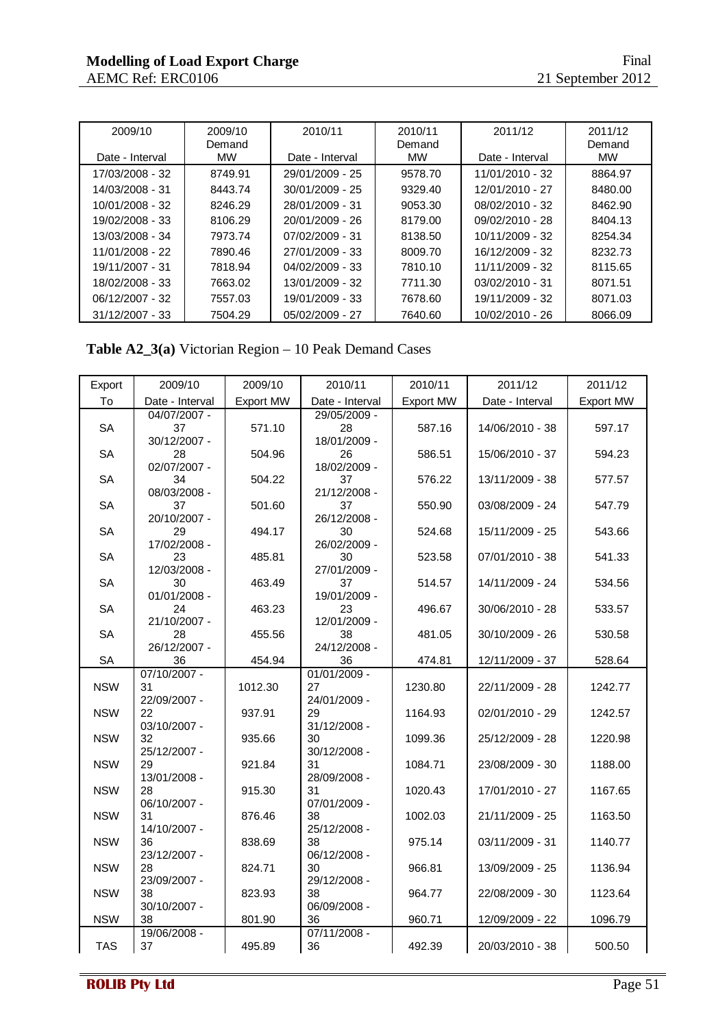| 2009/10 Date - Interval | 2009/10 Demand MW | 2010/11 Date - Interval | 2010/11 Demand MW | 2011/12 Date - Interval | 2011/12 Demand MW |
|---|---|---|---|---|---|
| 17/03/2008 - 32 | 8749.91 | 29/01/2009 - 25 | 9578.70 | 11/01/2010 - 32 | 8864.97 |
| 14/03/2008 - 31 | 8443.74 | 30/01/2009 - 25 | 9329.40 | 12/01/2010 - 27 | 8480.00 |
| 10/01/2008 - 32 | 8246.29 | 28/01/2009 - 31 | 9053.30 | 08/02/2010 - 32 | 8462.90 |
| 19/02/2008 - 33 | 8106.29 | 20/01/2009 - 26 | 8179.00 | 09/02/2010 - 28 | 8404.13 |
| 13/03/2008 - 34 | 7973.74 | 07/02/2009 - 31 | 8138.50 | 10/11/2009 - 32 | 8254.34 |
| 11/01/2008 - 22 | 7890.46 | 27/01/2009 - 33 | 8009.70 | 16/12/2009 - 32 | 8232.73 |
| 19/11/2007 - 31 | 7818.94 | 04/02/2009 - 33 | 7810.10 | 11/11/2009 - 32 | 8115.65 |
| 18/02/2008 - 33 | 7663.02 | 13/01/2009 - 32 | 7711.30 | 03/02/2010 - 31 | 8071.51 |
| 06/12/2007 - 32 | 7557.03 | 19/01/2009 - 33 | 7678.60 | 19/11/2009 - 32 | 8071.03 |
| 31/12/2007 - 33 | 7504.29 | 05/02/2009 - 27 | 7640.60 | 10/02/2010 - 26 | 8066.09 |

**Table A2_3(a)** Victorian Region – 10 Peak Demand Cases

| Export To | 2009/10 Date - Interval | 2009/10 Export MW | 2010/11 Date - Interval | 2010/11 Export MW | 2011/12 Date - Interval | 2011/12 Export MW |
|---|---|---|---|---|---|---|
| SA | 04/07/2007 - 37 | 571.10 | 29/05/2009 - 28 | 587.16 | 14/06/2010 - 38 | 597.17 |
| SA | 30/12/2007 - 28 | 504.96 | 18/01/2009 - 26 | 586.51 | 15/06/2010 - 37 | 594.23 |
| SA | 02/07/2007 - 34 | 504.22 | 18/02/2009 - 37 | 576.22 | 13/11/2009 - 38 | 577.57 |
| SA | 08/03/2008 - 37 | 501.60 | 21/12/2008 - 37 | 550.90 | 03/08/2009 - 24 | 547.79 |
| SA | 20/10/2007 - 29 | 494.17 | 26/12/2008 - 30 | 524.68 | 15/11/2009 - 25 | 543.66 |
| SA | 17/02/2008 - 23 | 485.81 | 26/02/2009 - 30 | 523.58 | 07/01/2010 - 38 | 541.33 |
| SA | 12/03/2008 - 30 | 463.49 | 27/01/2009 - 37 | 514.57 | 14/11/2009 - 24 | 534.56 |
| SA | 01/01/2008 - 24 | 463.23 | 19/01/2009 - 23 | 496.67 | 30/06/2010 - 28 | 533.57 |
| SA | 21/10/2007 - 28 | 455.56 | 12/01/2009 - 38 | 481.05 | 30/10/2009 - 26 | 530.58 |
| SA | 26/12/2007 - 36 | 454.94 | 24/12/2008 - 36 | 474.81 | 12/11/2009 - 37 | 528.64 |
| NSW | 07/10/2007 - 31 | 1012.30 | 01/01/2009 - 27 | 1230.80 | 22/11/2009 - 28 | 1242.77 |
| NSW | 22/09/2007 - 22 | 937.91 | 24/01/2009 - 29 | 1164.93 | 02/01/2010 - 29 | 1242.57 |
| NSW | 03/10/2007 - 32 | 935.66 | 31/12/2008 - 30 | 1099.36 | 25/12/2009 - 28 | 1220.98 |
| NSW | 25/12/2007 - 29 | 921.84 | 30/12/2008 - 31 | 1084.71 | 23/08/2009 - 30 | 1188.00 |
| NSW | 13/01/2008 - 28 | 915.30 | 28/09/2008 - 31 | 1020.43 | 17/01/2010 - 27 | 1167.65 |
| NSW | 06/10/2007 - 31 | 876.46 | 07/01/2009 - 38 | 1002.03 | 21/11/2009 - 25 | 1163.50 |
| NSW | 14/10/2007 - 36 | 838.69 | 25/12/2008 - 38 | 975.14 | 03/11/2009 - 31 | 1140.77 |
| NSW | 23/12/2007 - 28 | 824.71 | 06/12/2008 - 30 | 966.81 | 13/09/2009 - 25 | 1136.94 |
| NSW | 23/09/2007 - 38 | 823.93 | 29/12/2008 - 38 | 964.77 | 22/08/2009 - 30 | 1123.64 |
| NSW | 30/10/2007 - 38 | 801.90 | 06/09/2008 - 36 | 960.71 | 12/09/2009 - 22 | 1096.79 |
| TAS | 19/06/2008 - 37 | 495.89 | 07/11/2008 - 36 | 492.39 | 20/03/2010 - 38 | 500.50 |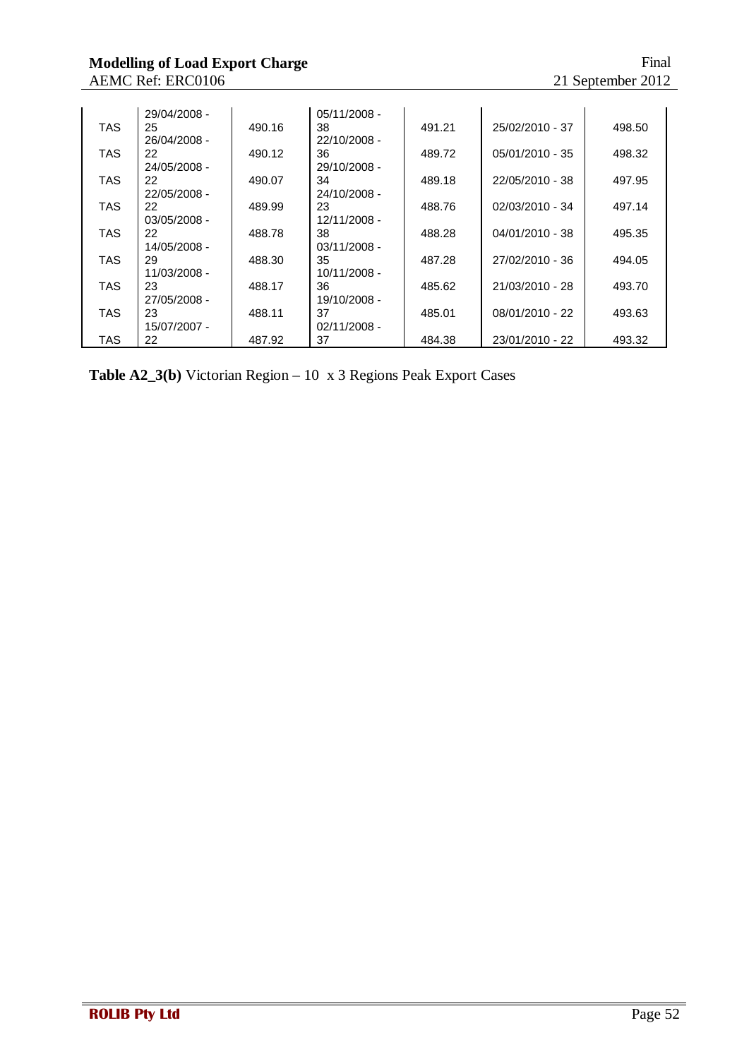| | | | | | | |
|---|---|---|---|---|---|---|
| TAS | 29/04/2008 - 25 | 490.16 | 05/11/2008 - 38 | 491.21 | 25/02/2010 - 37 | 498.50 |
| TAS | 26/04/2008 - 22 | 490.12 | 22/10/2008 - 36 | 489.72 | 05/01/2010 - 35 | 498.32 |
| TAS | 24/05/2008 - 22 | 490.07 | 29/10/2008 - 34 | 489.18 | 22/05/2010 - 38 | 497.95 |
| TAS | 22/05/2008 - 22 | 489.99 | 24/10/2008 - 23 | 488.76 | 02/03/2010 - 34 | 497.14 |
| TAS | 03/05/2008 - 22 | 488.78 | 12/11/2008 - 38 | 488.28 | 04/01/2010 - 38 | 495.35 |
| TAS | 14/05/2008 - 29 | 488.30 | 03/11/2008 - 35 | 487.28 | 27/02/2010 - 36 | 494.05 |
| TAS | 11/03/2008 - 23 | 488.17 | 10/11/2008 - 36 | 485.62 | 21/03/2010 - 28 | 493.70 |
| TAS | 27/05/2008 - 23 | 488.11 | 19/10/2008 - 37 | 485.01 | 08/01/2010 - 22 | 493.63 |
| TAS | 15/07/2007 - 22 | 487.92 | 02/11/2008 - 37 | 484.38 | 23/01/2010 - 22 | 493.32 |

**Table A2_3(b)** Victorian Region – 10 x 3 Regions Peak Export Cases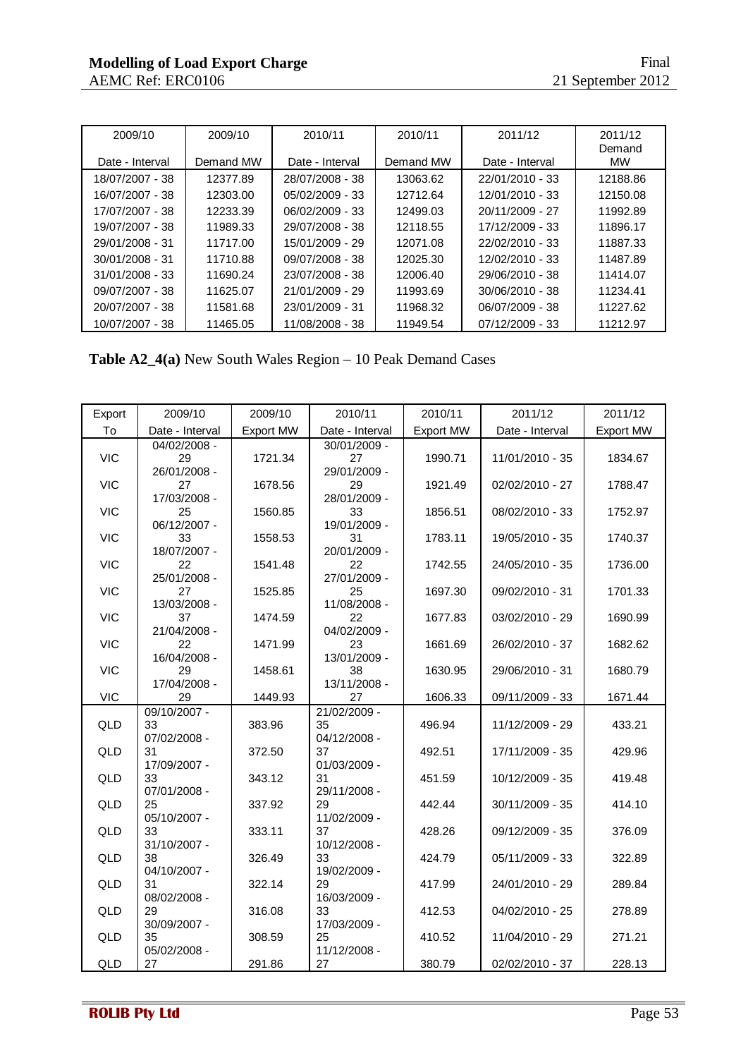| 2009/10 Date - Interval | 2009/10 Demand MW | 2010/11 Date - Interval | 2010/11 Demand MW | 2011/12 Date - Interval | 2011/12 Demand MW |
|---|---|---|---|---|---|
| 18/07/2007 - 38 | 12377.89 | 28/07/2008 - 38 | 13063.62 | 22/01/2010 - 33 | 12188.86 |
| 16/07/2007 - 38 | 12303.00 | 05/02/2009 - 33 | 12712.64 | 12/01/2010 - 33 | 12150.08 |
| 17/07/2007 - 38 | 12233.39 | 06/02/2009 - 33 | 12499.03 | 20/11/2009 - 27 | 11992.89 |
| 19/07/2007 - 38 | 11989.33 | 29/07/2008 - 38 | 12118.55 | 17/12/2009 - 33 | 11896.17 |
| 29/01/2008 - 31 | 11717.00 | 15/01/2009 - 29 | 12071.08 | 22/02/2010 - 33 | 11887.33 |
| 30/01/2008 - 31 | 11710.88 | 09/07/2008 - 38 | 12025.30 | 12/02/2010 - 33 | 11487.89 |
| 31/01/2008 - 33 | 11690.24 | 23/07/2008 - 38 | 12006.40 | 29/06/2010 - 38 | 11414.07 |
| 09/07/2007 - 38 | 11625.07 | 21/01/2009 - 29 | 11993.69 | 30/06/2010 - 38 | 11234.41 |
| 20/07/2007 - 38 | 11581.68 | 23/01/2009 - 31 | 11968.32 | 06/07/2009 - 38 | 11227.62 |
| 10/07/2007 - 38 | 11465.05 | 11/08/2008 - 38 | 11949.54 | 07/12/2009 - 33 | 11212.97 |

**Table A2_4(a)** New South Wales Region – 10 Peak Demand Cases

| Export To | 2009/10 Date - Interval | 2009/10 Export MW | 2010/11 Date - Interval | 2010/11 Export MW | 2011/12 Date - Interval | 2011/12 Export MW |
|---|---|---|---|---|---|---|
| VIC | 04/02/2008 - 29 | 1721.34 | 30/01/2009 - 27 | 1990.71 | 11/01/2010 - 35 | 1834.67 |
| VIC | 26/01/2008 - 27 | 1678.56 | 29/01/2009 - 29 | 1921.49 | 02/02/2010 - 27 | 1788.47 |
| VIC | 17/03/2008 - 25 | 1560.85 | 28/01/2009 - 33 | 1856.51 | 08/02/2010 - 33 | 1752.97 |
| VIC | 06/12/2007 - 33 | 1558.53 | 19/01/2009 - 31 | 1783.11 | 19/05/2010 - 35 | 1740.37 |
| VIC | 18/07/2007 - 22 | 1541.48 | 20/01/2009 - 22 | 1742.55 | 24/05/2010 - 35 | 1736.00 |
| VIC | 25/01/2008 - 27 | 1525.85 | 27/01/2009 - 25 | 1697.30 | 09/02/2010 - 31 | 1701.33 |
| VIC | 13/03/2008 - 37 | 1474.59 | 11/08/2008 - 22 | 1677.83 | 03/02/2010 - 29 | 1690.99 |
| VIC | 21/04/2008 - 22 | 1471.99 | 04/02/2009 - 23 | 1661.69 | 26/02/2010 - 37 | 1682.62 |
| VIC | 16/04/2008 - 29 | 1458.61 | 13/01/2009 - 38 | 1630.95 | 29/06/2010 - 31 | 1680.79 |
| VIC | 17/04/2008 - 29 | 1449.93 | 13/11/2008 - 27 | 1606.33 | 09/11/2009 - 33 | 1671.44 |
| QLD | 09/10/2007 - 33 | 383.96 | 21/02/2009 - 35 | 496.94 | 11/12/2009 - 29 | 433.21 |
| QLD | 07/02/2008 - 31 | 372.50 | 04/12/2008 - 37 | 492.51 | 17/11/2009 - 35 | 429.96 |
| QLD | 17/09/2007 - 33 | 343.12 | 01/03/2009 - 31 | 451.59 | 10/12/2009 - 35 | 419.48 |
| QLD | 07/01/2008 - 25 | 337.92 | 29/11/2008 - 29 | 442.44 | 30/11/2009 - 35 | 414.10 |
| QLD | 05/10/2007 - 33 | 333.11 | 11/02/2009 - 37 | 428.26 | 09/12/2009 - 35 | 376.09 |
| QLD | 31/10/2007 - 38 | 326.49 | 10/12/2008 - 33 | 424.79 | 05/11/2009 - 33 | 322.89 |
| QLD | 04/10/2007 - 31 | 322.14 | 19/02/2009 - 29 | 417.99 | 24/01/2010 - 29 | 289.84 |
| QLD | 08/02/2008 - 29 | 316.08 | 16/03/2009 - 33 | 412.53 | 04/02/2010 - 25 | 278.89 |
| QLD | 30/09/2007 - 35 | 308.59 | 17/03/2009 - 25 | 410.52 | 11/04/2010 - 29 | 271.21 |
| QLD | 05/02/2008 - 27 | 291.86 | 11/12/2008 - 27 | 380.79 | 02/02/2010 - 37 | 228.13 |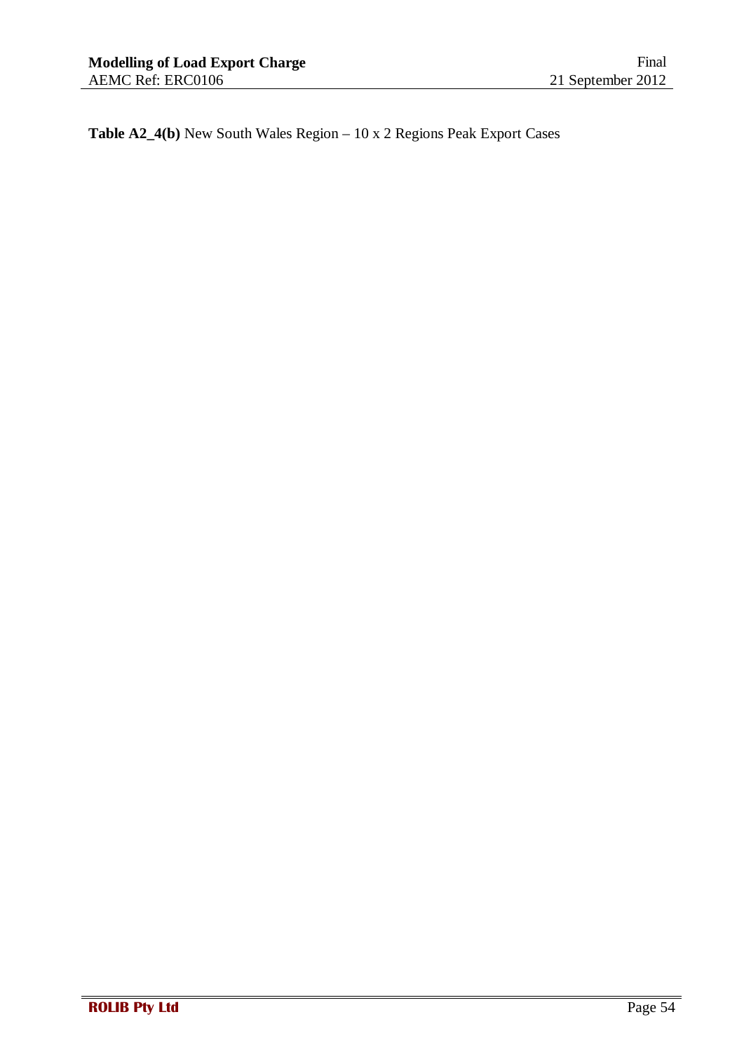**Table A2_4(b)** New South Wales Region – 10 x 2 Regions Peak Export Cases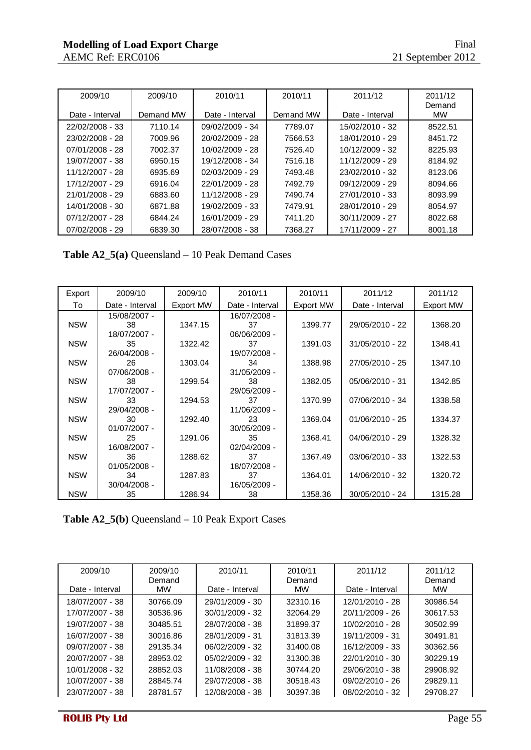| 2009/10 Date - Interval | 2009/10 Demand MW | 2010/11 Date - Interval | 2010/11 Demand MW | 2011/12 Date - Interval | 2011/12 Demand MW |
|---|---|---|---|---|---|
| 22/02/2008 - 33 | 7110.14 | 09/02/2009 - 34 | 7789.07 | 15/02/2010 - 32 | 8522.51 |
| 23/02/2008 - 28 | 7009.96 | 20/02/2009 - 28 | 7566.53 | 18/01/2010 - 29 | 8451.72 |
| 07/01/2008 - 28 | 7002.37 | 10/02/2009 - 28 | 7526.40 | 10/12/2009 - 32 | 8225.93 |
| 19/07/2007 - 38 | 6950.15 | 19/12/2008 - 34 | 7516.18 | 11/12/2009 - 29 | 8184.92 |
| 11/12/2007 - 28 | 6935.69 | 02/03/2009 - 29 | 7493.48 | 23/02/2010 - 32 | 8123.06 |
| 17/12/2007 - 29 | 6916.04 | 22/01/2009 - 28 | 7492.79 | 09/12/2009 - 29 | 8094.66 |
| 21/01/2008 - 29 | 6883.60 | 11/12/2008 - 29 | 7490.74 | 27/01/2010 - 33 | 8093.99 |
| 14/01/2008 - 30 | 6871.88 | 19/02/2009 - 33 | 7479.91 | 28/01/2010 - 29 | 8054.97 |
| 07/12/2007 - 28 | 6844.24 | 16/01/2009 - 29 | 7411.20 | 30/11/2009 - 27 | 8022.68 |
| 07/02/2008 - 29 | 6839.30 | 28/07/2008 - 38 | 7368.27 | 17/11/2009 - 27 | 8001.18 |

**Table A2_5(a)** Queensland – 10 Peak Demand Cases

| Export To | 2009/10 Date - Interval | 2009/10 Export MW | 2010/11 Date - Interval | 2010/11 Export MW | 2011/12 Date - Interval | 2011/12 Export MW |
|---|---|---|---|---|---|---|
| NSW | 15/08/2007 - 38 | 1347.15 | 16/07/2008 - 37 | 1399.77 | 29/05/2010 - 22 | 1368.20 |
| NSW | 18/07/2007 - 35 | 1322.42 | 06/06/2009 - 37 | 1391.03 | 31/05/2010 - 22 | 1348.41 |
| NSW | 26/04/2008 - 26 | 1303.04 | 19/07/2008 - 34 | 1388.98 | 27/05/2010 - 25 | 1347.10 |
| NSW | 07/06/2008 - 38 | 1299.54 | 31/05/2009 - 38 | 1382.05 | 05/06/2010 - 31 | 1342.85 |
| NSW | 17/07/2007 - 33 | 1294.53 | 29/05/2009 - 37 | 1370.99 | 07/06/2010 - 34 | 1338.58 |
| NSW | 29/04/2008 - 30 | 1292.40 | 11/06/2009 - 23 | 1369.04 | 01/06/2010 - 25 | 1334.37 |
| NSW | 01/07/2007 - 25 | 1291.06 | 30/05/2009 - 35 | 1368.41 | 04/06/2010 - 29 | 1328.32 |
| NSW | 16/08/2007 - 36 | 1288.62 | 02/04/2009 - 37 | 1367.49 | 03/06/2010 - 33 | 1322.53 |
| NSW | 01/05/2008 - 34 | 1287.83 | 18/07/2008 - 37 | 1364.01 | 14/06/2010 - 32 | 1320.72 |
| NSW | 30/04/2008 - 35 | 1286.94 | 16/05/2009 - 38 | 1358.36 | 30/05/2010 - 24 | 1315.28 |

**Table A2_5(b)** Queensland – 10 Peak Export Cases

| 2009/10 Date - Interval | 2009/10 Demand MW | 2010/11 Date - Interval | 2010/11 Demand MW | 2011/12 Date - Interval | 2011/12 Demand MW |
|---|---|---|---|---|---|
| 18/07/2007 - 38 | 30766.09 | 29/01/2009 - 30 | 32310.16 | 12/01/2010 - 28 | 30986.54 |
| 17/07/2007 - 38 | 30536.96 | 30/01/2009 - 32 | 32064.29 | 20/11/2009 - 26 | 30617.53 |
| 19/07/2007 - 38 | 30485.51 | 28/07/2008 - 38 | 31899.37 | 10/02/2010 - 28 | 30502.99 |
| 16/07/2007 - 38 | 30016.86 | 28/01/2009 - 31 | 31813.39 | 19/11/2009 - 31 | 30491.81 |
| 09/07/2007 - 38 | 29135.34 | 06/02/2009 - 32 | 31400.08 | 16/12/2009 - 33 | 30362.56 |
| 20/07/2007 - 38 | 28953.02 | 05/02/2009 - 32 | 31300.38 | 22/01/2010 - 30 | 30229.19 |
| 10/01/2008 - 32 | 28852.03 | 11/08/2008 - 38 | 30744.20 | 29/06/2010 - 38 | 29908.92 |
| 10/07/2007 - 38 | 28845.74 | 29/07/2008 - 38 | 30518.43 | 09/02/2010 - 26 | 29829.11 |
| 23/07/2007 - 38 | 28781.57 | 12/08/2008 - 38 | 30397.38 | 08/02/2010 - 32 | 29708.27 |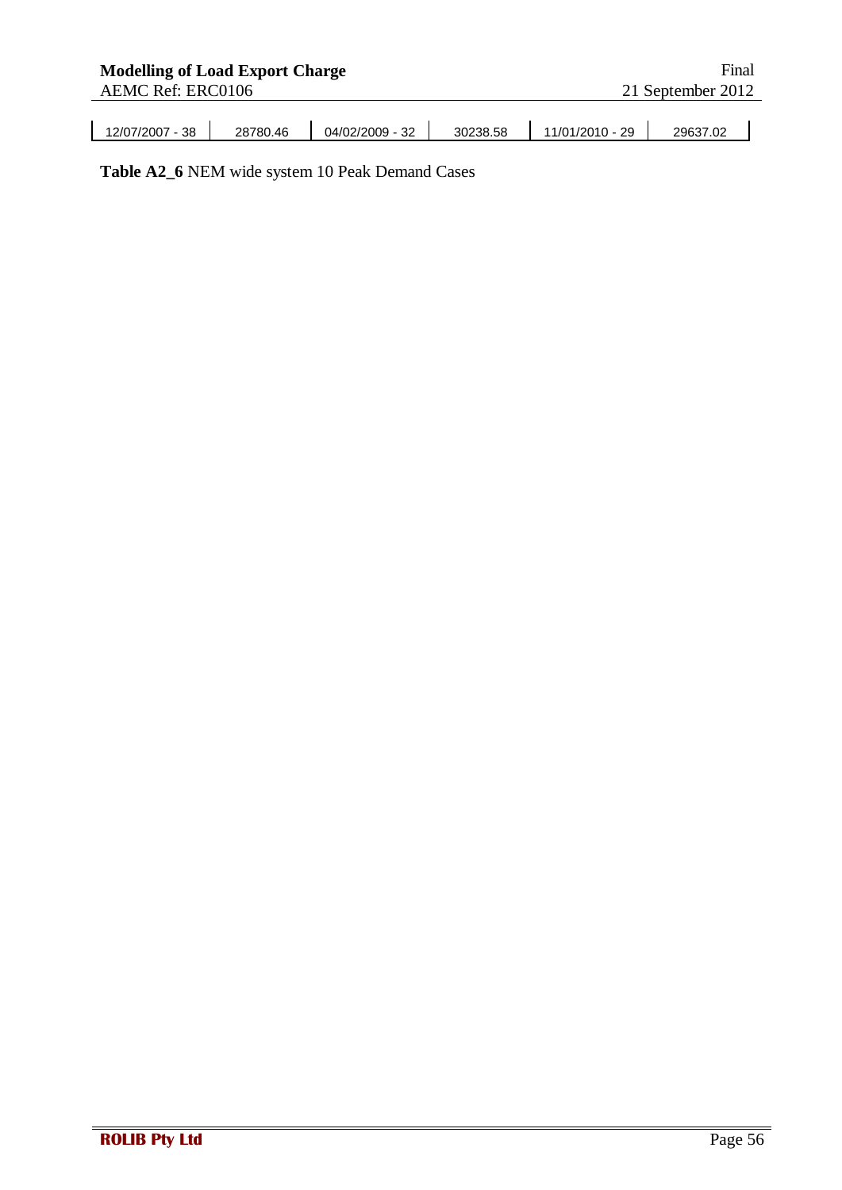| | | | | | |
|---|---|---|---|---|---|
| 12/07/2007 - 38 | 28780.46 | 04/02/2009 - 32 | 30238.58 | 11/01/2010 - 29 | 29637.02 |

**Table A2_6** NEM wide system 10 Peak Demand Cases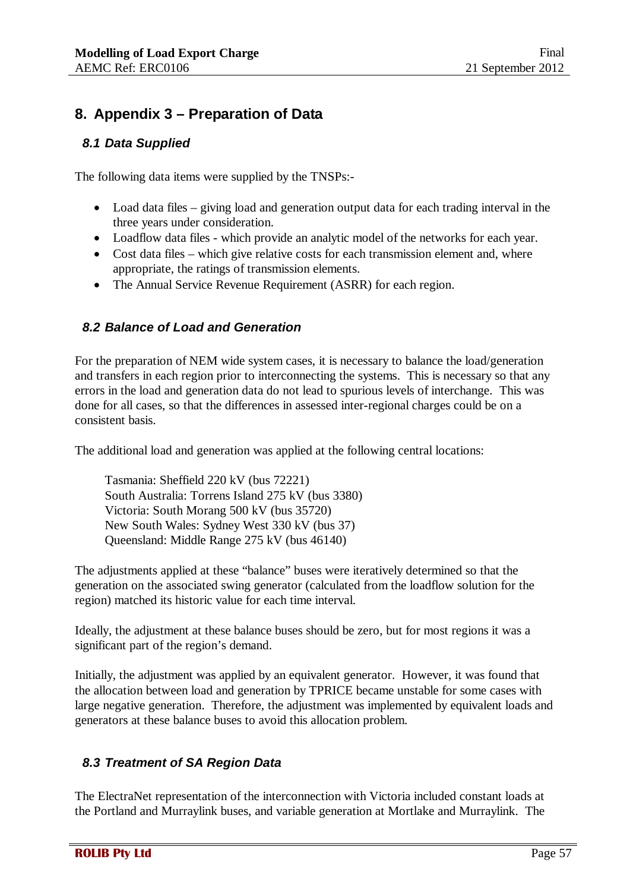# 8. Appendix 3 – Preparation of Data

## 8.1 Data Supplied

The following data items were supplied by the TNSPs:-

- Load data files – giving load and generation output data for each trading interval in the three years under consideration.
- Loadflow data files - which provide an analytic model of the networks for each year.
- Cost data files – which give relative costs for each transmission element and, where appropriate, the ratings of transmission elements.
- The Annual Service Revenue Requirement (ASRR) for each region.

## 8.2 Balance of Load and Generation

For the preparation of NEM wide system cases, it is necessary to balance the load/generation and transfers in each region prior to interconnecting the systems. This is necessary so that any errors in the load and generation data do not lead to spurious levels of interchange. This was done for all cases, so that the differences in assessed inter-regional charges could be on a consistent basis.

The additional load and generation was applied at the following central locations:

Tasmania: Sheffield 220 kV (bus 72221)
South Australia: Torrens Island 275 kV (bus 3380)
Victoria: South Morang 500 kV (bus 35720)
New South Wales: Sydney West 330 kV (bus 37)
Queensland: Middle Range 275 kV (bus 46140)

The adjustments applied at these "balance" buses were iteratively determined so that the generation on the associated swing generator (calculated from the loadflow solution for the region) matched its historic value for each time interval.

Ideally, the adjustment at these balance buses should be zero, but for most regions it was a significant part of the region's demand.

Initially, the adjustment was applied by an equivalent generator. However, it was found that the allocation between load and generation by TPRICE became unstable for some cases with large negative generation. Therefore, the adjustment was implemented by equivalent loads and generators at these balance buses to avoid this allocation problem.

## 8.3 Treatment of SA Region Data

The ElectraNet representation of the interconnection with Victoria included constant loads at the Portland and Murraylink buses, and variable generation at Mortlake and Murraylink. The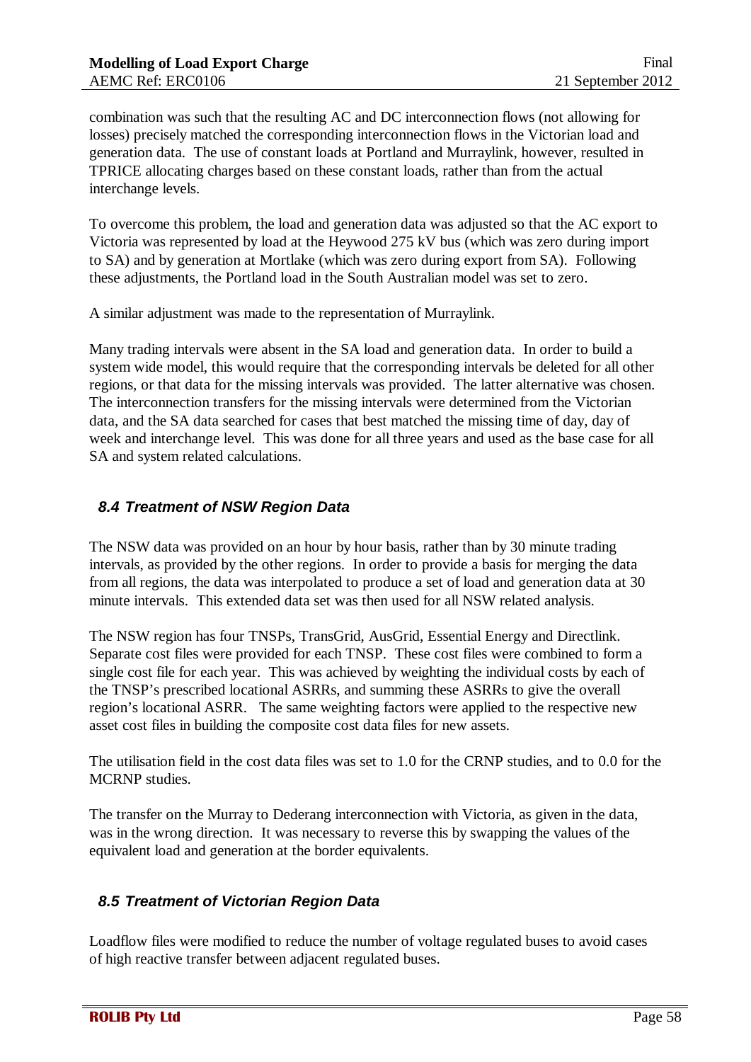combination was such that the resulting AC and DC interconnection flows (not allowing for losses) precisely matched the corresponding interconnection flows in the Victorian load and generation data. The use of constant loads at Portland and Murraylink, however, resulted in TPRICE allocating charges based on these constant loads, rather than from the actual interchange levels.

To overcome this problem, the load and generation data was adjusted so that the AC export to Victoria was represented by load at the Heywood 275 kV bus (which was zero during import to SA) and by generation at Mortlake (which was zero during export from SA). Following these adjustments, the Portland load in the South Australian model was set to zero.

A similar adjustment was made to the representation of Murraylink.

Many trading intervals were absent in the SA load and generation data. In order to build a system wide model, this would require that the corresponding intervals be deleted for all other regions, or that data for the missing intervals was provided. The latter alternative was chosen. The interconnection transfers for the missing intervals were determined from the Victorian data, and the SA data searched for cases that best matched the missing time of day, day of week and interchange level. This was done for all three years and used as the base case for all SA and system related calculations.

### *8.4 Treatment of NSW Region Data*

The NSW data was provided on an hour by hour basis, rather than by 30 minute trading intervals, as provided by the other regions. In order to provide a basis for merging the data from all regions, the data was interpolated to produce a set of load and generation data at 30 minute intervals. This extended data set was then used for all NSW related analysis.

The NSW region has four TNSPs, TransGrid, AusGrid, Essential Energy and Directlink. Separate cost files were provided for each TNSP. These cost files were combined to form a single cost file for each year. This was achieved by weighting the individual costs by each of the TNSP's prescribed locational ASRRs, and summing these ASRRs to give the overall region's locational ASRR. The same weighting factors were applied to the respective new asset cost files in building the composite cost data files for new assets.

The utilisation field in the cost data files was set to 1.0 for the CRNP studies, and to 0.0 for the MCRNP studies.

The transfer on the Murray to Dederang interconnection with Victoria, as given in the data, was in the wrong direction. It was necessary to reverse this by swapping the values of the equivalent load and generation at the border equivalents.

### *8.5 Treatment of Victorian Region Data*

Loadflow files were modified to reduce the number of voltage regulated buses to avoid cases of high reactive transfer between adjacent regulated buses.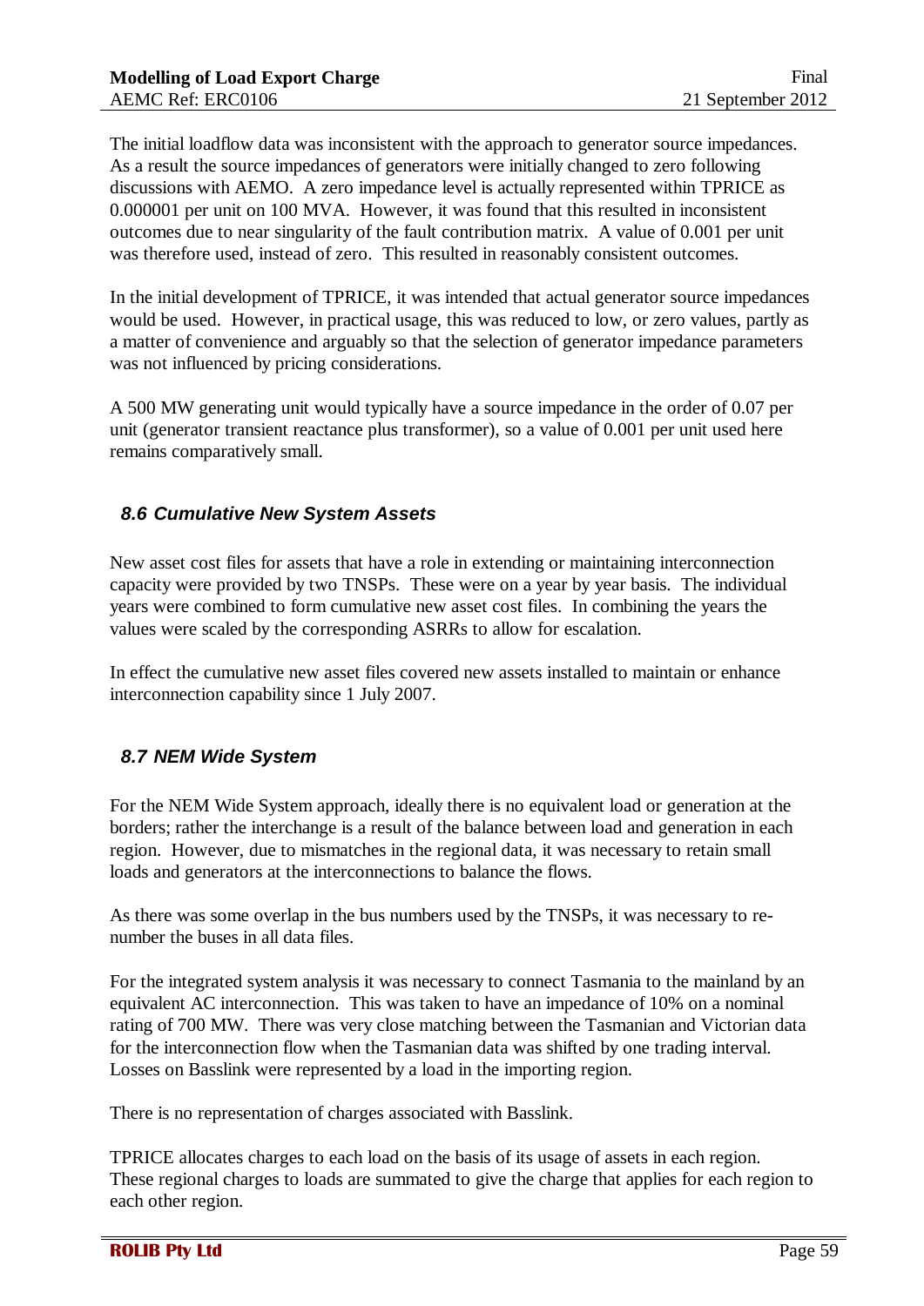The initial loadflow data was inconsistent with the approach to generator source impedances. As a result the source impedances of generators were initially changed to zero following discussions with AEMO. A zero impedance level is actually represented within TPRICE as 0.000001 per unit on 100 MVA. However, it was found that this resulted in inconsistent outcomes due to near singularity of the fault contribution matrix. A value of 0.001 per unit was therefore used, instead of zero. This resulted in reasonably consistent outcomes.

In the initial development of TPRICE, it was intended that actual generator source impedances would be used. However, in practical usage, this was reduced to low, or zero values, partly as a matter of convenience and arguably so that the selection of generator impedance parameters was not influenced by pricing considerations.

A 500 MW generating unit would typically have a source impedance in the order of 0.07 per unit (generator transient reactance plus transformer), so a value of 0.001 per unit used here remains comparatively small.

### *8.6 Cumulative New System Assets*

New asset cost files for assets that have a role in extending or maintaining interconnection capacity were provided by two TNSPs. These were on a year by year basis. The individual years were combined to form cumulative new asset cost files. In combining the years the values were scaled by the corresponding ASRRs to allow for escalation.

In effect the cumulative new asset files covered new assets installed to maintain or enhance interconnection capability since 1 July 2007.

### *8.7 NEM Wide System*

For the NEM Wide System approach, ideally there is no equivalent load or generation at the borders; rather the interchange is a result of the balance between load and generation in each region. However, due to mismatches in the regional data, it was necessary to retain small loads and generators at the interconnections to balance the flows.

As there was some overlap in the bus numbers used by the TNSPs, it was necessary to re-number the buses in all data files.

For the integrated system analysis it was necessary to connect Tasmania to the mainland by an equivalent AC interconnection. This was taken to have an impedance of 10% on a nominal rating of 700 MW. There was very close matching between the Tasmanian and Victorian data for the interconnection flow when the Tasmanian data was shifted by one trading interval. Losses on Basslink were represented by a load in the importing region.

There is no representation of charges associated with Basslink.

TPRICE allocates charges to each load on the basis of its usage of assets in each region. These regional charges to loads are summated to give the charge that applies for each region to each other region.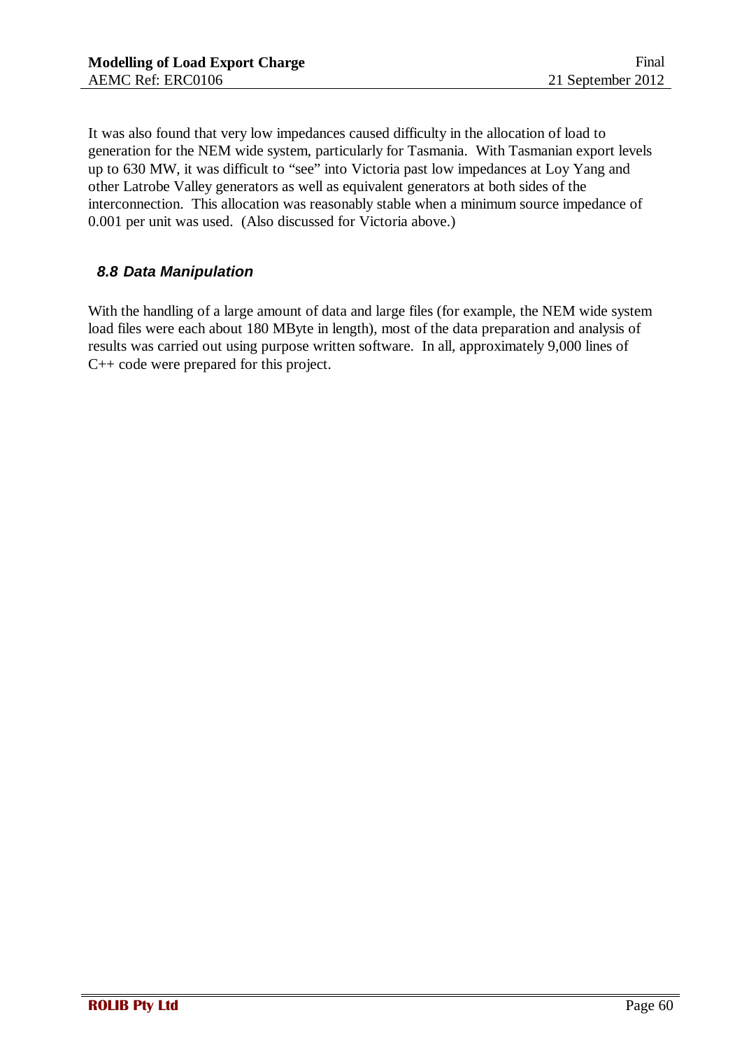It was also found that very low impedances caused difficulty in the allocation of load to generation for the NEM wide system, particularly for Tasmania. With Tasmanian export levels up to 630 MW, it was difficult to "see" into Victoria past low impedances at Loy Yang and other Latrobe Valley generators as well as equivalent generators at both sides of the interconnection. This allocation was reasonably stable when a minimum source impedance of 0.001 per unit was used. (Also discussed for Victoria above.)

### *8.8 Data Manipulation*

With the handling of a large amount of data and large files (for example, the NEM wide system load files were each about 180 MByte in length), most of the data preparation and analysis of results was carried out using purpose written software. In all, approximately 9,000 lines of C++ code were prepared for this project.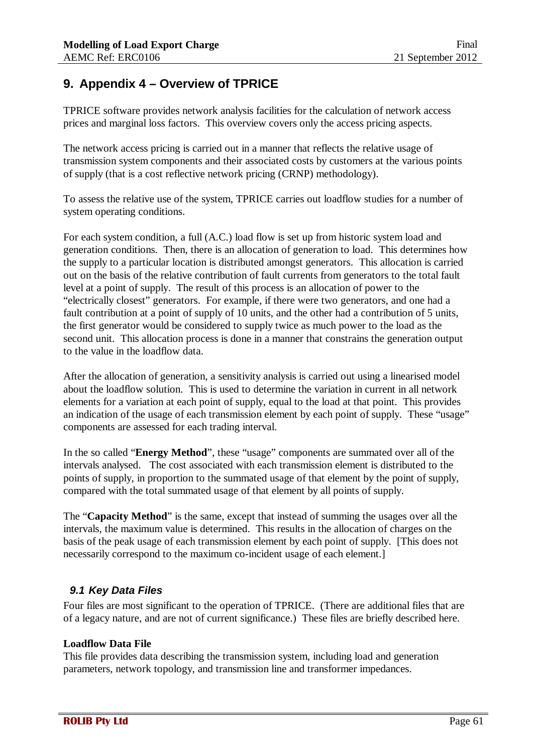# 9. Appendix 4 – Overview of TPRICE

TPRICE software provides network analysis facilities for the calculation of network access prices and marginal loss factors. This overview covers only the access pricing aspects.

The network access pricing is carried out in a manner that reflects the relative usage of transmission system components and their associated costs by customers at the various points of supply (that is a cost reflective network pricing (CRNP) methodology).

To assess the relative use of the system, TPRICE carries out loadflow studies for a number of system operating conditions.

For each system condition, a full (A.C.) load flow is set up from historic system load and generation conditions. Then, there is an allocation of generation to load. This determines how the supply to a particular location is distributed amongst generators. This allocation is carried out on the basis of the relative contribution of fault currents from generators to the total fault level at a point of supply. The result of this process is an allocation of power to the "electrically closest" generators. For example, if there were two generators, and one had a fault contribution at a point of supply of 10 units, and the other had a contribution of 5 units, the first generator would be considered to supply twice as much power to the load as the second unit. This allocation process is done in a manner that constrains the generation output to the value in the loadflow data.

After the allocation of generation, a sensitivity analysis is carried out using a linearised model about the loadflow solution. This is used to determine the variation in current in all network elements for a variation at each point of supply, equal to the load at that point. This provides an indication of the usage of each transmission element by each point of supply. These "usage" components are assessed for each trading interval.

In the so called "**Energy Method**", these "usage" components are summated over all of the intervals analysed. The cost associated with each transmission element is distributed to the points of supply, in proportion to the summated usage of that element by the point of supply, compared with the total summated usage of that element by all points of supply.

The "**Capacity Method**" is the same, except that instead of summing the usages over all the intervals, the maximum value is determined. This results in the allocation of charges on the basis of the peak usage of each transmission element by each point of supply. [This does not necessarily correspond to the maximum co-incident usage of each element.]

## *9.1 Key Data Files*

Four files are most significant to the operation of TPRICE. (There are additional files that are of a legacy nature, and are not of current significance.) These files are briefly described here.

**Loadflow Data File**

This file provides data describing the transmission system, including load and generation parameters, network topology, and transmission line and transformer impedances.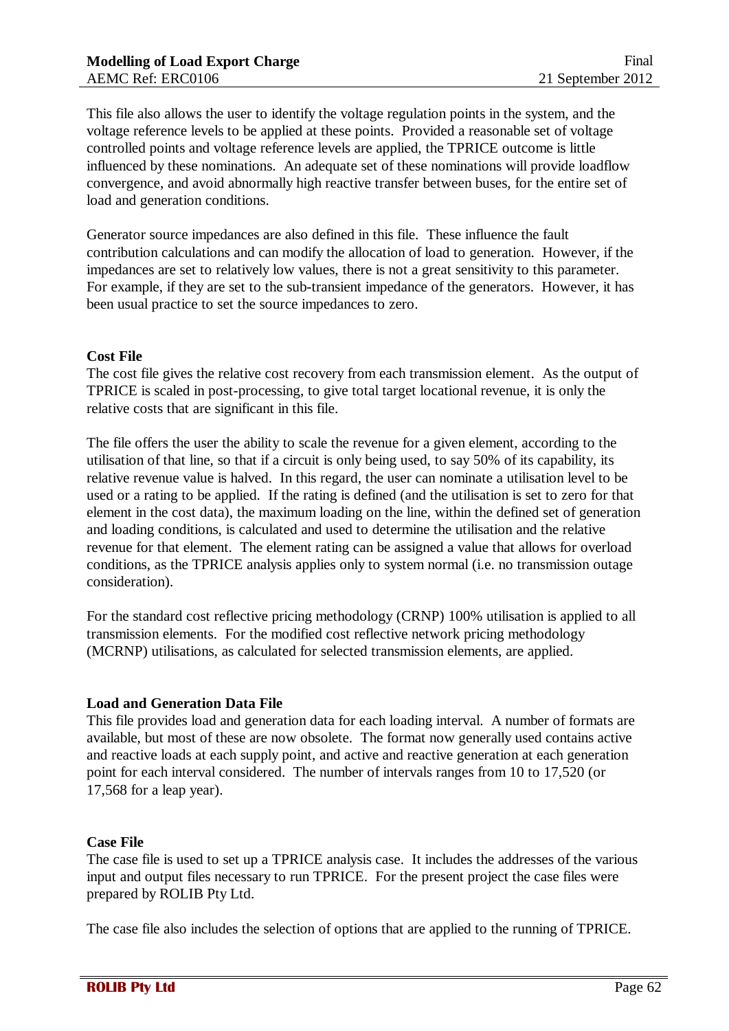This file also allows the user to identify the voltage regulation points in the system, and the voltage reference levels to be applied at these points. Provided a reasonable set of voltage controlled points and voltage reference levels are applied, the TPRICE outcome is little influenced by these nominations. An adequate set of these nominations will provide loadflow convergence, and avoid abnormally high reactive transfer between buses, for the entire set of load and generation conditions.

Generator source impedances are also defined in this file. These influence the fault contribution calculations and can modify the allocation of load to generation. However, if the impedances are set to relatively low values, there is not a great sensitivity to this parameter. For example, if they are set to the sub-transient impedance of the generators. However, it has been usual practice to set the source impedances to zero.

**Cost File**

The cost file gives the relative cost recovery from each transmission element. As the output of TPRICE is scaled in post-processing, to give total target locational revenue, it is only the relative costs that are significant in this file.

The file offers the user the ability to scale the revenue for a given element, according to the utilisation of that line, so that if a circuit is only being used, to say 50% of its capability, its relative revenue value is halved. In this regard, the user can nominate a utilisation level to be used or a rating to be applied. If the rating is defined (and the utilisation is set to zero for that element in the cost data), the maximum loading on the line, within the defined set of generation and loading conditions, is calculated and used to determine the utilisation and the relative revenue for that element. The element rating can be assigned a value that allows for overload conditions, as the TPRICE analysis applies only to system normal (i.e. no transmission outage consideration).

For the standard cost reflective pricing methodology (CRNP) 100% utilisation is applied to all transmission elements. For the modified cost reflective network pricing methodology (MCRNP) utilisations, as calculated for selected transmission elements, are applied.

**Load and Generation Data File**

This file provides load and generation data for each loading interval. A number of formats are available, but most of these are now obsolete. The format now generally used contains active and reactive loads at each supply point, and active and reactive generation at each generation point for each interval considered. The number of intervals ranges from 10 to 17,520 (or 17,568 for a leap year).

**Case File**

The case file is used to set up a TPRICE analysis case. It includes the addresses of the various input and output files necessary to run TPRICE. For the present project the case files were prepared by ROLIB Pty Ltd.

The case file also includes the selection of options that are applied to the running of TPRICE.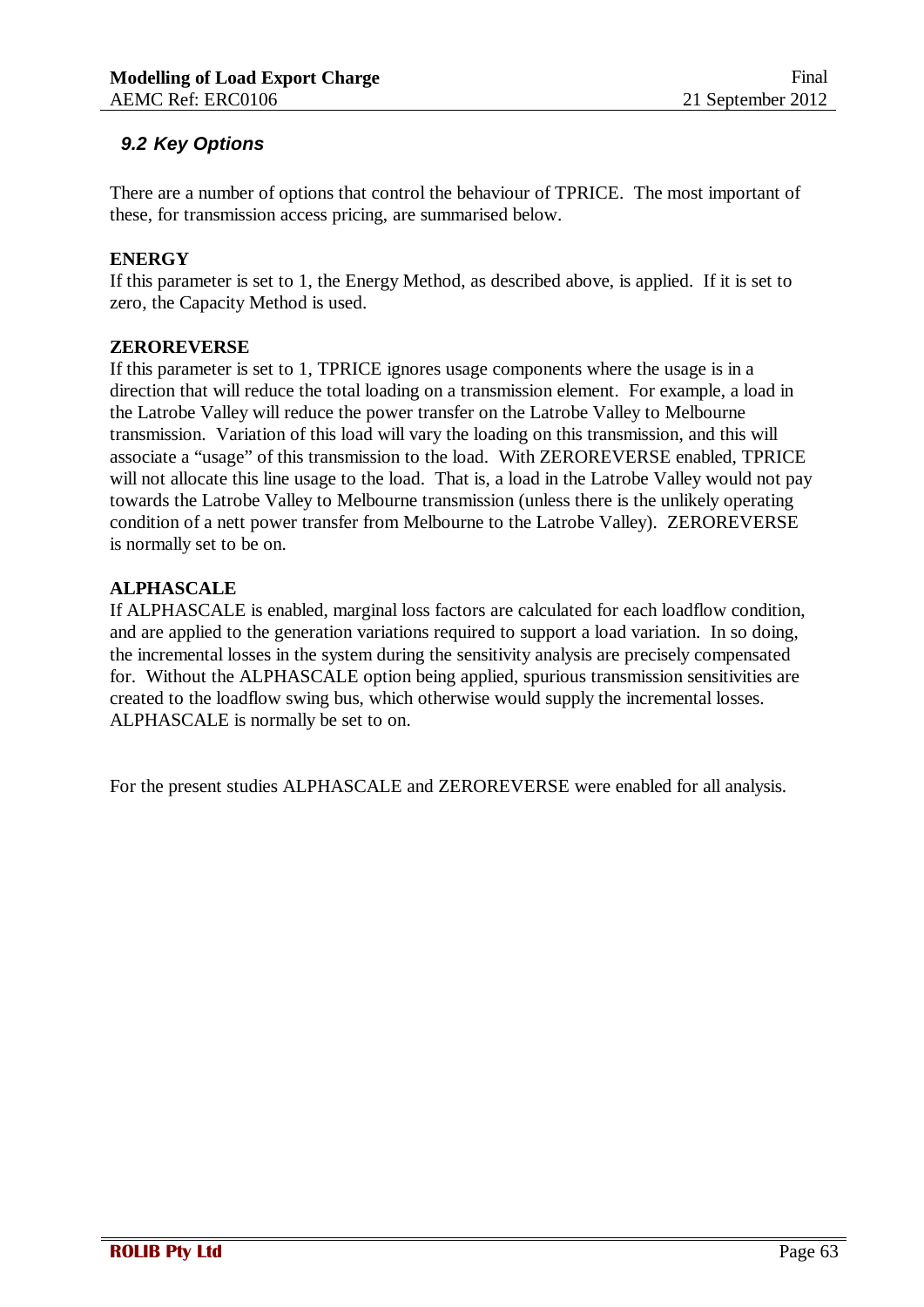## 9.2 Key Options

There are a number of options that control the behaviour of TPRICE. The most important of these, for transmission access pricing, are summarised below.

**ENERGY**

If this parameter is set to 1, the Energy Method, as described above, is applied. If it is set to zero, the Capacity Method is used.

**ZEROREVERSE**

If this parameter is set to 1, TPRICE ignores usage components where the usage is in a direction that will reduce the total loading on a transmission element. For example, a load in the Latrobe Valley will reduce the power transfer on the Latrobe Valley to Melbourne transmission. Variation of this load will vary the loading on this transmission, and this will associate a "usage" of this transmission to the load. With ZEROREVERSE enabled, TPRICE will not allocate this line usage to the load. That is, a load in the Latrobe Valley would not pay towards the Latrobe Valley to Melbourne transmission (unless there is the unlikely operating condition of a nett power transfer from Melbourne to the Latrobe Valley). ZEROREVERSE is normally set to be on.

**ALPHASCALE**

If ALPHASCALE is enabled, marginal loss factors are calculated for each loadflow condition, and are applied to the generation variations required to support a load variation. In so doing, the incremental losses in the system during the sensitivity analysis are precisely compensated for. Without the ALPHASCALE option being applied, spurious transmission sensitivities are created to the loadflow swing bus, which otherwise would supply the incremental losses. ALPHASCALE is normally be set to on.

For the present studies ALPHASCALE and ZEROREVERSE were enabled for all analysis.